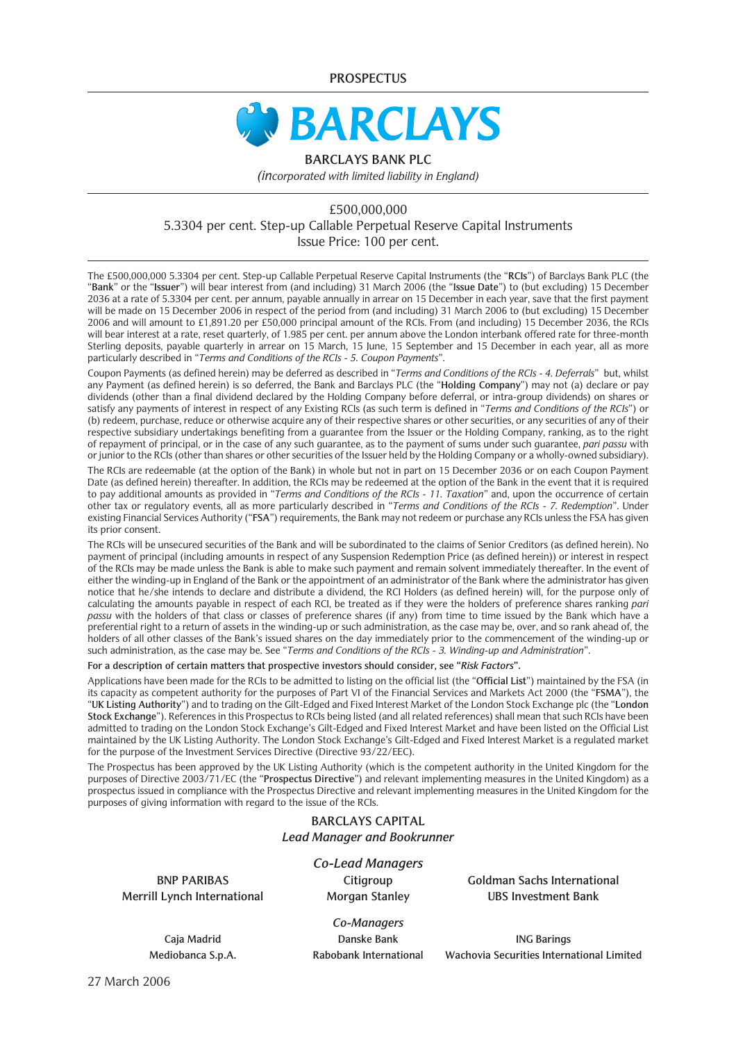PROSPECTUS

# BARCLAYS

## BARCLAYS BANK PLC

*(incorporated with limited liability in England)*

£500,000,000

5.3304 per cent. Step-up Callable Perpetual Reserve Capital Instruments

Issue Price: 100 per cent.

The £500,000,000 5.3304 per cent. Step-up Callable Perpetual Reserve Capital Instruments (the "**RCIs**") of Barclays Bank PLC (the "**Bank**" or the "**Issuer**") will bear interest from (and including) 31 March 2006 (the "**Issue Date**") to (but excluding) 15 December 2036 at a rate of 5.3304 per cent. per annum, payable annually in arrear on 15 December in each year, save that the first payment will be made on 15 December 2006 in respect of the period from (and including) 31 March 2006 to (but excluding) 15 December 2006 and will amount to £1,891.20 per £50,000 principal amount of the RCIs. From (and including) 15 December 2036, the RCIs will bear interest at a rate, reset quarterly, of 1.985 per cent. per annum above the London interbank offered rate for three-month Sterling deposits, payable quarterly in arrear on 15 March, 15 June, 15 September and 15 December in each year, all as more particularly described in "*Terms and Conditions of the RCIs - 5. Coupon Payments*".

Coupon Payments (as defined herein) may be deferred as described in "*Terms and Conditions of the RCIs - 4. Deferrals*" but, whilst any Payment (as defined herein) is so deferred, the Bank and Barclays PLC (the "**Holding Company**") may not (a) declare or pay dividends (other than a final dividend declared by the Holding Company before deferral, or intra-group dividends) on shares or satisfy any payments of interest in respect of any Existing RCIs (as such term is defined in "*Terms and Conditions of the RCIs*") or (b) redeem, purchase, reduce or otherwise acquire any of their respective shares or other securities, or any securities of any of their respective subsidiary undertakings benefiting from a guarantee from the Issuer or the Holding Company, ranking, as to the right of repayment of principal, or in the case of any such guarantee, as to the payment of sums under such guarantee, *pari passu* with or junior to the RCIs (other than shares or other securities of the Issuer held by the Holding Company or a wholly-owned subsidiary).

The RCIs are redeemable (at the option of the Bank) in whole but not in part on 15 December 2036 or on each Coupon Payment Date (as defined herein) thereafter. In addition, the RCIs may be redeemed at the option of the Bank in the event that it is required to pay additional amounts as provided in "*Terms and Conditions of the RCIs - 11. Taxation*" and, upon the occurrence of certain other tax or regulatory events, all as more particularly described in "*Terms and Conditions of the RCIs - 7. Redemption*". Under existing Financial Services Authority ("**FSA**") requirements, the Bank may not redeem or purchase any RCIs unless the FSA has given its prior consent.

The RCIs will be unsecured securities of the Bank and will be subordinated to the claims of Senior Creditors (as defined herein). No payment of principal (including amounts in respect of any Suspension Redemption Price (as defined herein)) or interest in respect of the RCIs may be made unless the Bank is able to make such payment and remain solvent immediately thereafter. In the event of either the winding-up in England of the Bank or the appointment of an administrator of the Bank where the administrator has given notice that he/she intends to declare and distribute a dividend, the RCI Holders (as defined herein) will, for the purpose only of calculating the amounts payable in respect of each RCI, be treated as if they were the holders of preference shares ranking *pari passu* with the holders of that class or classes of preference shares (if any) from time to time issued by the Bank which have a preferential right to a return of assets in the winding-up or such administration, as the case may be, over, and so rank ahead of, the holders of all other classes of the Bank's issued shares on the day immediately prior to the commencement of the winding-up or such administration, as the case may be. See "*Terms and Conditions of the RCIs - 3. Winding-up and Administration*".

**For a description of certain matters that prospective investors should consider, see "*Risk Factors*".**

Applications have been made for the RCIs to be admitted to listing on the official list (the "**Official List**") maintained by the FSA (in its capacity as competent authority for the purposes of Part VI of the Financial Services and Markets Act 2000 (the "**FSMA**"), the "**UK Listing Authority**") and to trading on the Gilt-Edged and Fixed Interest Market of the London Stock Exchange plc (the "**London Stock Exchange**"). References in this Prospectus to RCIs being listed (and all related references) shall mean that such RCIs have been admitted to trading on the London Stock Exchange's Gilt-Edged and Fixed Interest Market and have been listed on the Official List maintained by the UK Listing Authority. The London Stock Exchange's Gilt-Edged and Fixed Interest Market is a regulated market for the purpose of the Investment Services Directive (Directive 93/22/EEC).

The Prospectus has been approved by the UK Listing Authority (which is the competent authority in the United Kingdom for the purposes of Directive 2003/71/EC (the "**Prospectus Directive**") and relevant implementing measures in the United Kingdom) as a prospectus issued in compliance with the Prospectus Directive and relevant implementing measures in the United Kingdom for the purposes of giving information with regard to the issue of the RCIs.

**BARCLAYS CAPITAL**

***Lead Manager and Bookrunner***

***Co-Lead Managers***

**BNP PARIBAS** | **Citigroup** | **Goldman Sachs International**

**Merrill Lynch International** | **Morgan Stanley** | **UBS Investment Bank**

***Co-Managers***

**Caja Madrid** | **Danske Bank** | **ING Barings**

**Mediobanca S.p.A.** | **Rabobank International** | **Wachovia Securities International Limited**

27 March 2006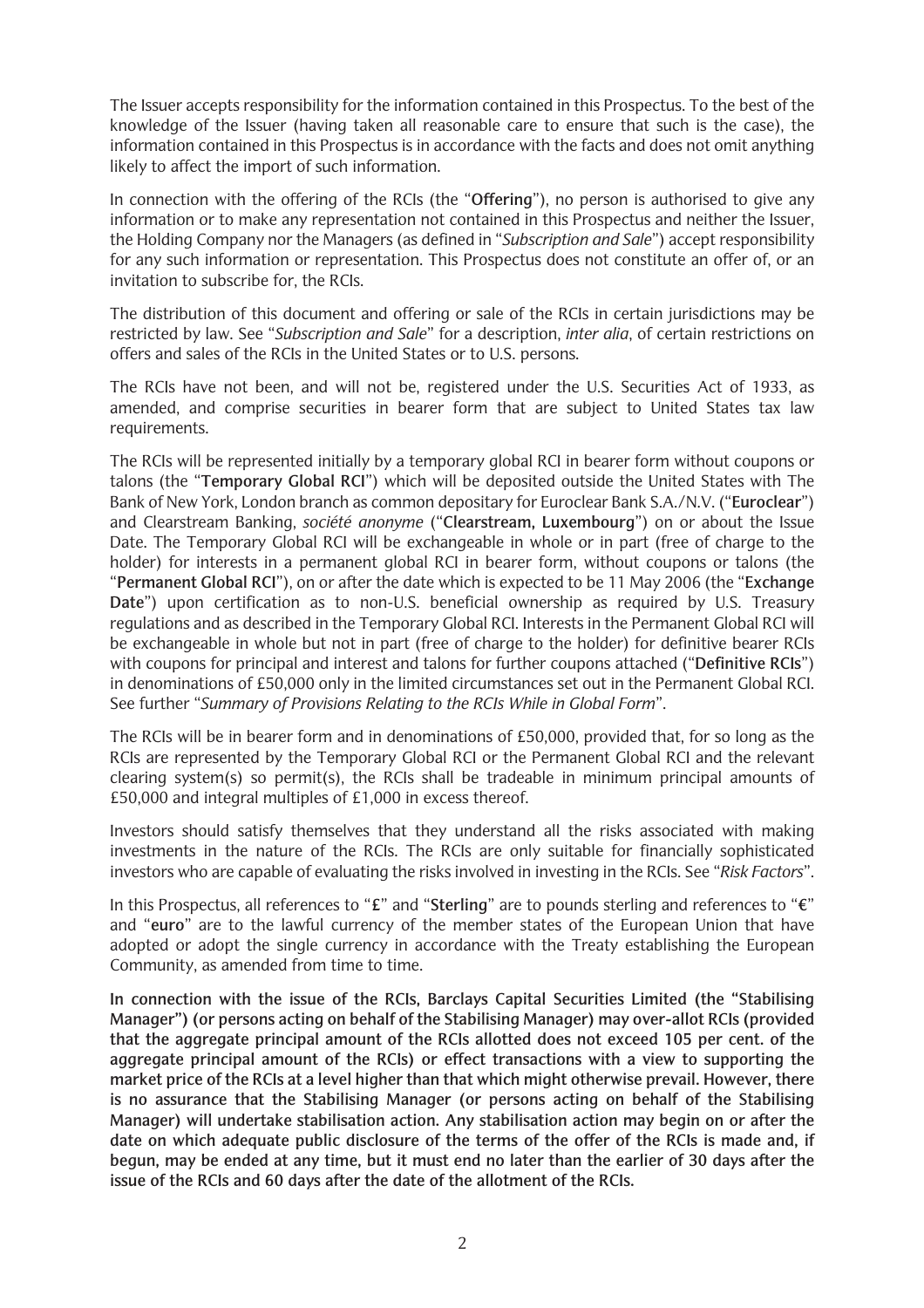The Issuer accepts responsibility for the information contained in this Prospectus. To the best of the knowledge of the Issuer (having taken all reasonable care to ensure that such is the case), the information contained in this Prospectus is in accordance with the facts and does not omit anything likely to affect the import of such information.

In connection with the offering of the RCIs (the "**Offering**"), no person is authorised to give any information or to make any representation not contained in this Prospectus and neither the Issuer, the Holding Company nor the Managers (as defined in "*Subscription and Sale*") accept responsibility for any such information or representation. This Prospectus does not constitute an offer of, or an invitation to subscribe for, the RCIs.

The distribution of this document and offering or sale of the RCIs in certain jurisdictions may be restricted by law. See "*Subscription and Sale*" for a description, *inter alia*, of certain restrictions on offers and sales of the RCIs in the United States or to U.S. persons.

The RCIs have not been, and will not be, registered under the U.S. Securities Act of 1933, as amended, and comprise securities in bearer form that are subject to United States tax law requirements.

The RCIs will be represented initially by a temporary global RCI in bearer form without coupons or talons (the "**Temporary Global RCI**") which will be deposited outside the United States with The Bank of New York, London branch as common depositary for Euroclear Bank S.A./N.V. ("**Euroclear**") and Clearstream Banking, *société anonyme* ("**Clearstream, Luxembourg**") on or about the Issue Date. The Temporary Global RCI will be exchangeable in whole or in part (free of charge to the holder) for interests in a permanent global RCI in bearer form, without coupons or talons (the "**Permanent Global RCI**"), on or after the date which is expected to be 11 May 2006 (the "**Exchange Date**") upon certification as to non-U.S. beneficial ownership as required by U.S. Treasury regulations and as described in the Temporary Global RCI. Interests in the Permanent Global RCI will be exchangeable in whole but not in part (free of charge to the holder) for definitive bearer RCIs with coupons for principal and interest and talons for further coupons attached ("**Definitive RCIs**") in denominations of £50,000 only in the limited circumstances set out in the Permanent Global RCI. See further "*Summary of Provisions Relating to the RCIs While in Global Form*".

The RCIs will be in bearer form and in denominations of £50,000, provided that, for so long as the RCIs are represented by the Temporary Global RCI or the Permanent Global RCI and the relevant clearing system(s) so permit(s), the RCIs shall be tradeable in minimum principal amounts of £50,000 and integral multiples of £1,000 in excess thereof.

Investors should satisfy themselves that they understand all the risks associated with making investments in the nature of the RCIs. The RCIs are only suitable for financially sophisticated investors who are capable of evaluating the risks involved in investing in the RCIs. See "*Risk Factors*".

In this Prospectus, all references to "**£**" and "**Sterling**" are to pounds sterling and references to "**€**" and "**euro**" are to the lawful currency of the member states of the European Union that have adopted or adopt the single currency in accordance with the Treaty establishing the European Community, as amended from time to time.

**In connection with the issue of the RCIs, Barclays Capital Securities Limited (the "Stabilising Manager") (or persons acting on behalf of the Stabilising Manager) may over-allot RCIs (provided that the aggregate principal amount of the RCIs allotted does not exceed 105 per cent. of the aggregate principal amount of the RCIs) or effect transactions with a view to supporting the market price of the RCIs at a level higher than that which might otherwise prevail. However, there is no assurance that the Stabilising Manager (or persons acting on behalf of the Stabilising Manager) will undertake stabilisation action. Any stabilisation action may begin on or after the date on which adequate public disclosure of the terms of the offer of the RCIs is made and, if begun, may be ended at any time, but it must end no later than the earlier of 30 days after the issue of the RCIs and 60 days after the date of the allotment of the RCIs.**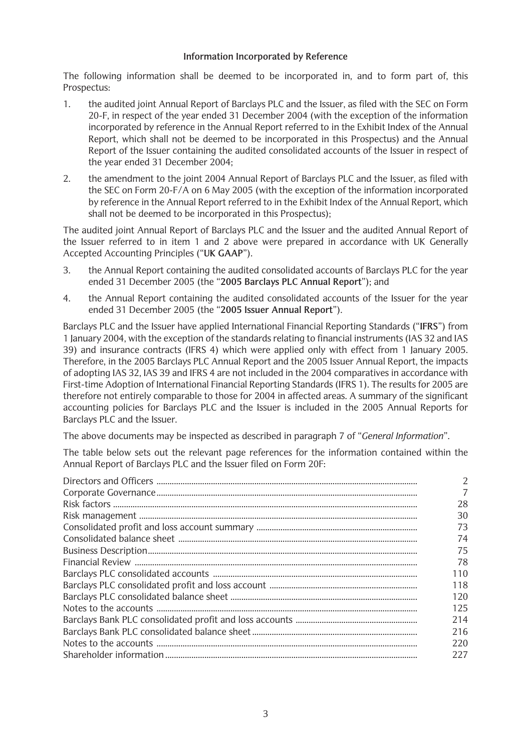## Information Incorporated by Reference

The following information shall be deemed to be incorporated in, and to form part of, this Prospectus:

1. the audited joint Annual Report of Barclays PLC and the Issuer, as filed with the SEC on Form 20-F, in respect of the year ended 31 December 2004 (with the exception of the information incorporated by reference in the Annual Report referred to in the Exhibit Index of the Annual Report, which shall not be deemed to be incorporated in this Prospectus) and the Annual Report of the Issuer containing the audited consolidated accounts of the Issuer in respect of the year ended 31 December 2004;

2. the amendment to the joint 2004 Annual Report of Barclays PLC and the Issuer, as filed with the SEC on Form 20-F/A on 6 May 2005 (with the exception of the information incorporated by reference in the Annual Report referred to in the Exhibit Index of the Annual Report, which shall not be deemed to be incorporated in this Prospectus);

The audited joint Annual Report of Barclays PLC and the Issuer and the audited Annual Report of the Issuer referred to in item 1 and 2 above were prepared in accordance with UK Generally Accepted Accounting Principles ("**UK GAAP**").

3. the Annual Report containing the audited consolidated accounts of Barclays PLC for the year ended 31 December 2005 (the "**2005 Barclays PLC Annual Report**"); and

4. the Annual Report containing the audited consolidated accounts of the Issuer for the year ended 31 December 2005 (the "**2005 Issuer Annual Report**").

Barclays PLC and the Issuer have applied International Financial Reporting Standards ("**IFRS**") from 1 January 2004, with the exception of the standards relating to financial instruments (IAS 32 and IAS 39) and insurance contracts (IFRS 4) which were applied only with effect from 1 January 2005. Therefore, in the 2005 Barclays PLC Annual Report and the 2005 Issuer Annual Report, the impacts of adopting IAS 32, IAS 39 and IFRS 4 are not included in the 2004 comparatives in accordance with First-time Adoption of International Financial Reporting Standards (IFRS 1). The results for 2005 are therefore not entirely comparable to those for 2004 in affected areas. A summary of the significant accounting policies for Barclays PLC and the Issuer is included in the 2005 Annual Reports for Barclays PLC and the Issuer.

The above documents may be inspected as described in paragraph 7 of "*General Information*".

The table below sets out the relevant page references for the information contained within the Annual Report of Barclays PLC and the Issuer filed on Form 20F:

| | |
|---|---|
| Directors and Officers | 2 |
| Corporate Governance | 7 |
| Risk factors | 28 |
| Risk management | 30 |
| Consolidated profit and loss account summary | 73 |
| Consolidated balance sheet | 74 |
| Business Description | 75 |
| Financial Review | 78 |
| Barclays PLC consolidated accounts | 110 |
| Barclays PLC consolidated profit and loss account | 118 |
| Barclays PLC consolidated balance sheet | 120 |
| Notes to the accounts | 125 |
| Barclays Bank PLC consolidated profit and loss accounts | 214 |
| Barclays Bank PLC consolidated balance sheet | 216 |
| Notes to the accounts | 220 |
| Shareholder information | 227 |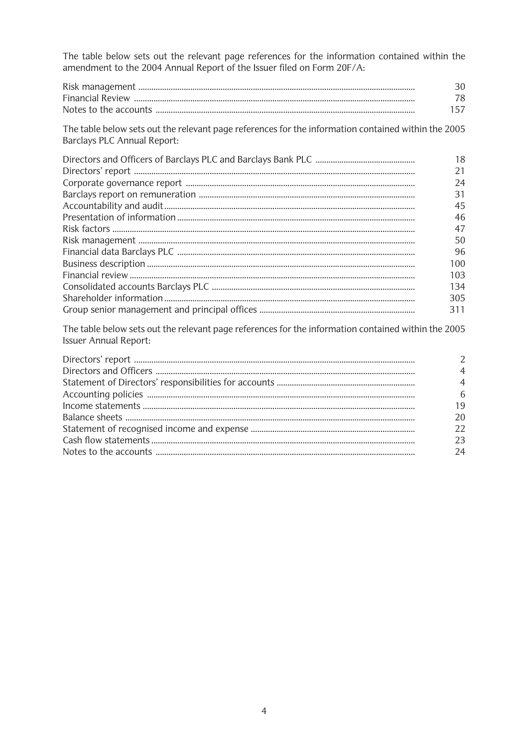The table below sets out the relevant page references for the information contained within the amendment to the 2004 Annual Report of the Issuer filed on Form 20F/A:

| | |
|---|---|
| Risk management | 30 |
| Financial Review | 78 |
| Notes to the accounts | 157 |

The table below sets out the relevant page references for the information contained within the 2005 Barclays PLC Annual Report:

| | |
|---|---|
| Directors and Officers of Barclays PLC and Barclays Bank PLC | 18 |
| Directors' report | 21 |
| Corporate governance report | 24 |
| Barclays report on remuneration | 31 |
| Accountability and audit | 45 |
| Presentation of information | 46 |
| Risk factors | 47 |
| Risk management | 50 |
| Financial data Barclays PLC | 96 |
| Business description | 100 |
| Financial review | 103 |
| Consolidated accounts Barclays PLC | 134 |
| Shareholder information | 305 |
| Group senior management and principal offices | 311 |

The table below sets out the relevant page references for the information contained within the 2005 Issuer Annual Report:

| | |
|---|---|
| Directors' report | 2 |
| Directors and Officers | 4 |
| Statement of Directors' responsibilities for accounts | 4 |
| Accounting policies | 6 |
| Income statements | 19 |
| Balance sheets | 20 |
| Statement of recognised income and expense | 22 |
| Cash flow statements | 23 |
| Notes to the accounts | 24 |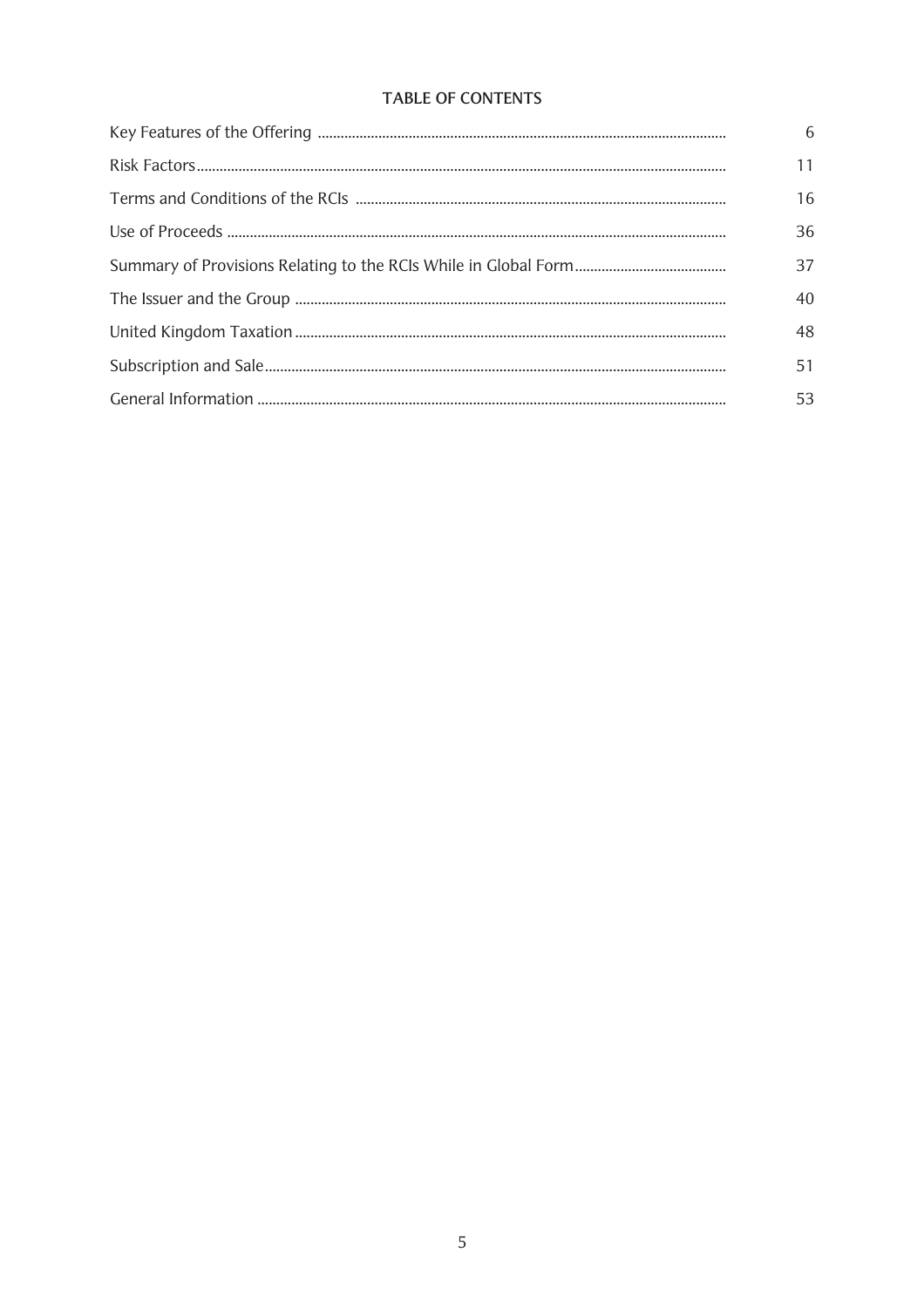## TABLE OF CONTENTS

| | |
|---|---|
| Key Features of the Offering | 6 |
| Risk Factors | 11 |
| Terms and Conditions of the RCIs | 16 |
| Use of Proceeds | 36 |
| Summary of Provisions Relating to the RCIs While in Global Form | 37 |
| The Issuer and the Group | 40 |
| United Kingdom Taxation | 48 |
| Subscription and Sale | 51 |
| General Information | 53 |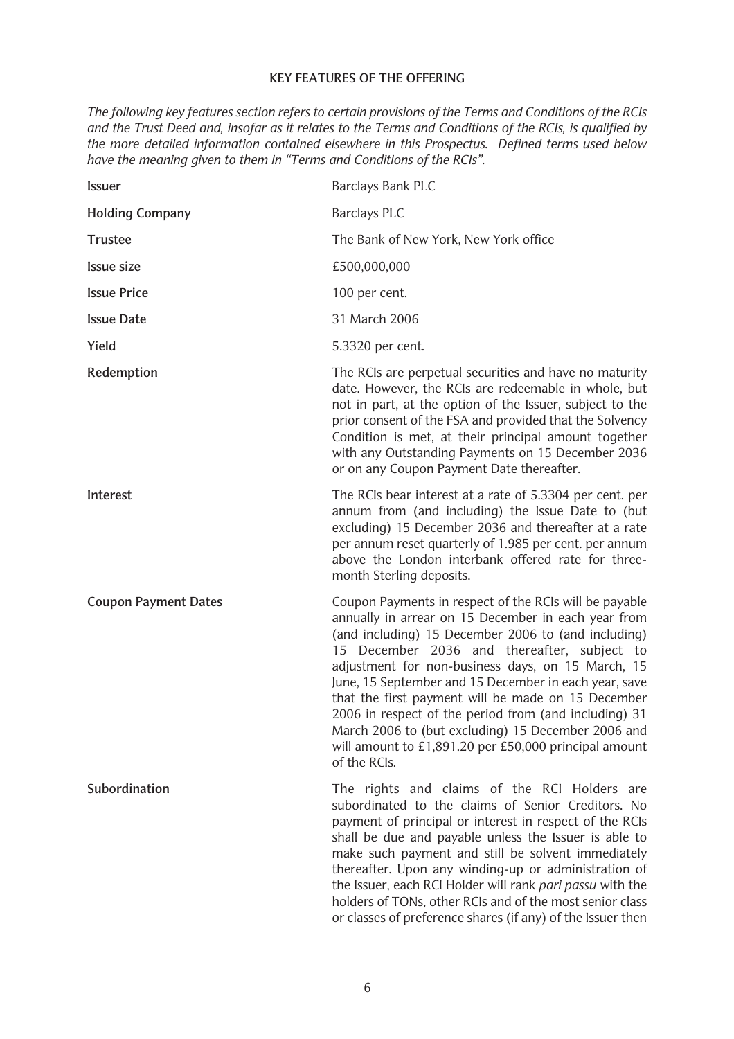## KEY FEATURES OF THE OFFERING

*The following key features section refers to certain provisions of the Terms and Conditions of the RCIs and the Trust Deed and, insofar as it relates to the Terms and Conditions of the RCIs, is qualified by the more detailed information contained elsewhere in this Prospectus. Defined terms used below have the meaning given to them in "Terms and Conditions of the RCIs".*

| | |
|---|---|
| **Issuer** | Barclays Bank PLC |
| **Holding Company** | Barclays PLC |
| **Trustee** | The Bank of New York, New York office |
| **Issue size** | £500,000,000 |
| **Issue Price** | 100 per cent. |
| **Issue Date** | 31 March 2006 |
| **Yield** | 5.3320 per cent. |
| **Redemption** | The RCIs are perpetual securities and have no maturity date. However, the RCIs are redeemable in whole, but not in part, at the option of the Issuer, subject to the prior consent of the FSA and provided that the Solvency Condition is met, at their principal amount together with any Outstanding Payments on 15 December 2036 or on any Coupon Payment Date thereafter. |
| **Interest** | The RCIs bear interest at a rate of 5.3304 per cent. per annum from (and including) the Issue Date to (but excluding) 15 December 2036 and thereafter at a rate per annum reset quarterly of 1.985 per cent. per annum above the London interbank offered rate for three-month Sterling deposits. |
| **Coupon Payment Dates** | Coupon Payments in respect of the RCIs will be payable annually in arrear on 15 December in each year from (and including) 15 December 2006 to (and including) 15 December 2036 and thereafter, subject to adjustment for non-business days, on 15 March, 15 June, 15 September and 15 December in each year, save that the first payment will be made on 15 December 2006 in respect of the period from (and including) 31 March 2006 to (but excluding) 15 December 2006 and will amount to £1,891.20 per £50,000 principal amount of the RCIs. |
| **Subordination** | The rights and claims of the RCI Holders are subordinated to the claims of Senior Creditors. No payment of principal or interest in respect of the RCIs shall be due and payable unless the Issuer is able to make such payment and still be solvent immediately thereafter. Upon any winding-up or administration of the Issuer, each RCI Holder will rank *pari passu* with the holders of TONs, other RCIs and of the most senior class or classes of preference shares (if any) of the Issuer then |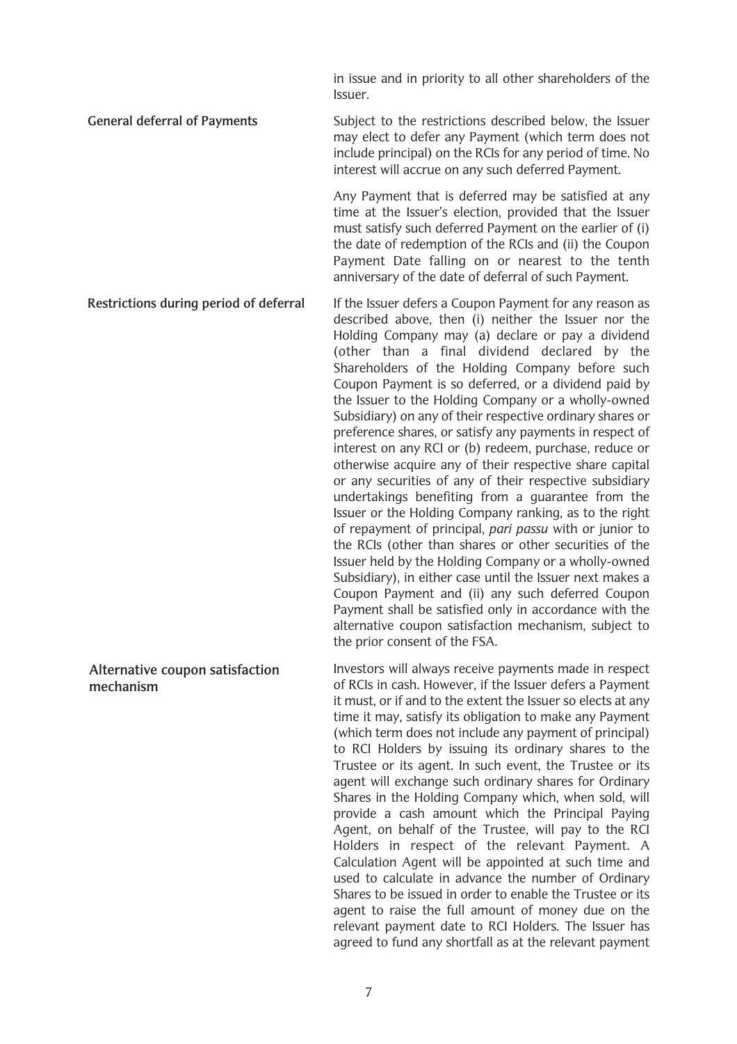in issue and in priority to all other shareholders of the Issuer.

**General deferral of Payments**

Subject to the restrictions described below, the Issuer may elect to defer any Payment (which term does not include principal) on the RCIs for any period of time. No interest will accrue on any such deferred Payment.

Any Payment that is deferred may be satisfied at any time at the Issuer's election, provided that the Issuer must satisfy such deferred Payment on the earlier of (i) the date of redemption of the RCIs and (ii) the Coupon Payment Date falling on or nearest to the tenth anniversary of the date of deferral of such Payment.

**Restrictions during period of deferral**

If the Issuer defers a Coupon Payment for any reason as described above, then (i) neither the Issuer nor the Holding Company may (a) declare or pay a dividend (other than a final dividend declared by the Shareholders of the Holding Company before such Coupon Payment is so deferred, or a dividend paid by the Issuer to the Holding Company or a wholly-owned Subsidiary) on any of their respective ordinary shares or preference shares, or satisfy any payments in respect of interest on any RCI or (b) redeem, purchase, reduce or otherwise acquire any of their respective share capital or any securities of any of their respective subsidiary undertakings benefiting from a guarantee from the Issuer or the Holding Company ranking, as to the right of repayment of principal, *pari passu* with or junior to the RCIs (other than shares or other securities of the Issuer held by the Holding Company or a wholly-owned Subsidiary), in either case until the Issuer next makes a Coupon Payment and (ii) any such deferred Coupon Payment shall be satisfied only in accordance with the alternative coupon satisfaction mechanism, subject to the prior consent of the FSA.

**Alternative coupon satisfaction mechanism**

Investors will always receive payments made in respect of RCIs in cash. However, if the Issuer defers a Payment it must, or if and to the extent the Issuer so elects at any time it may, satisfy its obligation to make any Payment (which term does not include any payment of principal) to RCI Holders by issuing its ordinary shares to the Trustee or its agent. In such event, the Trustee or its agent will exchange such ordinary shares for Ordinary Shares in the Holding Company which, when sold, will provide a cash amount which the Principal Paying Agent, on behalf of the Trustee, will pay to the RCI Holders in respect of the relevant Payment. A Calculation Agent will be appointed at such time and used to calculate in advance the number of Ordinary Shares to be issued in order to enable the Trustee or its agent to raise the full amount of money due on the relevant payment date to RCI Holders. The Issuer has agreed to fund any shortfall as at the relevant payment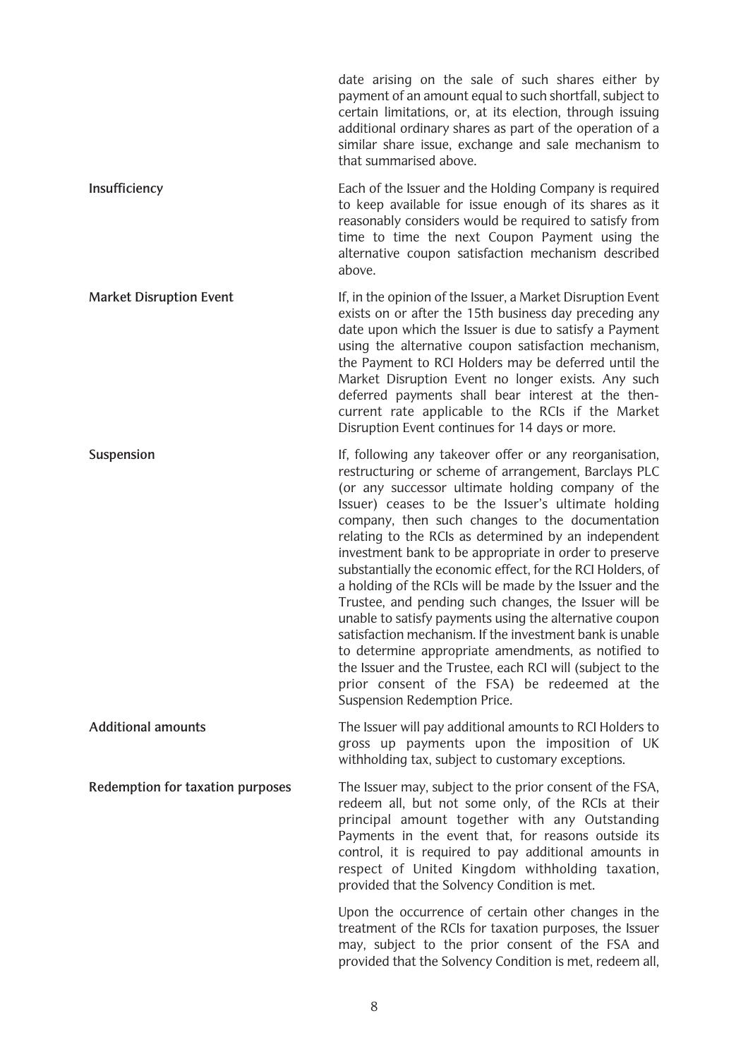date arising on the sale of such shares either by payment of an amount equal to such shortfall, subject to certain limitations, or, at its election, through issuing additional ordinary shares as part of the operation of a similar share issue, exchange and sale mechanism to that summarised above.

| | |
|---|---|
| Insufficiency | Each of the Issuer and the Holding Company is required to keep available for issue enough of its shares as it reasonably considers would be required to satisfy from time to time the next Coupon Payment using the alternative coupon satisfaction mechanism described above. |
| Market Disruption Event | If, in the opinion of the Issuer, a Market Disruption Event exists on or after the 15th business day preceding any date upon which the Issuer is due to satisfy a Payment using the alternative coupon satisfaction mechanism, the Payment to RCI Holders may be deferred until the Market Disruption Event no longer exists. Any such deferred payments shall bear interest at the then-current rate applicable to the RCIs if the Market Disruption Event continues for 14 days or more. |
| Suspension | If, following any takeover offer or any reorganisation, restructuring or scheme of arrangement, Barclays PLC (or any successor ultimate holding company of the Issuer) ceases to be the Issuer's ultimate holding company, then such changes to the documentation relating to the RCIs as determined by an independent investment bank to be appropriate in order to preserve substantially the economic effect, for the RCI Holders, of a holding of the RCIs will be made by the Issuer and the Trustee, and pending such changes, the Issuer will be unable to satisfy payments using the alternative coupon satisfaction mechanism. If the investment bank is unable to determine appropriate amendments, as notified to the Issuer and the Trustee, each RCI will (subject to the prior consent of the FSA) be redeemed at the Suspension Redemption Price. |
| Additional amounts | The Issuer will pay additional amounts to RCI Holders to gross up payments upon the imposition of UK withholding tax, subject to customary exceptions. |
| Redemption for taxation purposes | The Issuer may, subject to the prior consent of the FSA, redeem all, but not some only, of the RCIs at their principal amount together with any Outstanding Payments in the event that, for reasons outside its control, it is required to pay additional amounts in respect of United Kingdom withholding taxation, provided that the Solvency Condition is met.<br><br>Upon the occurrence of certain other changes in the treatment of the RCIs for taxation purposes, the Issuer may, subject to the prior consent of the FSA and provided that the Solvency Condition is met, redeem all, |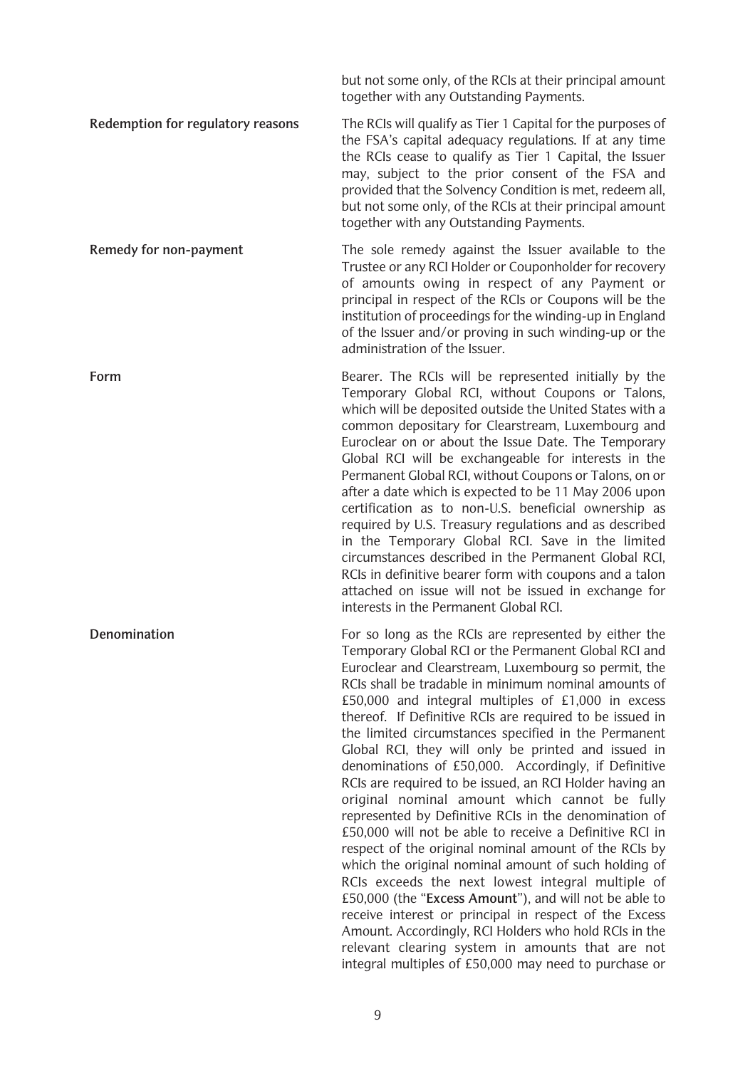but not some only, of the RCIs at their principal amount together with any Outstanding Payments.

**Redemption for regulatory reasons**

The RCIs will qualify as Tier 1 Capital for the purposes of the FSA's capital adequacy regulations. If at any time the RCIs cease to qualify as Tier 1 Capital, the Issuer may, subject to the prior consent of the FSA and provided that the Solvency Condition is met, redeem all, but not some only, of the RCIs at their principal amount together with any Outstanding Payments.

**Remedy for non-payment**

The sole remedy against the Issuer available to the Trustee or any RCI Holder or Couponholder for recovery of amounts owing in respect of any Payment or principal in respect of the RCIs or Coupons will be the institution of proceedings for the winding-up in England of the Issuer and/or proving in such winding-up or the administration of the Issuer.

**Form**

Bearer. The RCIs will be represented initially by the Temporary Global RCI, without Coupons or Talons, which will be deposited outside the United States with a common depositary for Clearstream, Luxembourg and Euroclear on or about the Issue Date. The Temporary Global RCI will be exchangeable for interests in the Permanent Global RCI, without Coupons or Talons, on or after a date which is expected to be 11 May 2006 upon certification as to non-U.S. beneficial ownership as required by U.S. Treasury regulations and as described in the Temporary Global RCI. Save in the limited circumstances described in the Permanent Global RCI, RCIs in definitive bearer form with coupons and a talon attached on issue will not be issued in exchange for interests in the Permanent Global RCI.

**Denomination**

For so long as the RCIs are represented by either the Temporary Global RCI or the Permanent Global RCI and Euroclear and Clearstream, Luxembourg so permit, the RCIs shall be tradable in minimum nominal amounts of £50,000 and integral multiples of £1,000 in excess thereof. If Definitive RCIs are required to be issued in the limited circumstances specified in the Permanent Global RCI, they will only be printed and issued in denominations of £50,000. Accordingly, if Definitive RCIs are required to be issued, an RCI Holder having an original nominal amount which cannot be fully represented by Definitive RCIs in the denomination of £50,000 will not be able to receive a Definitive RCI in respect of the original nominal amount of the RCIs by which the original nominal amount of such holding of RCIs exceeds the next lowest integral multiple of £50,000 (the "**Excess Amount**"), and will not be able to receive interest or principal in respect of the Excess Amount. Accordingly, RCI Holders who hold RCIs in the relevant clearing system in amounts that are not integral multiples of £50,000 may need to purchase or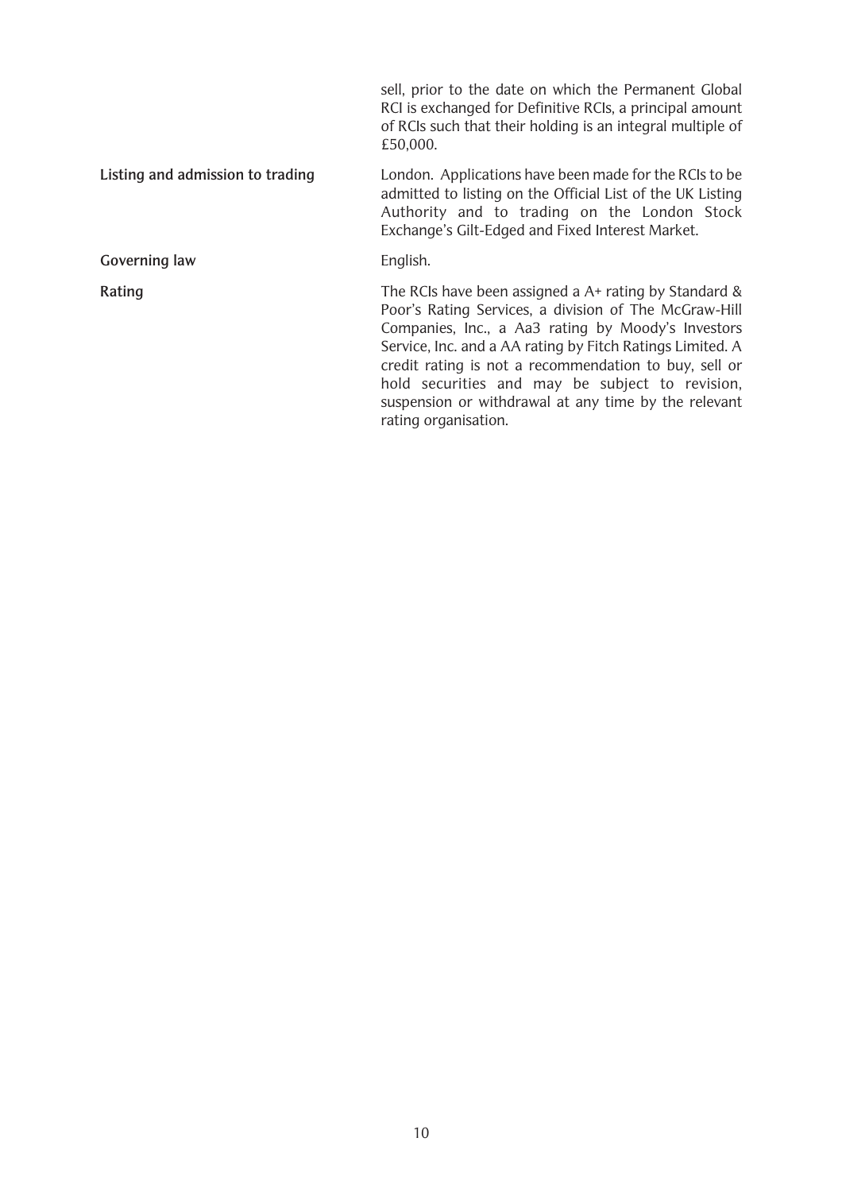sell, prior to the date on which the Permanent Global RCI is exchanged for Definitive RCIs, a principal amount of RCIs such that their holding is an integral multiple of £50,000.

| | |
|---|---|
| **Listing and admission to trading** | London. Applications have been made for the RCIs to be admitted to listing on the Official List of the UK Listing Authority and to trading on the London Stock Exchange's Gilt-Edged and Fixed Interest Market. |
| **Governing law** | English. |
| **Rating** | The RCIs have been assigned a A+ rating by Standard & Poor's Rating Services, a division of The McGraw-Hill Companies, Inc., a Aa3 rating by Moody's Investors Service, Inc. and a AA rating by Fitch Ratings Limited. A credit rating is not a recommendation to buy, sell or hold securities and may be subject to revision, suspension or withdrawal at any time by the relevant rating organisation. |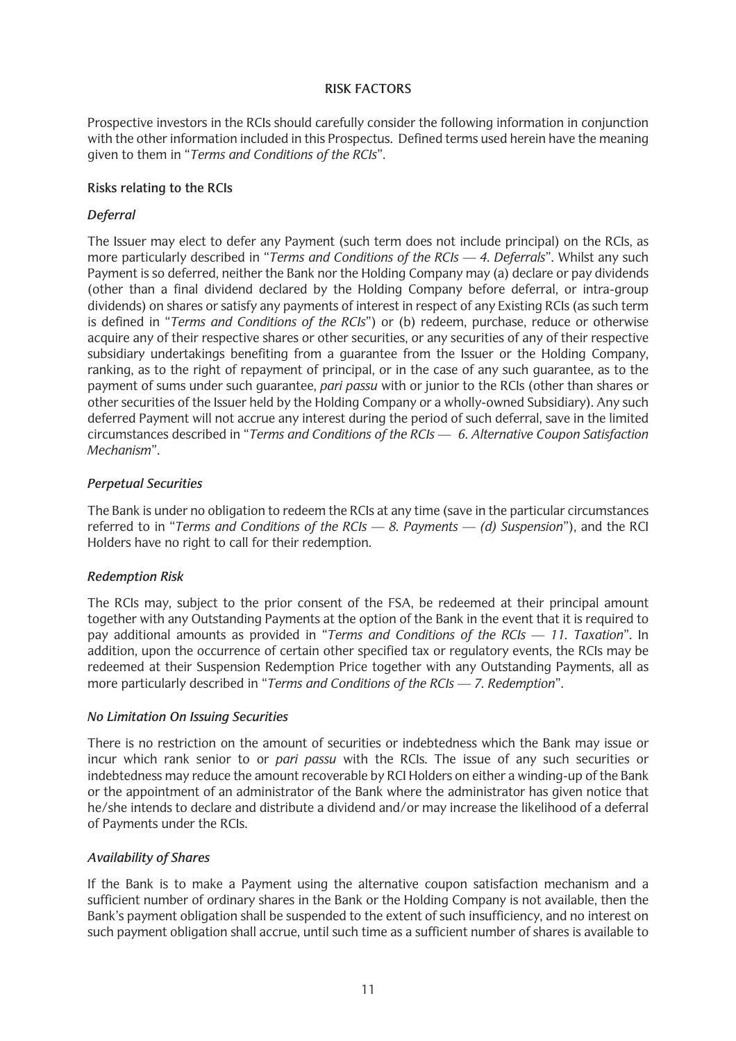# RISK FACTORS

Prospective investors in the RCIs should carefully consider the following information in conjunction with the other information included in this Prospectus. Defined terms used herein have the meaning given to them in "*Terms and Conditions of the RCIs*".

## Risks relating to the RCIs

### *Deferral*

The Issuer may elect to defer any Payment (such term does not include principal) on the RCIs, as more particularly described in "*Terms and Conditions of the RCIs — 4. Deferrals*". Whilst any such Payment is so deferred, neither the Bank nor the Holding Company may (a) declare or pay dividends (other than a final dividend declared by the Holding Company before deferral, or intra-group dividends) on shares or satisfy any payments of interest in respect of any Existing RCIs (as such term is defined in "*Terms and Conditions of the RCIs*") or (b) redeem, purchase, reduce or otherwise acquire any of their respective shares or other securities, or any securities of any of their respective subsidiary undertakings benefiting from a guarantee from the Issuer or the Holding Company, ranking, as to the right of repayment of principal, or in the case of any such guarantee, as to the payment of sums under such guarantee, *pari passu* with or junior to the RCIs (other than shares or other securities of the Issuer held by the Holding Company or a wholly-owned Subsidiary). Any such deferred Payment will not accrue any interest during the period of such deferral, save in the limited circumstances described in "*Terms and Conditions of the RCIs — 6. Alternative Coupon Satisfaction Mechanism*".

### *Perpetual Securities*

The Bank is under no obligation to redeem the RCIs at any time (save in the particular circumstances referred to in "*Terms and Conditions of the RCIs — 8. Payments — (d) Suspension*"), and the RCI Holders have no right to call for their redemption.

### *Redemption Risk*

The RCIs may, subject to the prior consent of the FSA, be redeemed at their principal amount together with any Outstanding Payments at the option of the Bank in the event that it is required to pay additional amounts as provided in "*Terms and Conditions of the RCIs — 11. Taxation*". In addition, upon the occurrence of certain other specified tax or regulatory events, the RCIs may be redeemed at their Suspension Redemption Price together with any Outstanding Payments, all as more particularly described in "*Terms and Conditions of the RCIs — 7. Redemption*".

### *No Limitation On Issuing Securities*

There is no restriction on the amount of securities or indebtedness which the Bank may issue or incur which rank senior to or *pari passu* with the RCIs. The issue of any such securities or indebtedness may reduce the amount recoverable by RCI Holders on either a winding-up of the Bank or the appointment of an administrator of the Bank where the administrator has given notice that he/she intends to declare and distribute a dividend and/or may increase the likelihood of a deferral of Payments under the RCIs.

### *Availability of Shares*

If the Bank is to make a Payment using the alternative coupon satisfaction mechanism and a sufficient number of ordinary shares in the Bank or the Holding Company is not available, then the Bank's payment obligation shall be suspended to the extent of such insufficiency, and no interest on such payment obligation shall accrue, until such time as a sufficient number of shares is available to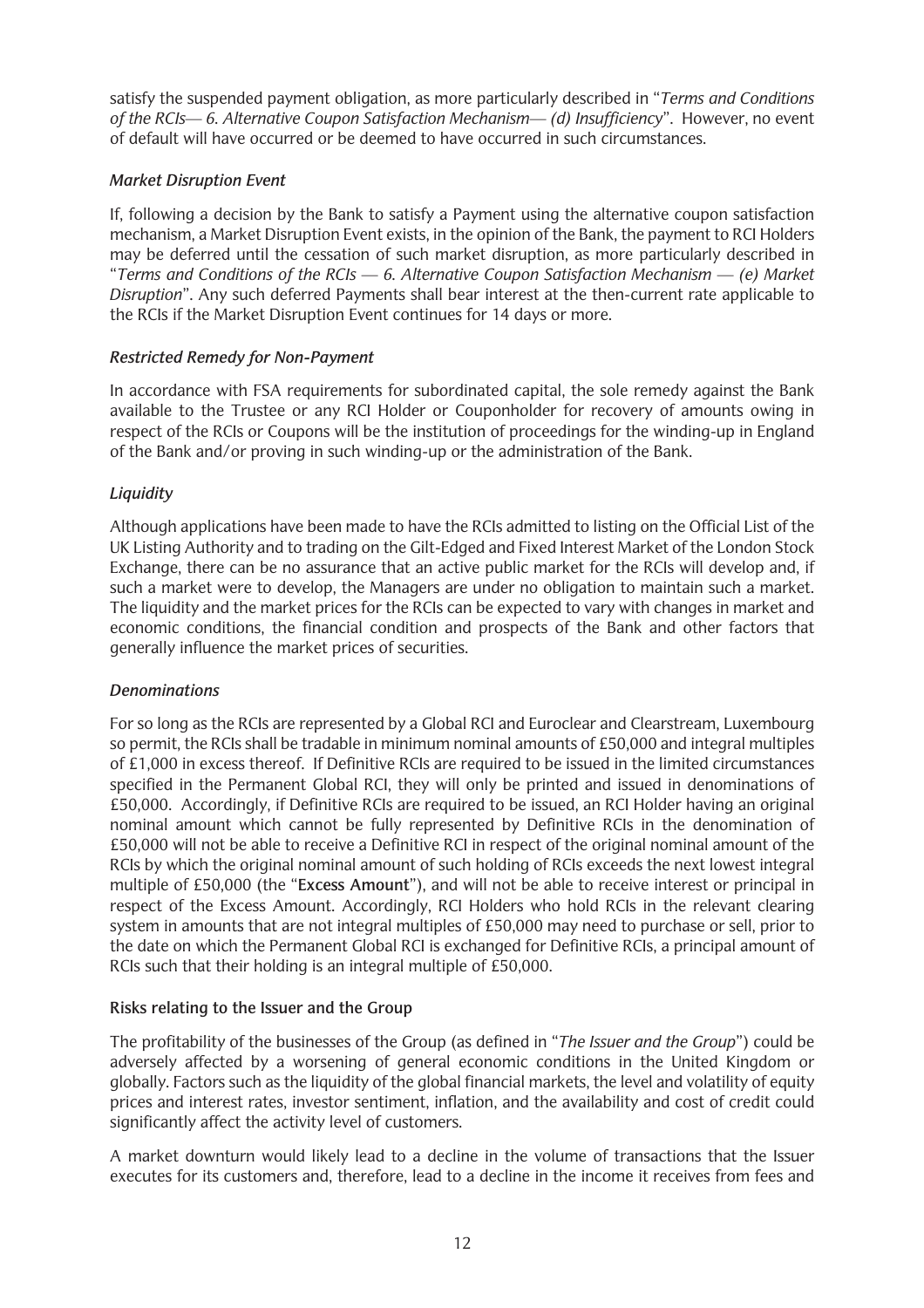satisfy the suspended payment obligation, as more particularly described in "*Terms and Conditions of the RCIs— 6. Alternative Coupon Satisfaction Mechanism— (d) Insufficiency*". However, no event of default will have occurred or be deemed to have occurred in such circumstances.

### *Market Disruption Event*

If, following a decision by the Bank to satisfy a Payment using the alternative coupon satisfaction mechanism, a Market Disruption Event exists, in the opinion of the Bank, the payment to RCI Holders may be deferred until the cessation of such market disruption, as more particularly described in "*Terms and Conditions of the RCIs — 6. Alternative Coupon Satisfaction Mechanism — (e) Market Disruption*". Any such deferred Payments shall bear interest at the then-current rate applicable to the RCIs if the Market Disruption Event continues for 14 days or more.

### *Restricted Remedy for Non-Payment*

In accordance with FSA requirements for subordinated capital, the sole remedy against the Bank available to the Trustee or any RCI Holder or Couponholder for recovery of amounts owing in respect of the RCIs or Coupons will be the institution of proceedings for the winding-up in England of the Bank and/or proving in such winding-up or the administration of the Bank.

### *Liquidity*

Although applications have been made to have the RCIs admitted to listing on the Official List of the UK Listing Authority and to trading on the Gilt-Edged and Fixed Interest Market of the London Stock Exchange, there can be no assurance that an active public market for the RCIs will develop and, if such a market were to develop, the Managers are under no obligation to maintain such a market. The liquidity and the market prices for the RCIs can be expected to vary with changes in market and economic conditions, the financial condition and prospects of the Bank and other factors that generally influence the market prices of securities.

### *Denominations*

For so long as the RCIs are represented by a Global RCI and Euroclear and Clearstream, Luxembourg so permit, the RCIs shall be tradable in minimum nominal amounts of £50,000 and integral multiples of £1,000 in excess thereof. If Definitive RCIs are required to be issued in the limited circumstances specified in the Permanent Global RCI, they will only be printed and issued in denominations of £50,000. Accordingly, if Definitive RCIs are required to be issued, an RCI Holder having an original nominal amount which cannot be fully represented by Definitive RCIs in the denomination of £50,000 will not be able to receive a Definitive RCI in respect of the original nominal amount of the RCIs by which the original nominal amount of such holding of RCIs exceeds the next lowest integral multiple of £50,000 (the "**Excess Amount**"), and will not be able to receive interest or principal in respect of the Excess Amount. Accordingly, RCI Holders who hold RCIs in the relevant clearing system in amounts that are not integral multiples of £50,000 may need to purchase or sell, prior to the date on which the Permanent Global RCI is exchanged for Definitive RCIs, a principal amount of RCIs such that their holding is an integral multiple of £50,000.

## Risks relating to the Issuer and the Group

The profitability of the businesses of the Group (as defined in "*The Issuer and the Group*") could be adversely affected by a worsening of general economic conditions in the United Kingdom or globally. Factors such as the liquidity of the global financial markets, the level and volatility of equity prices and interest rates, investor sentiment, inflation, and the availability and cost of credit could significantly affect the activity level of customers.

A market downturn would likely lead to a decline in the volume of transactions that the Issuer executes for its customers and, therefore, lead to a decline in the income it receives from fees and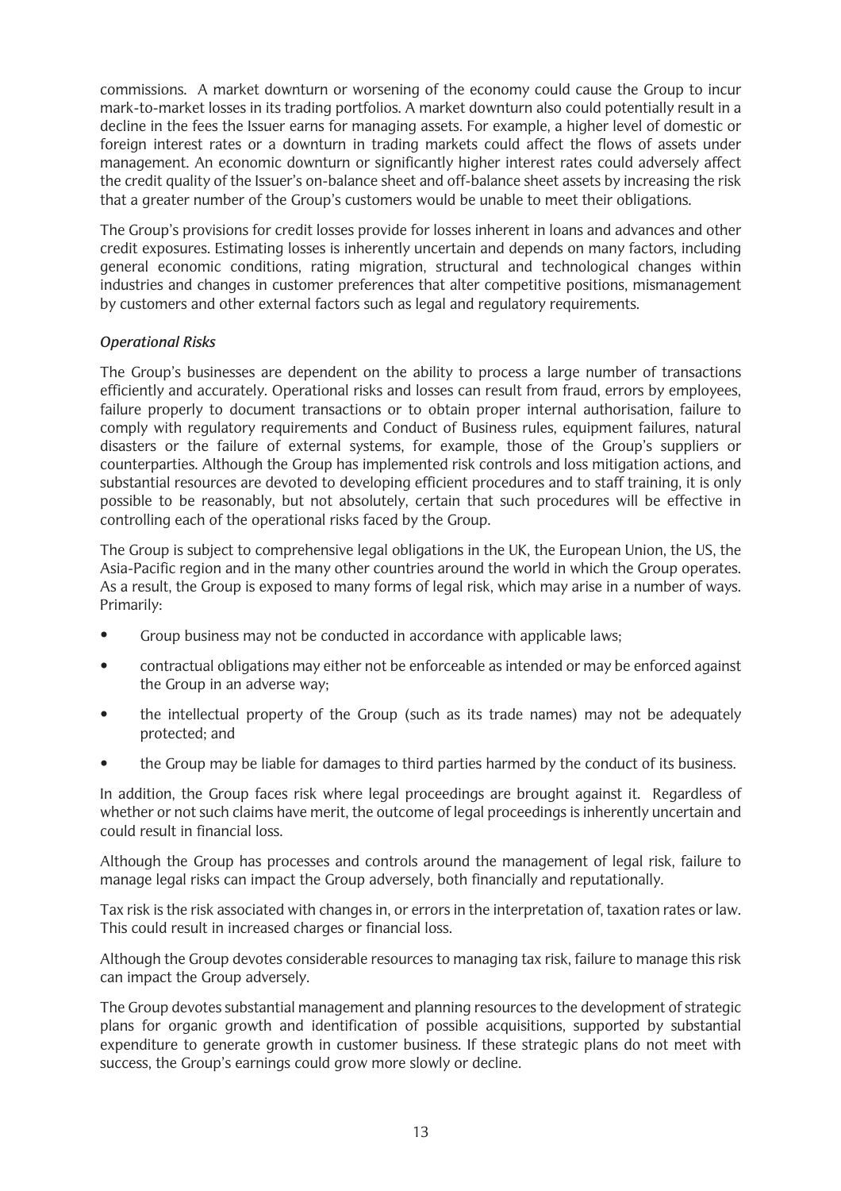commissions. A market downturn or worsening of the economy could cause the Group to incur mark-to-market losses in its trading portfolios. A market downturn also could potentially result in a decline in the fees the Issuer earns for managing assets. For example, a higher level of domestic or foreign interest rates or a downturn in trading markets could affect the flows of assets under management. An economic downturn or significantly higher interest rates could adversely affect the credit quality of the Issuer's on-balance sheet and off-balance sheet assets by increasing the risk that a greater number of the Group's customers would be unable to meet their obligations.

The Group's provisions for credit losses provide for losses inherent in loans and advances and other credit exposures. Estimating losses is inherently uncertain and depends on many factors, including general economic conditions, rating migration, structural and technological changes within industries and changes in customer preferences that alter competitive positions, mismanagement by customers and other external factors such as legal and regulatory requirements.

*Operational Risks*

The Group's businesses are dependent on the ability to process a large number of transactions efficiently and accurately. Operational risks and losses can result from fraud, errors by employees, failure properly to document transactions or to obtain proper internal authorisation, failure to comply with regulatory requirements and Conduct of Business rules, equipment failures, natural disasters or the failure of external systems, for example, those of the Group's suppliers or counterparties. Although the Group has implemented risk controls and loss mitigation actions, and substantial resources are devoted to developing efficient procedures and to staff training, it is only possible to be reasonably, but not absolutely, certain that such procedures will be effective in controlling each of the operational risks faced by the Group.

The Group is subject to comprehensive legal obligations in the UK, the European Union, the US, the Asia-Pacific region and in the many other countries around the world in which the Group operates. As a result, the Group is exposed to many forms of legal risk, which may arise in a number of ways. Primarily:

- Group business may not be conducted in accordance with applicable laws;
- contractual obligations may either not be enforceable as intended or may be enforced against the Group in an adverse way;
- the intellectual property of the Group (such as its trade names) may not be adequately protected; and
- the Group may be liable for damages to third parties harmed by the conduct of its business.

In addition, the Group faces risk where legal proceedings are brought against it. Regardless of whether or not such claims have merit, the outcome of legal proceedings is inherently uncertain and could result in financial loss.

Although the Group has processes and controls around the management of legal risk, failure to manage legal risks can impact the Group adversely, both financially and reputationally.

Tax risk is the risk associated with changes in, or errors in the interpretation of, taxation rates or law. This could result in increased charges or financial loss.

Although the Group devotes considerable resources to managing tax risk, failure to manage this risk can impact the Group adversely.

The Group devotes substantial management and planning resources to the development of strategic plans for organic growth and identification of possible acquisitions, supported by substantial expenditure to generate growth in customer business. If these strategic plans do not meet with success, the Group's earnings could grow more slowly or decline.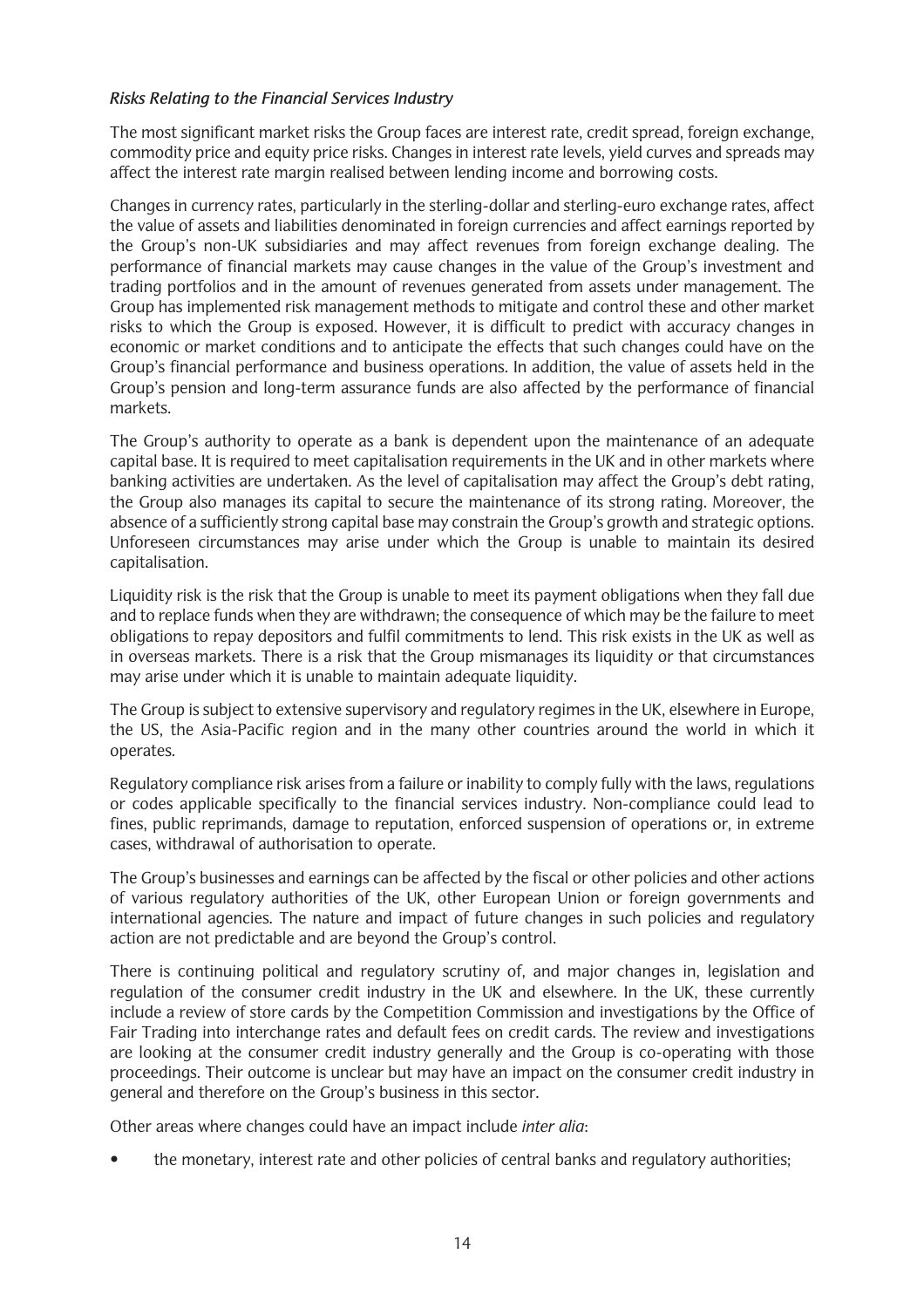*Risks Relating to the Financial Services Industry*

The most significant market risks the Group faces are interest rate, credit spread, foreign exchange, commodity price and equity price risks. Changes in interest rate levels, yield curves and spreads may affect the interest rate margin realised between lending income and borrowing costs.

Changes in currency rates, particularly in the sterling-dollar and sterling-euro exchange rates, affect the value of assets and liabilities denominated in foreign currencies and affect earnings reported by the Group's non-UK subsidiaries and may affect revenues from foreign exchange dealing. The performance of financial markets may cause changes in the value of the Group's investment and trading portfolios and in the amount of revenues generated from assets under management. The Group has implemented risk management methods to mitigate and control these and other market risks to which the Group is exposed. However, it is difficult to predict with accuracy changes in economic or market conditions and to anticipate the effects that such changes could have on the Group's financial performance and business operations. In addition, the value of assets held in the Group's pension and long-term assurance funds are also affected by the performance of financial markets.

The Group's authority to operate as a bank is dependent upon the maintenance of an adequate capital base. It is required to meet capitalisation requirements in the UK and in other markets where banking activities are undertaken. As the level of capitalisation may affect the Group's debt rating, the Group also manages its capital to secure the maintenance of its strong rating. Moreover, the absence of a sufficiently strong capital base may constrain the Group's growth and strategic options. Unforeseen circumstances may arise under which the Group is unable to maintain its desired capitalisation.

Liquidity risk is the risk that the Group is unable to meet its payment obligations when they fall due and to replace funds when they are withdrawn; the consequence of which may be the failure to meet obligations to repay depositors and fulfil commitments to lend. This risk exists in the UK as well as in overseas markets. There is a risk that the Group mismanages its liquidity or that circumstances may arise under which it is unable to maintain adequate liquidity.

The Group is subject to extensive supervisory and regulatory regimes in the UK, elsewhere in Europe, the US, the Asia-Pacific region and in the many other countries around the world in which it operates.

Regulatory compliance risk arises from a failure or inability to comply fully with the laws, regulations or codes applicable specifically to the financial services industry. Non-compliance could lead to fines, public reprimands, damage to reputation, enforced suspension of operations or, in extreme cases, withdrawal of authorisation to operate.

The Group's businesses and earnings can be affected by the fiscal or other policies and other actions of various regulatory authorities of the UK, other European Union or foreign governments and international agencies. The nature and impact of future changes in such policies and regulatory action are not predictable and are beyond the Group's control.

There is continuing political and regulatory scrutiny of, and major changes in, legislation and regulation of the consumer credit industry in the UK and elsewhere. In the UK, these currently include a review of store cards by the Competition Commission and investigations by the Office of Fair Trading into interchange rates and default fees on credit cards. The review and investigations are looking at the consumer credit industry generally and the Group is co-operating with those proceedings. Their outcome is unclear but may have an impact on the consumer credit industry in general and therefore on the Group's business in this sector.

Other areas where changes could have an impact include *inter alia*:

- the monetary, interest rate and other policies of central banks and regulatory authorities;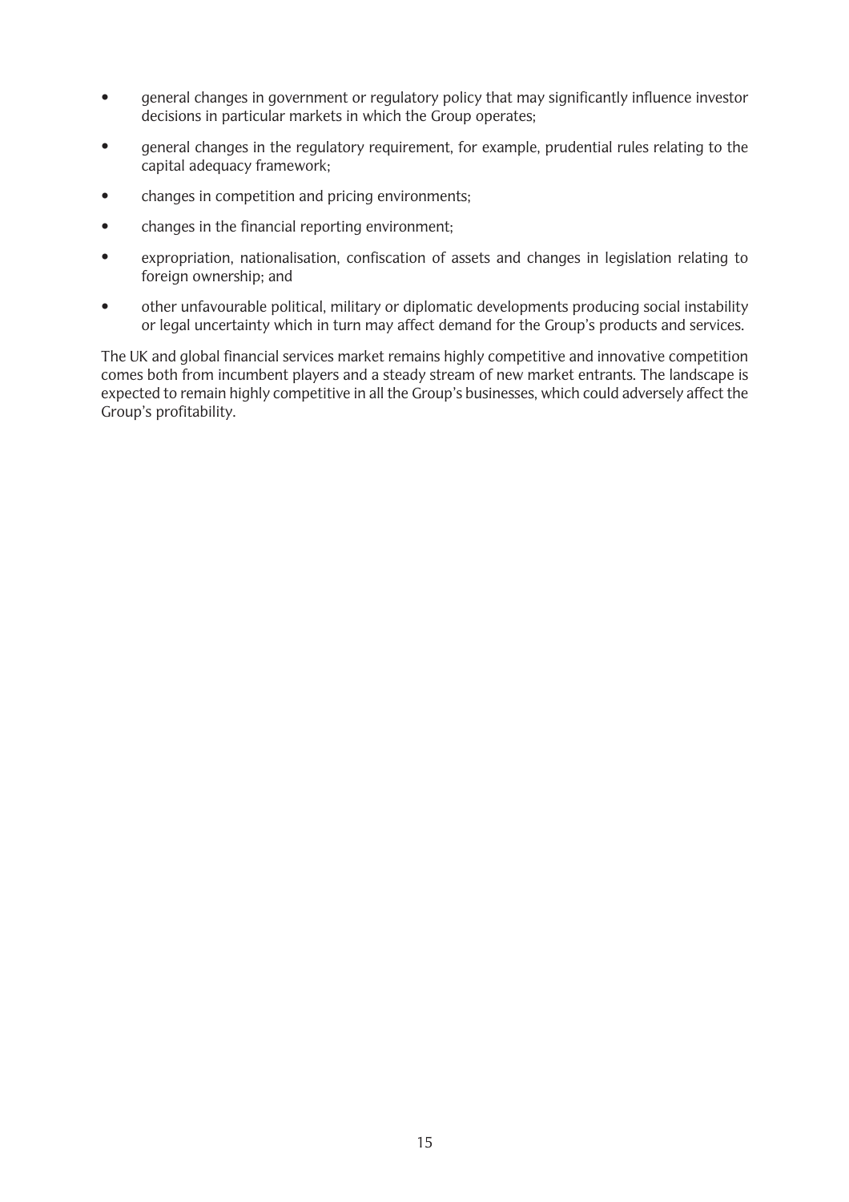- general changes in government or regulatory policy that may significantly influence investor decisions in particular markets in which the Group operates;
- general changes in the regulatory requirement, for example, prudential rules relating to the capital adequacy framework;
- changes in competition and pricing environments;
- changes in the financial reporting environment;
- expropriation, nationalisation, confiscation of assets and changes in legislation relating to foreign ownership; and
- other unfavourable political, military or diplomatic developments producing social instability or legal uncertainty which in turn may affect demand for the Group's products and services.

The UK and global financial services market remains highly competitive and innovative competition comes both from incumbent players and a steady stream of new market entrants. The landscape is expected to remain highly competitive in all the Group's businesses, which could adversely affect the Group's profitability.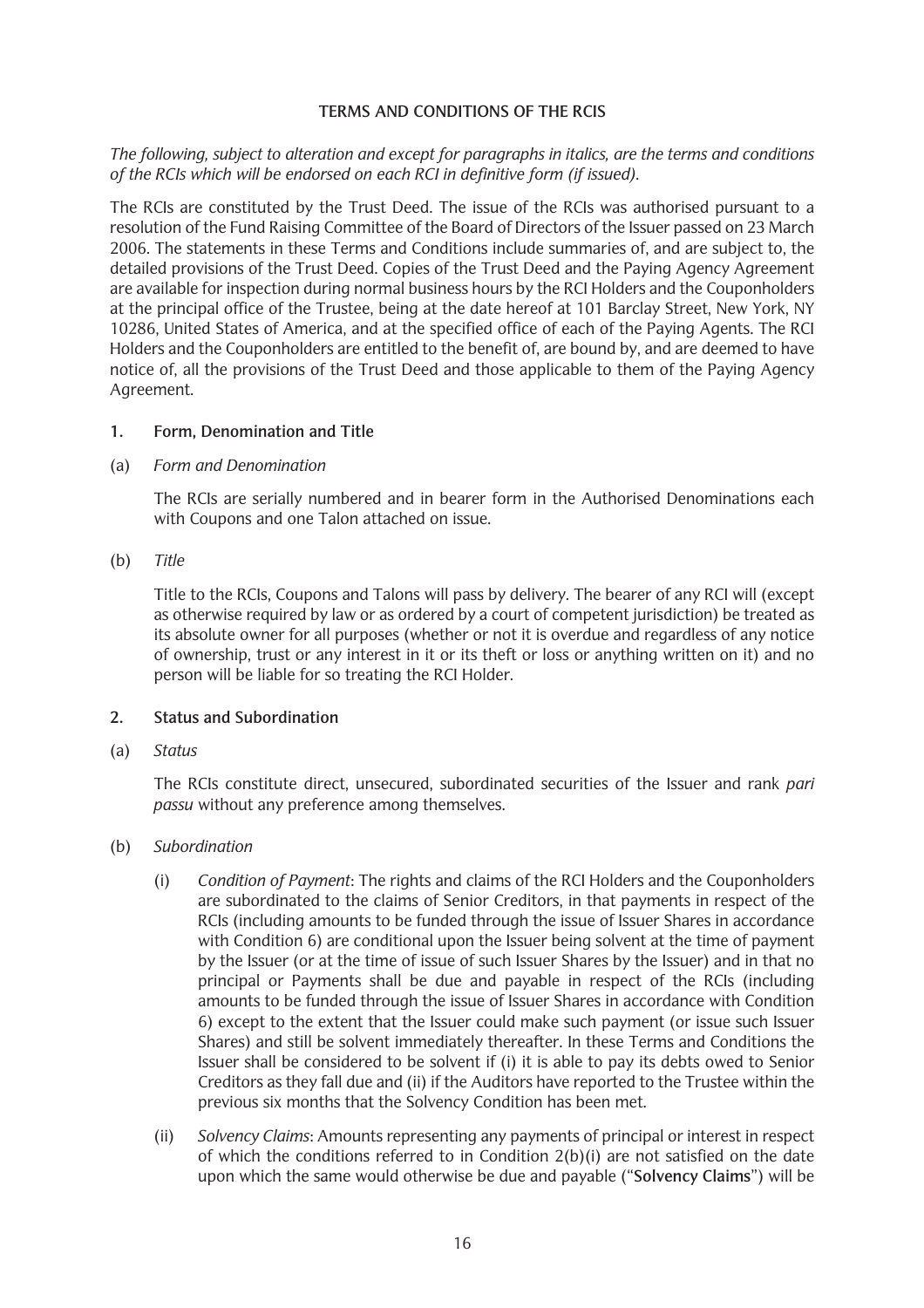## TERMS AND CONDITIONS OF THE RCIS

*The following, subject to alteration and except for paragraphs in italics, are the terms and conditions of the RCIs which will be endorsed on each RCI in definitive form (if issued).*

The RCIs are constituted by the Trust Deed. The issue of the RCIs was authorised pursuant to a resolution of the Fund Raising Committee of the Board of Directors of the Issuer passed on 23 March 2006. The statements in these Terms and Conditions include summaries of, and are subject to, the detailed provisions of the Trust Deed. Copies of the Trust Deed and the Paying Agency Agreement are available for inspection during normal business hours by the RCI Holders and the Couponholders at the principal office of the Trustee, being at the date hereof at 101 Barclay Street, New York, NY 10286, United States of America, and at the specified office of each of the Paying Agents. The RCI Holders and the Couponholders are entitled to the benefit of, are bound by, and are deemed to have notice of, all the provisions of the Trust Deed and those applicable to them of the Paying Agency Agreement.

### 1. Form, Denomination and Title

(a) *Form and Denomination*

The RCIs are serially numbered and in bearer form in the Authorised Denominations each with Coupons and one Talon attached on issue.

(b) *Title*

Title to the RCIs, Coupons and Talons will pass by delivery. The bearer of any RCI will (except as otherwise required by law or as ordered by a court of competent jurisdiction) be treated as its absolute owner for all purposes (whether or not it is overdue and regardless of any notice of ownership, trust or any interest in it or its theft or loss or anything written on it) and no person will be liable for so treating the RCI Holder.

### 2. Status and Subordination

(a) *Status*

The RCIs constitute direct, unsecured, subordinated securities of the Issuer and rank *pari passu* without any preference among themselves.

(b) *Subordination*

(i) *Condition of Payment*: The rights and claims of the RCI Holders and the Couponholders are subordinated to the claims of Senior Creditors, in that payments in respect of the RCIs (including amounts to be funded through the issue of Issuer Shares in accordance with Condition 6) are conditional upon the Issuer being solvent at the time of payment by the Issuer (or at the time of issue of such Issuer Shares by the Issuer) and in that no principal or Payments shall be due and payable in respect of the RCIs (including amounts to be funded through the issue of Issuer Shares in accordance with Condition 6) except to the extent that the Issuer could make such payment (or issue such Issuer Shares) and still be solvent immediately thereafter. In these Terms and Conditions the Issuer shall be considered to be solvent if (i) it is able to pay its debts owed to Senior Creditors as they fall due and (ii) if the Auditors have reported to the Trustee within the previous six months that the Solvency Condition has been met.

(ii) *Solvency Claims*: Amounts representing any payments of principal or interest in respect of which the conditions referred to in Condition 2(b)(i) are not satisfied on the date upon which the same would otherwise be due and payable ("**Solvency Claims**") will be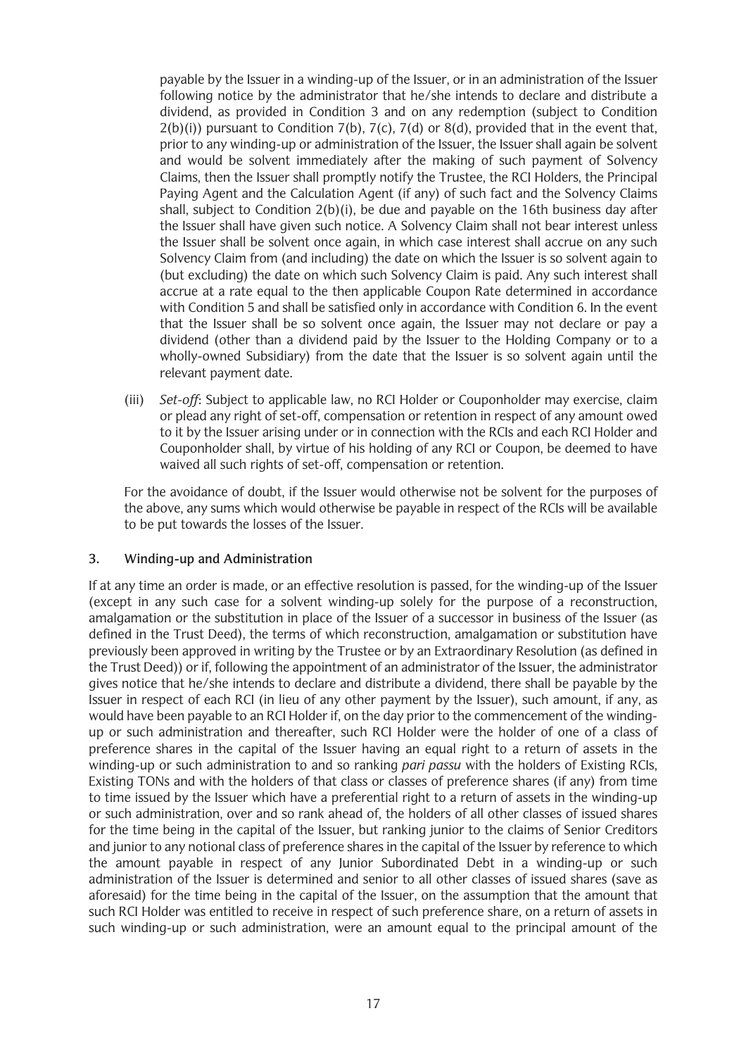payable by the Issuer in a winding-up of the Issuer, or in an administration of the Issuer following notice by the administrator that he/she intends to declare and distribute a dividend, as provided in Condition 3 and on any redemption (subject to Condition 2(b)(i)) pursuant to Condition 7(b), 7(c), 7(d) or 8(d), provided that in the event that, prior to any winding-up or administration of the Issuer, the Issuer shall again be solvent and would be solvent immediately after the making of such payment of Solvency Claims, then the Issuer shall promptly notify the Trustee, the RCI Holders, the Principal Paying Agent and the Calculation Agent (if any) of such fact and the Solvency Claims shall, subject to Condition 2(b)(i), be due and payable on the 16th business day after the Issuer shall have given such notice. A Solvency Claim shall not bear interest unless the Issuer shall be solvent once again, in which case interest shall accrue on any such Solvency Claim from (and including) the date on which the Issuer is so solvent again to (but excluding) the date on which such Solvency Claim is paid. Any such interest shall accrue at a rate equal to the then applicable Coupon Rate determined in accordance with Condition 5 and shall be satisfied only in accordance with Condition 6. In the event that the Issuer shall be so solvent once again, the Issuer may not declare or pay a dividend (other than a dividend paid by the Issuer to the Holding Company or to a wholly-owned Subsidiary) from the date that the Issuer is so solvent again until the relevant payment date.

(iii) *Set-off*: Subject to applicable law, no RCI Holder or Couponholder may exercise, claim or plead any right of set-off, compensation or retention in respect of any amount owed to it by the Issuer arising under or in connection with the RCIs and each RCI Holder and Couponholder shall, by virtue of his holding of any RCI or Coupon, be deemed to have waived all such rights of set-off, compensation or retention.

For the avoidance of doubt, if the Issuer would otherwise not be solvent for the purposes of the above, any sums which would otherwise be payable in respect of the RCIs will be available to be put towards the losses of the Issuer.

### 3. Winding-up and Administration

If at any time an order is made, or an effective resolution is passed, for the winding-up of the Issuer (except in any such case for a solvent winding-up solely for the purpose of a reconstruction, amalgamation or the substitution in place of the Issuer of a successor in business of the Issuer (as defined in the Trust Deed), the terms of which reconstruction, amalgamation or substitution have previously been approved in writing by the Trustee or by an Extraordinary Resolution (as defined in the Trust Deed)) or if, following the appointment of an administrator of the Issuer, the administrator gives notice that he/she intends to declare and distribute a dividend, there shall be payable by the Issuer in respect of each RCI (in lieu of any other payment by the Issuer), such amount, if any, as would have been payable to an RCI Holder if, on the day prior to the commencement of the winding-up or such administration and thereafter, such RCI Holder were the holder of one of a class of preference shares in the capital of the Issuer having an equal right to a return of assets in the winding-up or such administration to and so ranking *pari passu* with the holders of Existing RCIs, Existing TONs and with the holders of that class or classes of preference shares (if any) from time to time issued by the Issuer which have a preferential right to a return of assets in the winding-up or such administration, over and so rank ahead of, the holders of all other classes of issued shares for the time being in the capital of the Issuer, but ranking junior to the claims of Senior Creditors and junior to any notional class of preference shares in the capital of the Issuer by reference to which the amount payable in respect of any Junior Subordinated Debt in a winding-up or such administration of the Issuer is determined and senior to all other classes of issued shares (save as aforesaid) for the time being in the capital of the Issuer, on the assumption that the amount that such RCI Holder was entitled to receive in respect of such preference share, on a return of assets in such winding-up or such administration, were an amount equal to the principal amount of the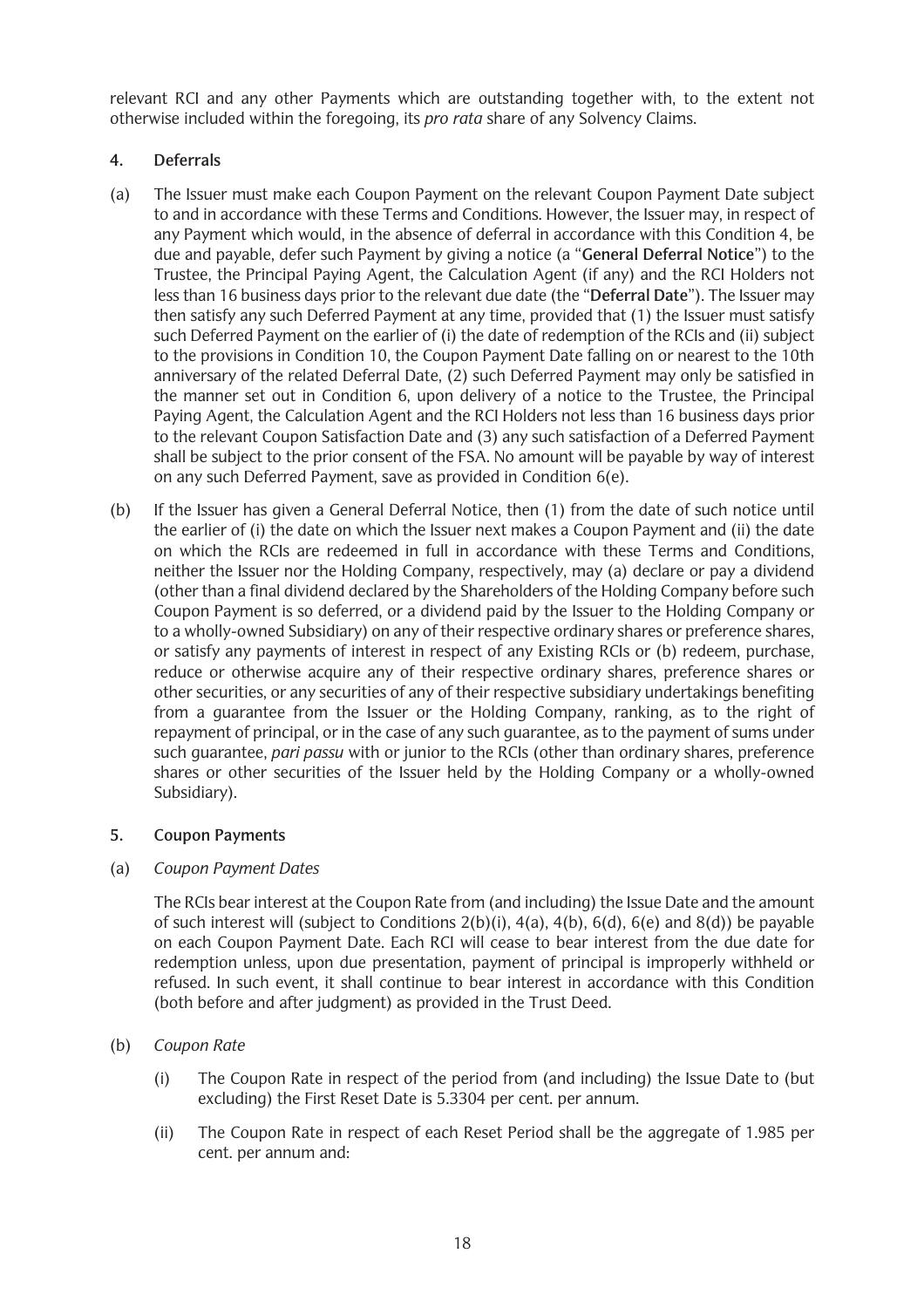relevant RCI and any other Payments which are outstanding together with, to the extent not otherwise included within the foregoing, its *pro rata* share of any Solvency Claims.

## 4. Deferrals

(a) The Issuer must make each Coupon Payment on the relevant Coupon Payment Date subject to and in accordance with these Terms and Conditions. However, the Issuer may, in respect of any Payment which would, in the absence of deferral in accordance with this Condition 4, be due and payable, defer such Payment by giving a notice (a "**General Deferral Notice**") to the Trustee, the Principal Paying Agent, the Calculation Agent (if any) and the RCI Holders not less than 16 business days prior to the relevant due date (the "**Deferral Date**"). The Issuer may then satisfy any such Deferred Payment at any time, provided that (1) the Issuer must satisfy such Deferred Payment on the earlier of (i) the date of redemption of the RCIs and (ii) subject to the provisions in Condition 10, the Coupon Payment Date falling on or nearest to the 10th anniversary of the related Deferral Date, (2) such Deferred Payment may only be satisfied in the manner set out in Condition 6, upon delivery of a notice to the Trustee, the Principal Paying Agent, the Calculation Agent and the RCI Holders not less than 16 business days prior to the relevant Coupon Satisfaction Date and (3) any such satisfaction of a Deferred Payment shall be subject to the prior consent of the FSA. No amount will be payable by way of interest on any such Deferred Payment, save as provided in Condition 6(e).

(b) If the Issuer has given a General Deferral Notice, then (1) from the date of such notice until the earlier of (i) the date on which the Issuer next makes a Coupon Payment and (ii) the date on which the RCIs are redeemed in full in accordance with these Terms and Conditions, neither the Issuer nor the Holding Company, respectively, may (a) declare or pay a dividend (other than a final dividend declared by the Shareholders of the Holding Company before such Coupon Payment is so deferred, or a dividend paid by the Issuer to the Holding Company or to a wholly-owned Subsidiary) on any of their respective ordinary shares or preference shares, or satisfy any payments of interest in respect of any Existing RCIs or (b) redeem, purchase, reduce or otherwise acquire any of their respective ordinary shares, preference shares or other securities, or any securities of any of their respective subsidiary undertakings benefiting from a guarantee from the Issuer or the Holding Company, ranking, as to the right of repayment of principal, or in the case of any such guarantee, as to the payment of sums under such guarantee, *pari passu* with or junior to the RCIs (other than ordinary shares, preference shares or other securities of the Issuer held by the Holding Company or a wholly-owned Subsidiary).

## 5. Coupon Payments

(a) *Coupon Payment Dates*

The RCIs bear interest at the Coupon Rate from (and including) the Issue Date and the amount of such interest will (subject to Conditions 2(b)(i), 4(a), 4(b), 6(d), 6(e) and 8(d)) be payable on each Coupon Payment Date. Each RCI will cease to bear interest from the due date for redemption unless, upon due presentation, payment of principal is improperly withheld or refused. In such event, it shall continue to bear interest in accordance with this Condition (both before and after judgment) as provided in the Trust Deed.

(b) *Coupon Rate*

(i) The Coupon Rate in respect of the period from (and including) the Issue Date to (but excluding) the First Reset Date is 5.3304 per cent. per annum.

(ii) The Coupon Rate in respect of each Reset Period shall be the aggregate of 1.985 per cent. per annum and: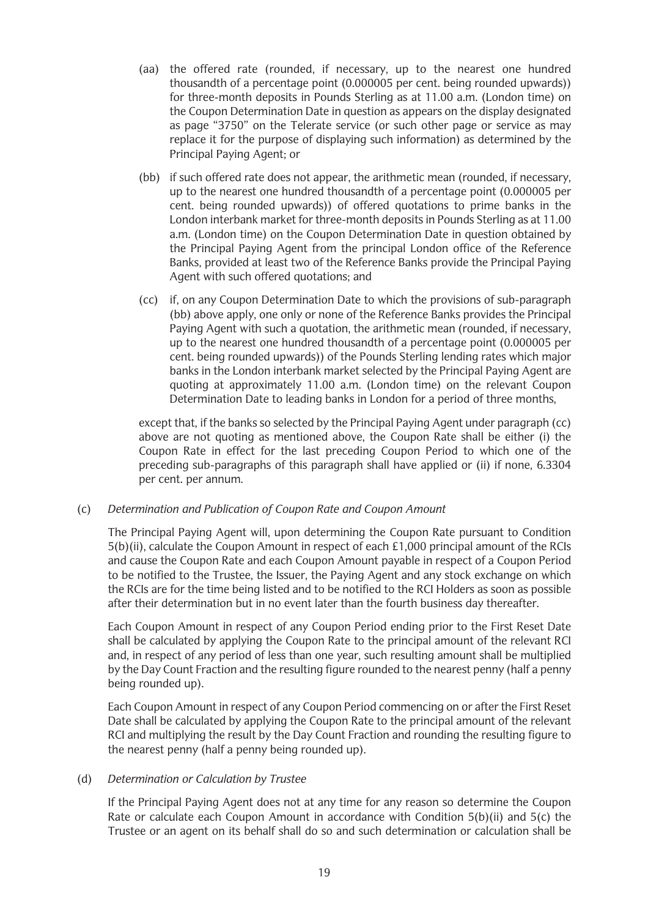(aa) the offered rate (rounded, if necessary, up to the nearest one hundred thousandth of a percentage point (0.000005 per cent. being rounded upwards)) for three-month deposits in Pounds Sterling as at 11.00 a.m. (London time) on the Coupon Determination Date in question as appears on the display designated as page "3750" on the Telerate service (or such other page or service as may replace it for the purpose of displaying such information) as determined by the Principal Paying Agent; or

(bb) if such offered rate does not appear, the arithmetic mean (rounded, if necessary, up to the nearest one hundred thousandth of a percentage point (0.000005 per cent. being rounded upwards)) of offered quotations to prime banks in the London interbank market for three-month deposits in Pounds Sterling as at 11.00 a.m. (London time) on the Coupon Determination Date in question obtained by the Principal Paying Agent from the principal London office of the Reference Banks, provided at least two of the Reference Banks provide the Principal Paying Agent with such offered quotations; and

(cc) if, on any Coupon Determination Date to which the provisions of sub-paragraph (bb) above apply, one only or none of the Reference Banks provides the Principal Paying Agent with such a quotation, the arithmetic mean (rounded, if necessary, up to the nearest one hundred thousandth of a percentage point (0.000005 per cent. being rounded upwards)) of the Pounds Sterling lending rates which major banks in the London interbank market selected by the Principal Paying Agent are quoting at approximately 11.00 a.m. (London time) on the relevant Coupon Determination Date to leading banks in London for a period of three months,

except that, if the banks so selected by the Principal Paying Agent under paragraph (cc) above are not quoting as mentioned above, the Coupon Rate shall be either (i) the Coupon Rate in effect for the last preceding Coupon Period to which one of the preceding sub-paragraphs of this paragraph shall have applied or (ii) if none, 6.3304 per cent. per annum.

(c) *Determination and Publication of Coupon Rate and Coupon Amount*

The Principal Paying Agent will, upon determining the Coupon Rate pursuant to Condition 5(b)(ii), calculate the Coupon Amount in respect of each £1,000 principal amount of the RCIs and cause the Coupon Rate and each Coupon Amount payable in respect of a Coupon Period to be notified to the Trustee, the Issuer, the Paying Agent and any stock exchange on which the RCIs are for the time being listed and to be notified to the RCI Holders as soon as possible after their determination but in no event later than the fourth business day thereafter.

Each Coupon Amount in respect of any Coupon Period ending prior to the First Reset Date shall be calculated by applying the Coupon Rate to the principal amount of the relevant RCI and, in respect of any period of less than one year, such resulting amount shall be multiplied by the Day Count Fraction and the resulting figure rounded to the nearest penny (half a penny being rounded up).

Each Coupon Amount in respect of any Coupon Period commencing on or after the First Reset Date shall be calculated by applying the Coupon Rate to the principal amount of the relevant RCI and multiplying the result by the Day Count Fraction and rounding the resulting figure to the nearest penny (half a penny being rounded up).

(d) *Determination or Calculation by Trustee*

If the Principal Paying Agent does not at any time for any reason so determine the Coupon Rate or calculate each Coupon Amount in accordance with Condition 5(b)(ii) and 5(c) the Trustee or an agent on its behalf shall do so and such determination or calculation shall be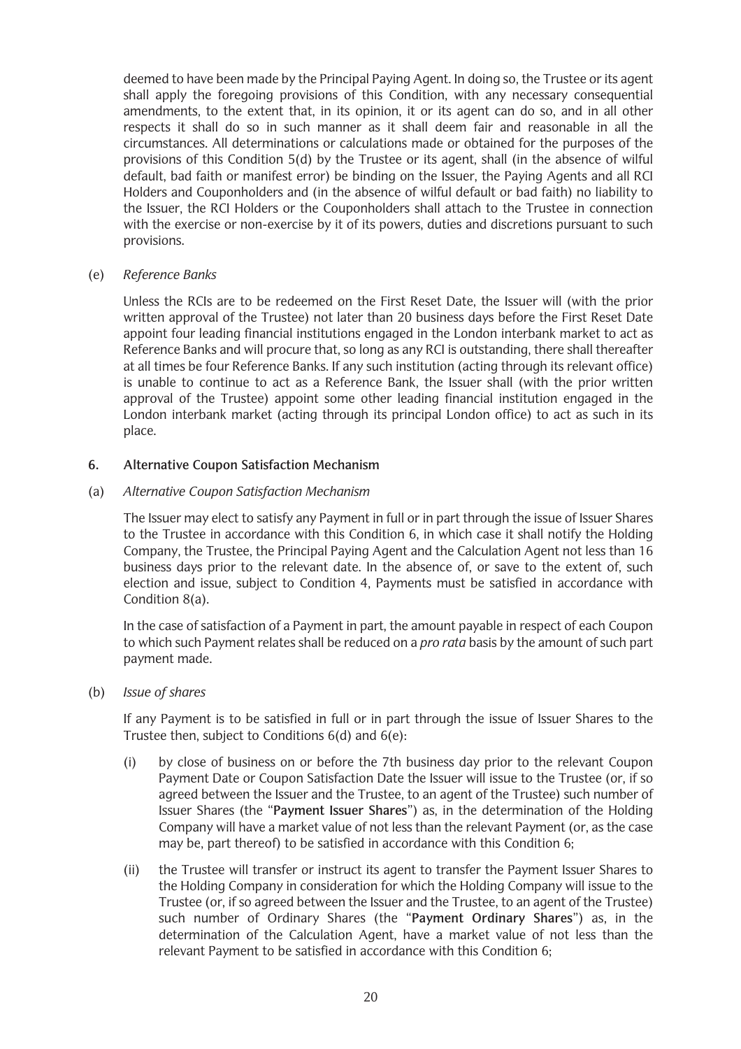deemed to have been made by the Principal Paying Agent. In doing so, the Trustee or its agent shall apply the foregoing provisions of this Condition, with any necessary consequential amendments, to the extent that, in its opinion, it or its agent can do so, and in all other respects it shall do so in such manner as it shall deem fair and reasonable in all the circumstances. All determinations or calculations made or obtained for the purposes of the provisions of this Condition 5(d) by the Trustee or its agent, shall (in the absence of wilful default, bad faith or manifest error) be binding on the Issuer, the Paying Agents and all RCI Holders and Couponholders and (in the absence of wilful default or bad faith) no liability to the Issuer, the RCI Holders or the Couponholders shall attach to the Trustee in connection with the exercise or non-exercise by it of its powers, duties and discretions pursuant to such provisions.

(e) *Reference Banks*

Unless the RCIs are to be redeemed on the First Reset Date, the Issuer will (with the prior written approval of the Trustee) not later than 20 business days before the First Reset Date appoint four leading financial institutions engaged in the London interbank market to act as Reference Banks and will procure that, so long as any RCI is outstanding, there shall thereafter at all times be four Reference Banks. If any such institution (acting through its relevant office) is unable to continue to act as a Reference Bank, the Issuer shall (with the prior written approval of the Trustee) appoint some other leading financial institution engaged in the London interbank market (acting through its principal London office) to act as such in its place.

## 6. Alternative Coupon Satisfaction Mechanism

(a) *Alternative Coupon Satisfaction Mechanism*

The Issuer may elect to satisfy any Payment in full or in part through the issue of Issuer Shares to the Trustee in accordance with this Condition 6, in which case it shall notify the Holding Company, the Trustee, the Principal Paying Agent and the Calculation Agent not less than 16 business days prior to the relevant date. In the absence of, or save to the extent of, such election and issue, subject to Condition 4, Payments must be satisfied in accordance with Condition 8(a).

In the case of satisfaction of a Payment in part, the amount payable in respect of each Coupon to which such Payment relates shall be reduced on a *pro rata* basis by the amount of such part payment made.

(b) *Issue of shares*

If any Payment is to be satisfied in full or in part through the issue of Issuer Shares to the Trustee then, subject to Conditions 6(d) and 6(e):

(i) by close of business on or before the 7th business day prior to the relevant Coupon Payment Date or Coupon Satisfaction Date the Issuer will issue to the Trustee (or, if so agreed between the Issuer and the Trustee, to an agent of the Trustee) such number of Issuer Shares (the "**Payment Issuer Shares**") as, in the determination of the Holding Company will have a market value of not less than the relevant Payment (or, as the case may be, part thereof) to be satisfied in accordance with this Condition 6;

(ii) the Trustee will transfer or instruct its agent to transfer the Payment Issuer Shares to the Holding Company in consideration for which the Holding Company will issue to the Trustee (or, if so agreed between the Issuer and the Trustee, to an agent of the Trustee) such number of Ordinary Shares (the "**Payment Ordinary Shares**") as, in the determination of the Calculation Agent, have a market value of not less than the relevant Payment to be satisfied in accordance with this Condition 6;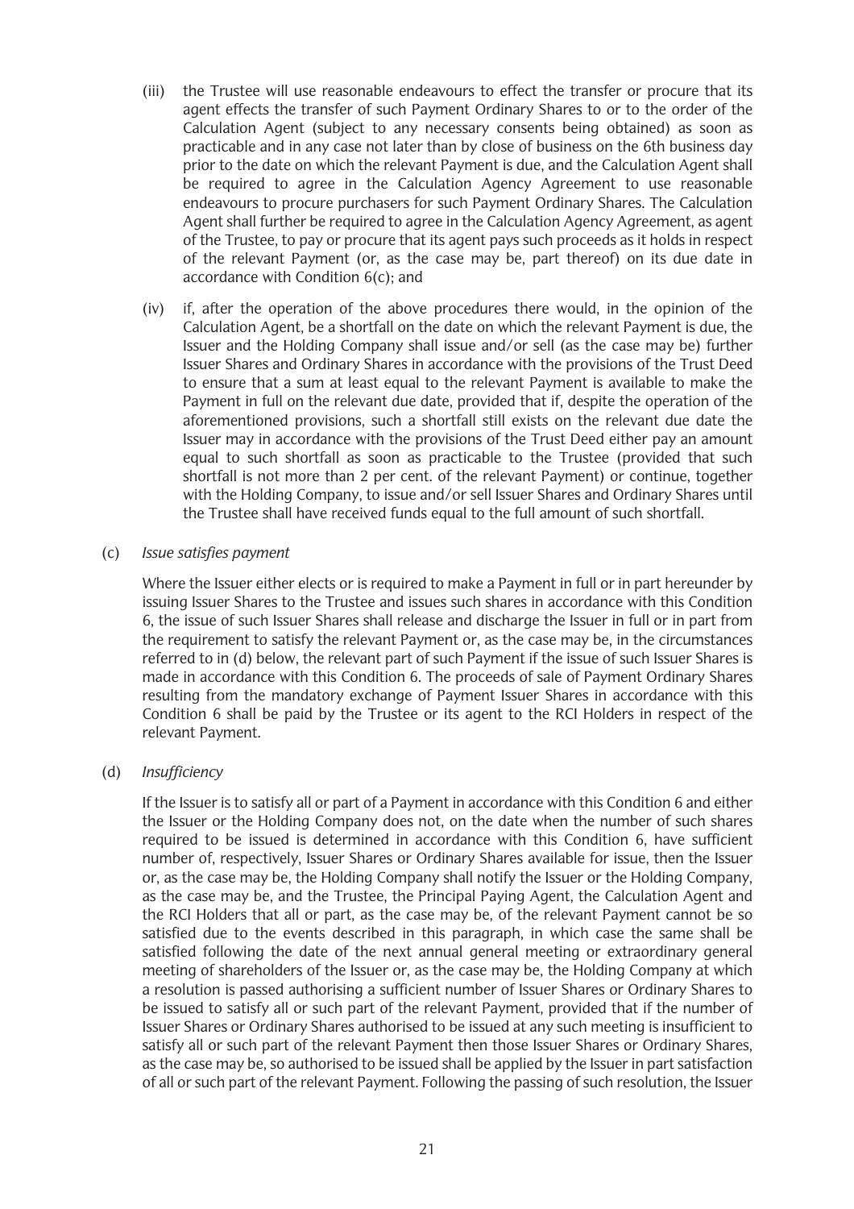(iii) the Trustee will use reasonable endeavours to effect the transfer or procure that its agent effects the transfer of such Payment Ordinary Shares to or to the order of the Calculation Agent (subject to any necessary consents being obtained) as soon as practicable and in any case not later than by close of business on the 6th business day prior to the date on which the relevant Payment is due, and the Calculation Agent shall be required to agree in the Calculation Agency Agreement to use reasonable endeavours to procure purchasers for such Payment Ordinary Shares. The Calculation Agent shall further be required to agree in the Calculation Agency Agreement, as agent of the Trustee, to pay or procure that its agent pays such proceeds as it holds in respect of the relevant Payment (or, as the case may be, part thereof) on its due date in accordance with Condition 6(c); and

(iv) if, after the operation of the above procedures there would, in the opinion of the Calculation Agent, be a shortfall on the date on which the relevant Payment is due, the Issuer and the Holding Company shall issue and/or sell (as the case may be) further Issuer Shares and Ordinary Shares in accordance with the provisions of the Trust Deed to ensure that a sum at least equal to the relevant Payment is available to make the Payment in full on the relevant due date, provided that if, despite the operation of the aforementioned provisions, such a shortfall still exists on the relevant due date the Issuer may in accordance with the provisions of the Trust Deed either pay an amount equal to such shortfall as soon as practicable to the Trustee (provided that such shortfall is not more than 2 per cent. of the relevant Payment) or continue, together with the Holding Company, to issue and/or sell Issuer Shares and Ordinary Shares until the Trustee shall have received funds equal to the full amount of such shortfall.

(c) *Issue satisfies payment*

Where the Issuer either elects or is required to make a Payment in full or in part hereunder by issuing Issuer Shares to the Trustee and issues such shares in accordance with this Condition 6, the issue of such Issuer Shares shall release and discharge the Issuer in full or in part from the requirement to satisfy the relevant Payment or, as the case may be, in the circumstances referred to in (d) below, the relevant part of such Payment if the issue of such Issuer Shares is made in accordance with this Condition 6. The proceeds of sale of Payment Ordinary Shares resulting from the mandatory exchange of Payment Issuer Shares in accordance with this Condition 6 shall be paid by the Trustee or its agent to the RCI Holders in respect of the relevant Payment.

(d) *Insufficiency*

If the Issuer is to satisfy all or part of a Payment in accordance with this Condition 6 and either the Issuer or the Holding Company does not, on the date when the number of such shares required to be issued is determined in accordance with this Condition 6, have sufficient number of, respectively, Issuer Shares or Ordinary Shares available for issue, then the Issuer or, as the case may be, the Holding Company shall notify the Issuer or the Holding Company, as the case may be, and the Trustee, the Principal Paying Agent, the Calculation Agent and the RCI Holders that all or part, as the case may be, of the relevant Payment cannot be so satisfied due to the events described in this paragraph, in which case the same shall be satisfied following the date of the next annual general meeting or extraordinary general meeting of shareholders of the Issuer or, as the case may be, the Holding Company at which a resolution is passed authorising a sufficient number of Issuer Shares or Ordinary Shares to be issued to satisfy all or such part of the relevant Payment, provided that if the number of Issuer Shares or Ordinary Shares authorised to be issued at any such meeting is insufficient to satisfy all or such part of the relevant Payment then those Issuer Shares or Ordinary Shares, as the case may be, so authorised to be issued shall be applied by the Issuer in part satisfaction of all or such part of the relevant Payment. Following the passing of such resolution, the Issuer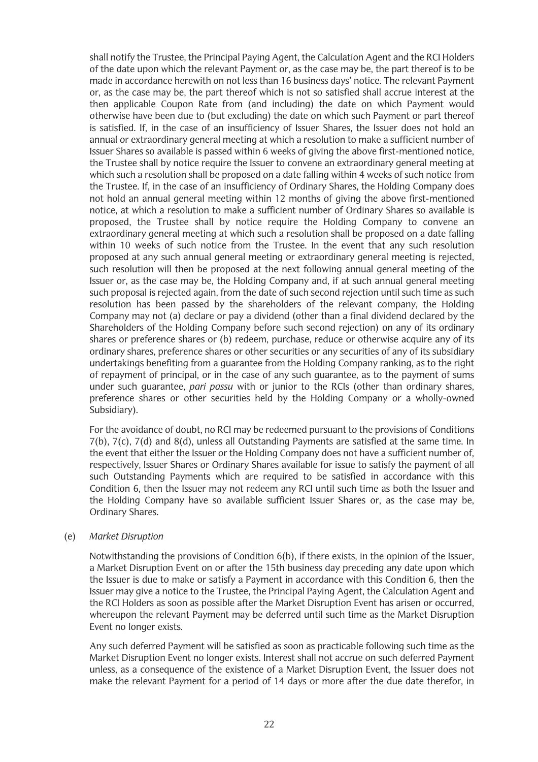shall notify the Trustee, the Principal Paying Agent, the Calculation Agent and the RCI Holders of the date upon which the relevant Payment or, as the case may be, the part thereof is to be made in accordance herewith on not less than 16 business days' notice. The relevant Payment or, as the case may be, the part thereof which is not so satisfied shall accrue interest at the then applicable Coupon Rate from (and including) the date on which Payment would otherwise have been due to (but excluding) the date on which such Payment or part thereof is satisfied. If, in the case of an insufficiency of Issuer Shares, the Issuer does not hold an annual or extraordinary general meeting at which a resolution to make a sufficient number of Issuer Shares so available is passed within 6 weeks of giving the above first-mentioned notice, the Trustee shall by notice require the Issuer to convene an extraordinary general meeting at which such a resolution shall be proposed on a date falling within 4 weeks of such notice from the Trustee. If, in the case of an insufficiency of Ordinary Shares, the Holding Company does not hold an annual general meeting within 12 months of giving the above first-mentioned notice, at which a resolution to make a sufficient number of Ordinary Shares so available is proposed, the Trustee shall by notice require the Holding Company to convene an extraordinary general meeting at which such a resolution shall be proposed on a date falling within 10 weeks of such notice from the Trustee. In the event that any such resolution proposed at any such annual general meeting or extraordinary general meeting is rejected, such resolution will then be proposed at the next following annual general meeting of the Issuer or, as the case may be, the Holding Company and, if at such annual general meeting such proposal is rejected again, from the date of such second rejection until such time as such resolution has been passed by the shareholders of the relevant company, the Holding Company may not (a) declare or pay a dividend (other than a final dividend declared by the Shareholders of the Holding Company before such second rejection) on any of its ordinary shares or preference shares or (b) redeem, purchase, reduce or otherwise acquire any of its ordinary shares, preference shares or other securities or any securities of any of its subsidiary undertakings benefiting from a guarantee from the Holding Company ranking, as to the right of repayment of principal, or in the case of any such guarantee, as to the payment of sums under such guarantee, *pari passu* with or junior to the RCIs (other than ordinary shares, preference shares or other securities held by the Holding Company or a wholly-owned Subsidiary).

For the avoidance of doubt, no RCI may be redeemed pursuant to the provisions of Conditions 7(b), 7(c), 7(d) and 8(d), unless all Outstanding Payments are satisfied at the same time. In the event that either the Issuer or the Holding Company does not have a sufficient number of, respectively, Issuer Shares or Ordinary Shares available for issue to satisfy the payment of all such Outstanding Payments which are required to be satisfied in accordance with this Condition 6, then the Issuer may not redeem any RCI until such time as both the Issuer and the Holding Company have so available sufficient Issuer Shares or, as the case may be, Ordinary Shares.

(e) *Market Disruption*

Notwithstanding the provisions of Condition 6(b), if there exists, in the opinion of the Issuer, a Market Disruption Event on or after the 15th business day preceding any date upon which the Issuer is due to make or satisfy a Payment in accordance with this Condition 6, then the Issuer may give a notice to the Trustee, the Principal Paying Agent, the Calculation Agent and the RCI Holders as soon as possible after the Market Disruption Event has arisen or occurred, whereupon the relevant Payment may be deferred until such time as the Market Disruption Event no longer exists.

Any such deferred Payment will be satisfied as soon as practicable following such time as the Market Disruption Event no longer exists. Interest shall not accrue on such deferred Payment unless, as a consequence of the existence of a Market Disruption Event, the Issuer does not make the relevant Payment for a period of 14 days or more after the due date therefor, in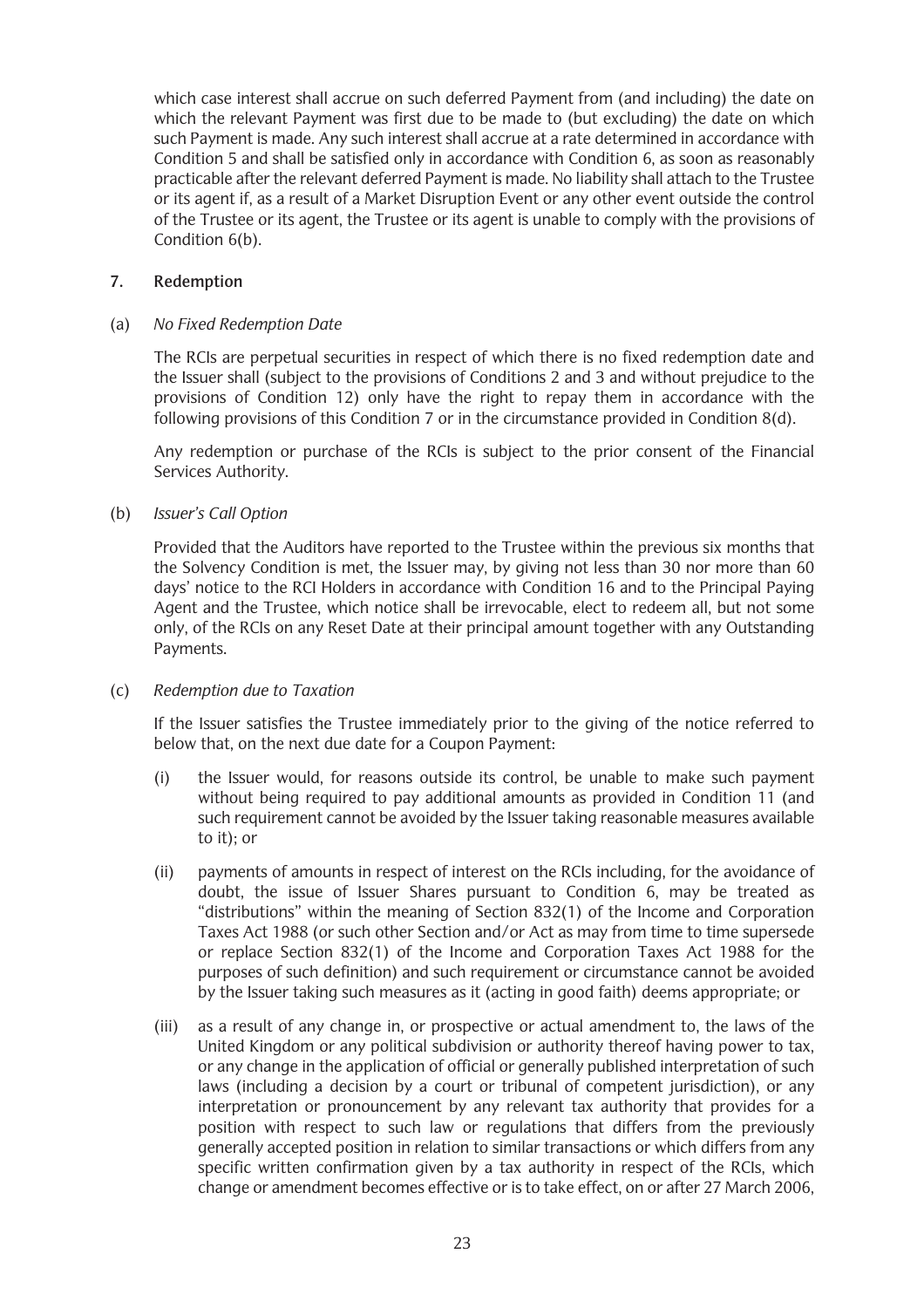which case interest shall accrue on such deferred Payment from (and including) the date on which the relevant Payment was first due to be made to (but excluding) the date on which such Payment is made. Any such interest shall accrue at a rate determined in accordance with Condition 5 and shall be satisfied only in accordance with Condition 6, as soon as reasonably practicable after the relevant deferred Payment is made. No liability shall attach to the Trustee or its agent if, as a result of a Market Disruption Event or any other event outside the control of the Trustee or its agent, the Trustee or its agent is unable to comply with the provisions of Condition 6(b).

## 7. Redemption

(a) *No Fixed Redemption Date*

The RCIs are perpetual securities in respect of which there is no fixed redemption date and the Issuer shall (subject to the provisions of Conditions 2 and 3 and without prejudice to the provisions of Condition 12) only have the right to repay them in accordance with the following provisions of this Condition 7 or in the circumstance provided in Condition 8(d).

Any redemption or purchase of the RCIs is subject to the prior consent of the Financial Services Authority.

(b) *Issuer's Call Option*

Provided that the Auditors have reported to the Trustee within the previous six months that the Solvency Condition is met, the Issuer may, by giving not less than 30 nor more than 60 days' notice to the RCI Holders in accordance with Condition 16 and to the Principal Paying Agent and the Trustee, which notice shall be irrevocable, elect to redeem all, but not some only, of the RCIs on any Reset Date at their principal amount together with any Outstanding Payments.

(c) *Redemption due to Taxation*

If the Issuer satisfies the Trustee immediately prior to the giving of the notice referred to below that, on the next due date for a Coupon Payment:

(i) the Issuer would, for reasons outside its control, be unable to make such payment without being required to pay additional amounts as provided in Condition 11 (and such requirement cannot be avoided by the Issuer taking reasonable measures available to it); or

(ii) payments of amounts in respect of interest on the RCIs including, for the avoidance of doubt, the issue of Issuer Shares pursuant to Condition 6, may be treated as "distributions" within the meaning of Section 832(1) of the Income and Corporation Taxes Act 1988 (or such other Section and/or Act as may from time to time supersede or replace Section 832(1) of the Income and Corporation Taxes Act 1988 for the purposes of such definition) and such requirement or circumstance cannot be avoided by the Issuer taking such measures as it (acting in good faith) deems appropriate; or

(iii) as a result of any change in, or prospective or actual amendment to, the laws of the United Kingdom or any political subdivision or authority thereof having power to tax, or any change in the application of official or generally published interpretation of such laws (including a decision by a court or tribunal of competent jurisdiction), or any interpretation or pronouncement by any relevant tax authority that provides for a position with respect to such law or regulations that differs from the previously generally accepted position in relation to similar transactions or which differs from any specific written confirmation given by a tax authority in respect of the RCIs, which change or amendment becomes effective or is to take effect, on or after 27 March 2006,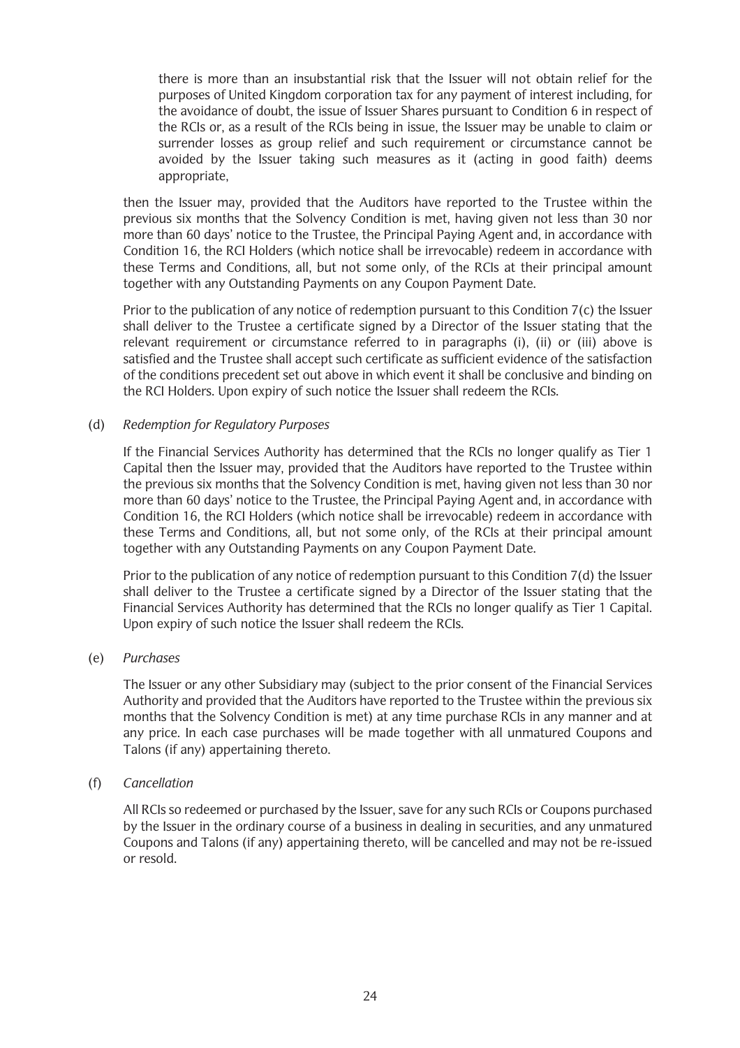there is more than an insubstantial risk that the Issuer will not obtain relief for the purposes of United Kingdom corporation tax for any payment of interest including, for the avoidance of doubt, the issue of Issuer Shares pursuant to Condition 6 in respect of the RCIs or, as a result of the RCIs being in issue, the Issuer may be unable to claim or surrender losses as group relief and such requirement or circumstance cannot be avoided by the Issuer taking such measures as it (acting in good faith) deems appropriate,

then the Issuer may, provided that the Auditors have reported to the Trustee within the previous six months that the Solvency Condition is met, having given not less than 30 nor more than 60 days' notice to the Trustee, the Principal Paying Agent and, in accordance with Condition 16, the RCI Holders (which notice shall be irrevocable) redeem in accordance with these Terms and Conditions, all, but not some only, of the RCIs at their principal amount together with any Outstanding Payments on any Coupon Payment Date.

Prior to the publication of any notice of redemption pursuant to this Condition 7(c) the Issuer shall deliver to the Trustee a certificate signed by a Director of the Issuer stating that the relevant requirement or circumstance referred to in paragraphs (i), (ii) or (iii) above is satisfied and the Trustee shall accept such certificate as sufficient evidence of the satisfaction of the conditions precedent set out above in which event it shall be conclusive and binding on the RCI Holders. Upon expiry of such notice the Issuer shall redeem the RCIs.

(d) *Redemption for Regulatory Purposes*

If the Financial Services Authority has determined that the RCIs no longer qualify as Tier 1 Capital then the Issuer may, provided that the Auditors have reported to the Trustee within the previous six months that the Solvency Condition is met, having given not less than 30 nor more than 60 days' notice to the Trustee, the Principal Paying Agent and, in accordance with Condition 16, the RCI Holders (which notice shall be irrevocable) redeem in accordance with these Terms and Conditions, all, but not some only, of the RCIs at their principal amount together with any Outstanding Payments on any Coupon Payment Date.

Prior to the publication of any notice of redemption pursuant to this Condition 7(d) the Issuer shall deliver to the Trustee a certificate signed by a Director of the Issuer stating that the Financial Services Authority has determined that the RCIs no longer qualify as Tier 1 Capital. Upon expiry of such notice the Issuer shall redeem the RCIs.

(e) *Purchases*

The Issuer or any other Subsidiary may (subject to the prior consent of the Financial Services Authority and provided that the Auditors have reported to the Trustee within the previous six months that the Solvency Condition is met) at any time purchase RCIs in any manner and at any price. In each case purchases will be made together with all unmatured Coupons and Talons (if any) appertaining thereto.

(f) *Cancellation*

All RCIs so redeemed or purchased by the Issuer, save for any such RCIs or Coupons purchased by the Issuer in the ordinary course of a business in dealing in securities, and any unmatured Coupons and Talons (if any) appertaining thereto, will be cancelled and may not be re-issued or resold.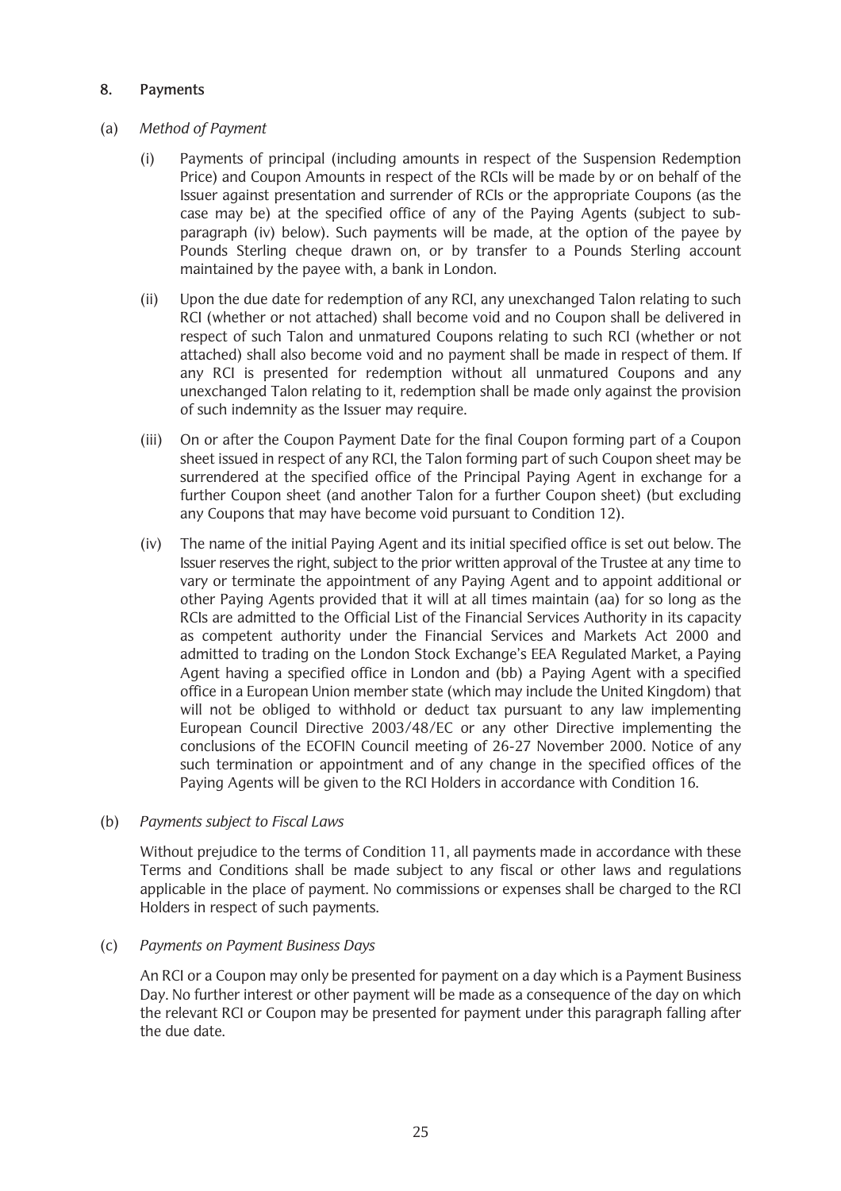## 8. Payments

(a) *Method of Payment*

(i) Payments of principal (including amounts in respect of the Suspension Redemption Price) and Coupon Amounts in respect of the RCIs will be made by or on behalf of the Issuer against presentation and surrender of RCIs or the appropriate Coupons (as the case may be) at the specified office of any of the Paying Agents (subject to sub-paragraph (iv) below). Such payments will be made, at the option of the payee by Pounds Sterling cheque drawn on, or by transfer to a Pounds Sterling account maintained by the payee with, a bank in London.

(ii) Upon the due date for redemption of any RCI, any unexchanged Talon relating to such RCI (whether or not attached) shall become void and no Coupon shall be delivered in respect of such Talon and unmatured Coupons relating to such RCI (whether or not attached) shall also become void and no payment shall be made in respect of them. If any RCI is presented for redemption without all unmatured Coupons and any unexchanged Talon relating to it, redemption shall be made only against the provision of such indemnity as the Issuer may require.

(iii) On or after the Coupon Payment Date for the final Coupon forming part of a Coupon sheet issued in respect of any RCI, the Talon forming part of such Coupon sheet may be surrendered at the specified office of the Principal Paying Agent in exchange for a further Coupon sheet (and another Talon for a further Coupon sheet) (but excluding any Coupons that may have become void pursuant to Condition 12).

(iv) The name of the initial Paying Agent and its initial specified office is set out below. The Issuer reserves the right, subject to the prior written approval of the Trustee at any time to vary or terminate the appointment of any Paying Agent and to appoint additional or other Paying Agents provided that it will at all times maintain (aa) for so long as the RCIs are admitted to the Official List of the Financial Services Authority in its capacity as competent authority under the Financial Services and Markets Act 2000 and admitted to trading on the London Stock Exchange's EEA Regulated Market, a Paying Agent having a specified office in London and (bb) a Paying Agent with a specified office in a European Union member state (which may include the United Kingdom) that will not be obliged to withhold or deduct tax pursuant to any law implementing European Council Directive 2003/48/EC or any other Directive implementing the conclusions of the ECOFIN Council meeting of 26-27 November 2000. Notice of any such termination or appointment and of any change in the specified offices of the Paying Agents will be given to the RCI Holders in accordance with Condition 16.

(b) *Payments subject to Fiscal Laws*

Without prejudice to the terms of Condition 11, all payments made in accordance with these Terms and Conditions shall be made subject to any fiscal or other laws and regulations applicable in the place of payment. No commissions or expenses shall be charged to the RCI Holders in respect of such payments.

(c) *Payments on Payment Business Days*

An RCI or a Coupon may only be presented for payment on a day which is a Payment Business Day. No further interest or other payment will be made as a consequence of the day on which the relevant RCI or Coupon may be presented for payment under this paragraph falling after the due date.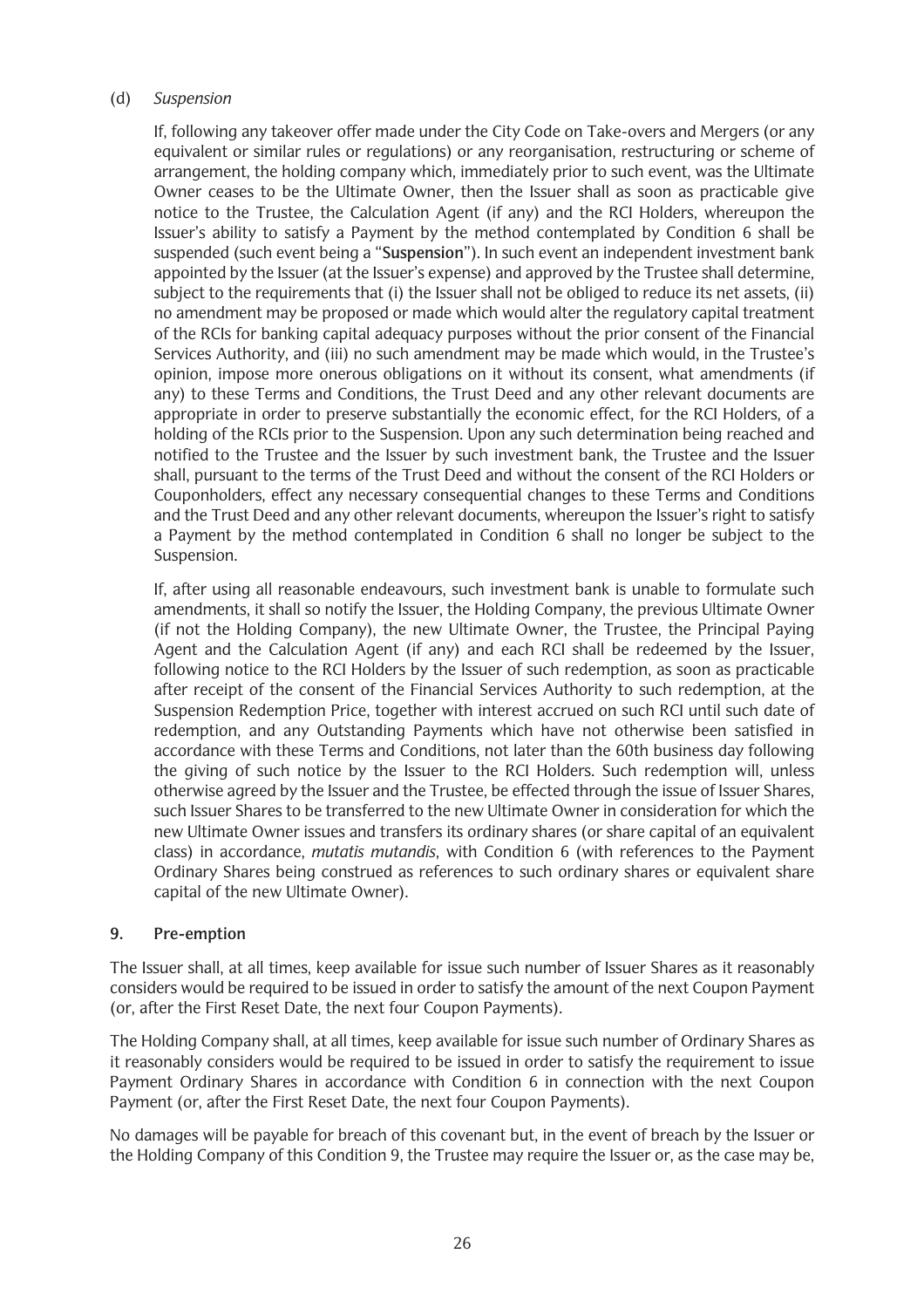(d) *Suspension*

If, following any takeover offer made under the City Code on Take-overs and Mergers (or any equivalent or similar rules or regulations) or any reorganisation, restructuring or scheme of arrangement, the holding company which, immediately prior to such event, was the Ultimate Owner ceases to be the Ultimate Owner, then the Issuer shall as soon as practicable give notice to the Trustee, the Calculation Agent (if any) and the RCI Holders, whereupon the Issuer's ability to satisfy a Payment by the method contemplated by Condition 6 shall be suspended (such event being a "**Suspension**"). In such event an independent investment bank appointed by the Issuer (at the Issuer's expense) and approved by the Trustee shall determine, subject to the requirements that (i) the Issuer shall not be obliged to reduce its net assets, (ii) no amendment may be proposed or made which would alter the regulatory capital treatment of the RCIs for banking capital adequacy purposes without the prior consent of the Financial Services Authority, and (iii) no such amendment may be made which would, in the Trustee's opinion, impose more onerous obligations on it without its consent, what amendments (if any) to these Terms and Conditions, the Trust Deed and any other relevant documents are appropriate in order to preserve substantially the economic effect, for the RCI Holders, of a holding of the RCIs prior to the Suspension. Upon any such determination being reached and notified to the Trustee and the Issuer by such investment bank, the Trustee and the Issuer shall, pursuant to the terms of the Trust Deed and without the consent of the RCI Holders or Couponholders, effect any necessary consequential changes to these Terms and Conditions and the Trust Deed and any other relevant documents, whereupon the Issuer's right to satisfy a Payment by the method contemplated in Condition 6 shall no longer be subject to the Suspension.

If, after using all reasonable endeavours, such investment bank is unable to formulate such amendments, it shall so notify the Issuer, the Holding Company, the previous Ultimate Owner (if not the Holding Company), the new Ultimate Owner, the Trustee, the Principal Paying Agent and the Calculation Agent (if any) and each RCI shall be redeemed by the Issuer, following notice to the RCI Holders by the Issuer of such redemption, as soon as practicable after receipt of the consent of the Financial Services Authority to such redemption, at the Suspension Redemption Price, together with interest accrued on such RCI until such date of redemption, and any Outstanding Payments which have not otherwise been satisfied in accordance with these Terms and Conditions, not later than the 60th business day following the giving of such notice by the Issuer to the RCI Holders. Such redemption will, unless otherwise agreed by the Issuer and the Trustee, be effected through the issue of Issuer Shares, such Issuer Shares to be transferred to the new Ultimate Owner in consideration for which the new Ultimate Owner issues and transfers its ordinary shares (or share capital of an equivalent class) in accordance, *mutatis mutandis*, with Condition 6 (with references to the Payment Ordinary Shares being construed as references to such ordinary shares or equivalent share capital of the new Ultimate Owner).

## 9. Pre-emption

The Issuer shall, at all times, keep available for issue such number of Issuer Shares as it reasonably considers would be required to be issued in order to satisfy the amount of the next Coupon Payment (or, after the First Reset Date, the next four Coupon Payments).

The Holding Company shall, at all times, keep available for issue such number of Ordinary Shares as it reasonably considers would be required to be issued in order to satisfy the requirement to issue Payment Ordinary Shares in accordance with Condition 6 in connection with the next Coupon Payment (or, after the First Reset Date, the next four Coupon Payments).

No damages will be payable for breach of this covenant but, in the event of breach by the Issuer or the Holding Company of this Condition 9, the Trustee may require the Issuer or, as the case may be,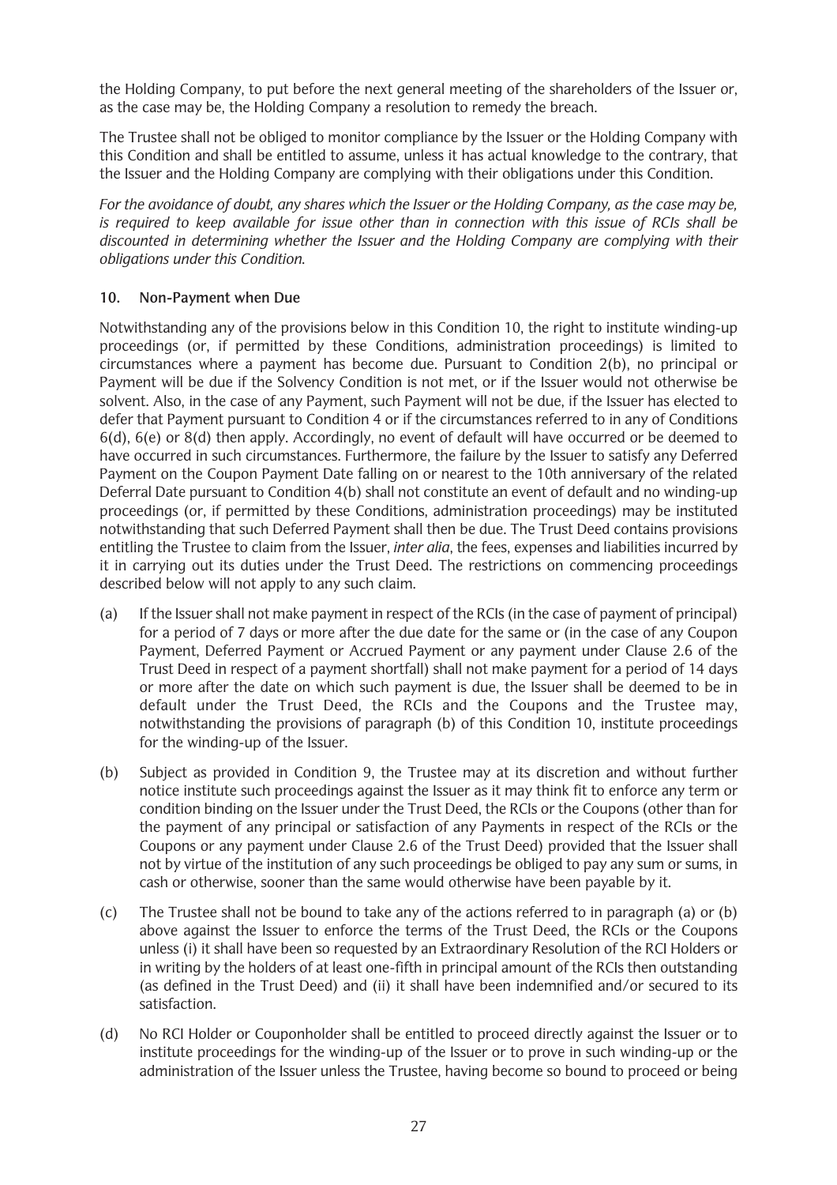the Holding Company, to put before the next general meeting of the shareholders of the Issuer or, as the case may be, the Holding Company a resolution to remedy the breach.

The Trustee shall not be obliged to monitor compliance by the Issuer or the Holding Company with this Condition and shall be entitled to assume, unless it has actual knowledge to the contrary, that the Issuer and the Holding Company are complying with their obligations under this Condition.

*For the avoidance of doubt, any shares which the Issuer or the Holding Company, as the case may be, is required to keep available for issue other than in connection with this issue of RCIs shall be discounted in determining whether the Issuer and the Holding Company are complying with their obligations under this Condition.*

### 10. Non-Payment when Due

Notwithstanding any of the provisions below in this Condition 10, the right to institute winding-up proceedings (or, if permitted by these Conditions, administration proceedings) is limited to circumstances where a payment has become due. Pursuant to Condition 2(b), no principal or Payment will be due if the Solvency Condition is not met, or if the Issuer would not otherwise be solvent. Also, in the case of any Payment, such Payment will not be due, if the Issuer has elected to defer that Payment pursuant to Condition 4 or if the circumstances referred to in any of Conditions 6(d), 6(e) or 8(d) then apply. Accordingly, no event of default will have occurred or be deemed to have occurred in such circumstances. Furthermore, the failure by the Issuer to satisfy any Deferred Payment on the Coupon Payment Date falling on or nearest to the 10th anniversary of the related Deferral Date pursuant to Condition 4(b) shall not constitute an event of default and no winding-up proceedings (or, if permitted by these Conditions, administration proceedings) may be instituted notwithstanding that such Deferred Payment shall then be due. The Trust Deed contains provisions entitling the Trustee to claim from the Issuer, *inter alia*, the fees, expenses and liabilities incurred by it in carrying out its duties under the Trust Deed. The restrictions on commencing proceedings described below will not apply to any such claim.

(a) If the Issuer shall not make payment in respect of the RCIs (in the case of payment of principal) for a period of 7 days or more after the due date for the same or (in the case of any Coupon Payment, Deferred Payment or Accrued Payment or any payment under Clause 2.6 of the Trust Deed in respect of a payment shortfall) shall not make payment for a period of 14 days or more after the date on which such payment is due, the Issuer shall be deemed to be in default under the Trust Deed, the RCIs and the Coupons and the Trustee may, notwithstanding the provisions of paragraph (b) of this Condition 10, institute proceedings for the winding-up of the Issuer.

(b) Subject as provided in Condition 9, the Trustee may at its discretion and without further notice institute such proceedings against the Issuer as it may think fit to enforce any term or condition binding on the Issuer under the Trust Deed, the RCIs or the Coupons (other than for the payment of any principal or satisfaction of any Payments in respect of the RCIs or the Coupons or any payment under Clause 2.6 of the Trust Deed) provided that the Issuer shall not by virtue of the institution of any such proceedings be obliged to pay any sum or sums, in cash or otherwise, sooner than the same would otherwise have been payable by it.

(c) The Trustee shall not be bound to take any of the actions referred to in paragraph (a) or (b) above against the Issuer to enforce the terms of the Trust Deed, the RCIs or the Coupons unless (i) it shall have been so requested by an Extraordinary Resolution of the RCI Holders or in writing by the holders of at least one-fifth in principal amount of the RCIs then outstanding (as defined in the Trust Deed) and (ii) it shall have been indemnified and/or secured to its satisfaction.

(d) No RCI Holder or Couponholder shall be entitled to proceed directly against the Issuer or to institute proceedings for the winding-up of the Issuer or to prove in such winding-up or the administration of the Issuer unless the Trustee, having become so bound to proceed or being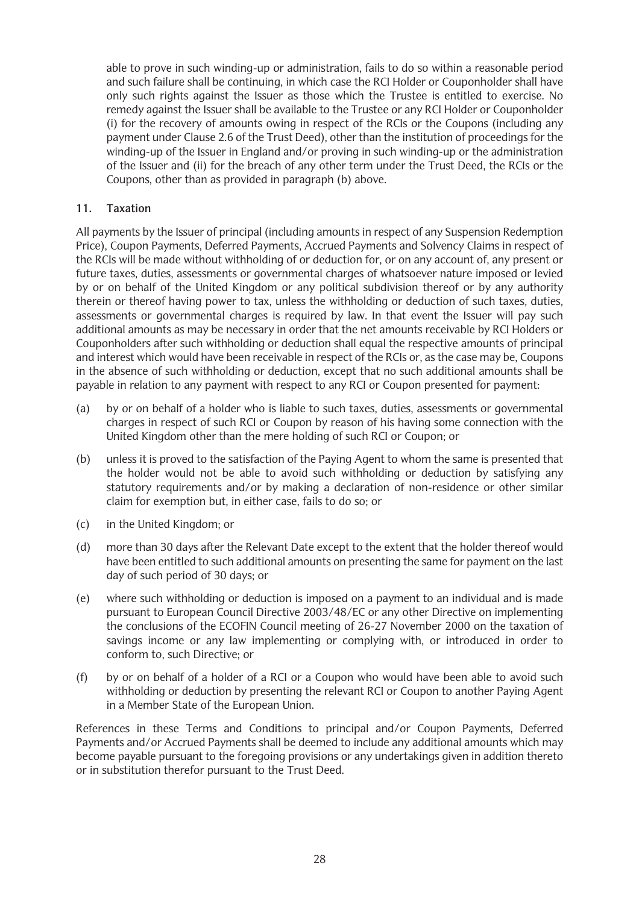able to prove in such winding-up or administration, fails to do so within a reasonable period and such failure shall be continuing, in which case the RCI Holder or Couponholder shall have only such rights against the Issuer as those which the Trustee is entitled to exercise. No remedy against the Issuer shall be available to the Trustee or any RCI Holder or Couponholder (i) for the recovery of amounts owing in respect of the RCIs or the Coupons (including any payment under Clause 2.6 of the Trust Deed), other than the institution of proceedings for the winding-up of the Issuer in England and/or proving in such winding-up or the administration of the Issuer and (ii) for the breach of any other term under the Trust Deed, the RCIs or the Coupons, other than as provided in paragraph (b) above.

## 11. Taxation

All payments by the Issuer of principal (including amounts in respect of any Suspension Redemption Price), Coupon Payments, Deferred Payments, Accrued Payments and Solvency Claims in respect of the RCIs will be made without withholding of or deduction for, or on any account of, any present or future taxes, duties, assessments or governmental charges of whatsoever nature imposed or levied by or on behalf of the United Kingdom or any political subdivision thereof or by any authority therein or thereof having power to tax, unless the withholding or deduction of such taxes, duties, assessments or governmental charges is required by law. In that event the Issuer will pay such additional amounts as may be necessary in order that the net amounts receivable by RCI Holders or Couponholders after such withholding or deduction shall equal the respective amounts of principal and interest which would have been receivable in respect of the RCIs or, as the case may be, Coupons in the absence of such withholding or deduction, except that no such additional amounts shall be payable in relation to any payment with respect to any RCI or Coupon presented for payment:

(a) by or on behalf of a holder who is liable to such taxes, duties, assessments or governmental charges in respect of such RCI or Coupon by reason of his having some connection with the United Kingdom other than the mere holding of such RCI or Coupon; or

(b) unless it is proved to the satisfaction of the Paying Agent to whom the same is presented that the holder would not be able to avoid such withholding or deduction by satisfying any statutory requirements and/or by making a declaration of non-residence or other similar claim for exemption but, in either case, fails to do so; or

(c) in the United Kingdom; or

(d) more than 30 days after the Relevant Date except to the extent that the holder thereof would have been entitled to such additional amounts on presenting the same for payment on the last day of such period of 30 days; or

(e) where such withholding or deduction is imposed on a payment to an individual and is made pursuant to European Council Directive 2003/48/EC or any other Directive on implementing the conclusions of the ECOFIN Council meeting of 26-27 November 2000 on the taxation of savings income or any law implementing or complying with, or introduced in order to conform to, such Directive; or

(f) by or on behalf of a holder of a RCI or a Coupon who would have been able to avoid such withholding or deduction by presenting the relevant RCI or Coupon to another Paying Agent in a Member State of the European Union.

References in these Terms and Conditions to principal and/or Coupon Payments, Deferred Payments and/or Accrued Payments shall be deemed to include any additional amounts which may become payable pursuant to the foregoing provisions or any undertakings given in addition thereto or in substitution therefor pursuant to the Trust Deed.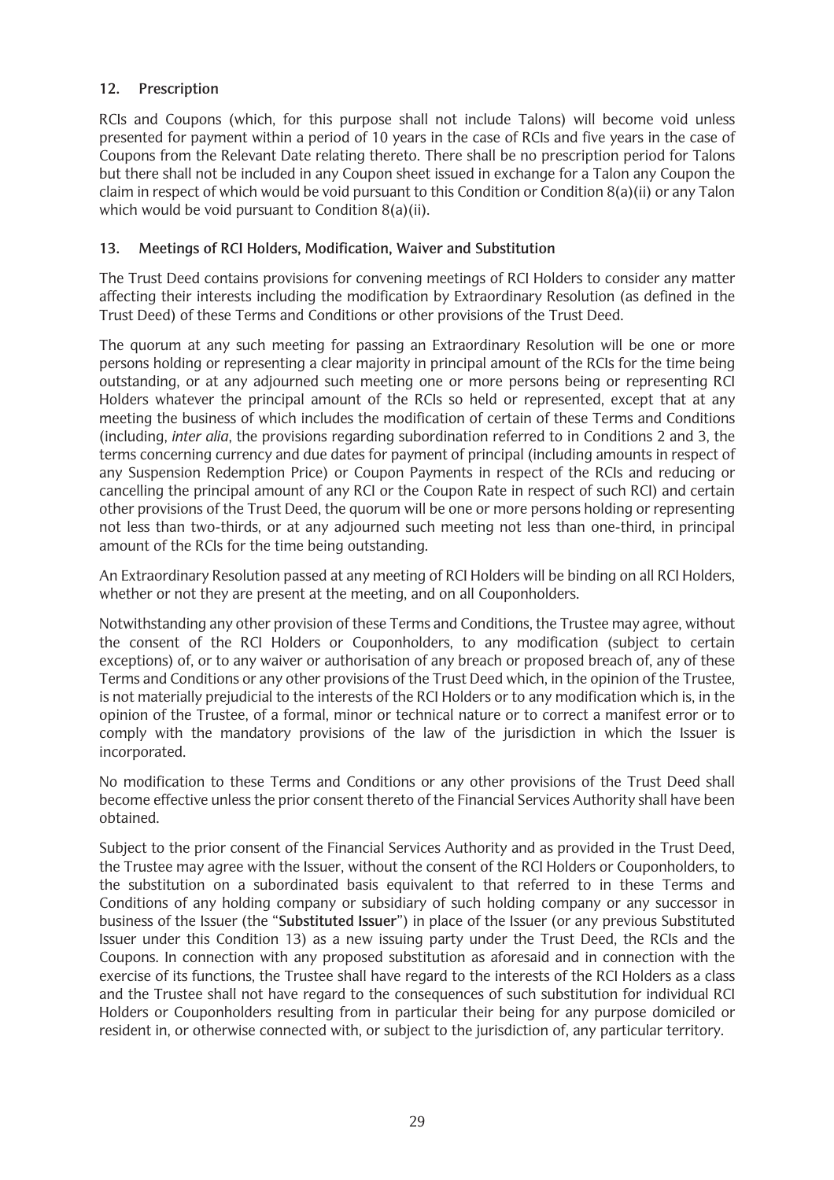## 12. Prescription

RCIs and Coupons (which, for this purpose shall not include Talons) will become void unless presented for payment within a period of 10 years in the case of RCIs and five years in the case of Coupons from the Relevant Date relating thereto. There shall be no prescription period for Talons but there shall not be included in any Coupon sheet issued in exchange for a Talon any Coupon the claim in respect of which would be void pursuant to this Condition or Condition 8(a)(ii) or any Talon which would be void pursuant to Condition 8(a)(ii).

## 13. Meetings of RCI Holders, Modification, Waiver and Substitution

The Trust Deed contains provisions for convening meetings of RCI Holders to consider any matter affecting their interests including the modification by Extraordinary Resolution (as defined in the Trust Deed) of these Terms and Conditions or other provisions of the Trust Deed.

The quorum at any such meeting for passing an Extraordinary Resolution will be one or more persons holding or representing a clear majority in principal amount of the RCIs for the time being outstanding, or at any adjourned such meeting one or more persons being or representing RCI Holders whatever the principal amount of the RCIs so held or represented, except that at any meeting the business of which includes the modification of certain of these Terms and Conditions (including, *inter alia*, the provisions regarding subordination referred to in Conditions 2 and 3, the terms concerning currency and due dates for payment of principal (including amounts in respect of any Suspension Redemption Price) or Coupon Payments in respect of the RCIs and reducing or cancelling the principal amount of any RCI or the Coupon Rate in respect of such RCI) and certain other provisions of the Trust Deed, the quorum will be one or more persons holding or representing not less than two-thirds, or at any adjourned such meeting not less than one-third, in principal amount of the RCIs for the time being outstanding.

An Extraordinary Resolution passed at any meeting of RCI Holders will be binding on all RCI Holders, whether or not they are present at the meeting, and on all Couponholders.

Notwithstanding any other provision of these Terms and Conditions, the Trustee may agree, without the consent of the RCI Holders or Couponholders, to any modification (subject to certain exceptions) of, or to any waiver or authorisation of any breach or proposed breach of, any of these Terms and Conditions or any other provisions of the Trust Deed which, in the opinion of the Trustee, is not materially prejudicial to the interests of the RCI Holders or to any modification which is, in the opinion of the Trustee, of a formal, minor or technical nature or to correct a manifest error or to comply with the mandatory provisions of the law of the jurisdiction in which the Issuer is incorporated.

No modification to these Terms and Conditions or any other provisions of the Trust Deed shall become effective unless the prior consent thereto of the Financial Services Authority shall have been obtained.

Subject to the prior consent of the Financial Services Authority and as provided in the Trust Deed, the Trustee may agree with the Issuer, without the consent of the RCI Holders or Couponholders, to the substitution on a subordinated basis equivalent to that referred to in these Terms and Conditions of any holding company or subsidiary of such holding company or any successor in business of the Issuer (the "**Substituted Issuer**") in place of the Issuer (or any previous Substituted Issuer under this Condition 13) as a new issuing party under the Trust Deed, the RCIs and the Coupons. In connection with any proposed substitution as aforesaid and in connection with the exercise of its functions, the Trustee shall have regard to the interests of the RCI Holders as a class and the Trustee shall not have regard to the consequences of such substitution for individual RCI Holders or Couponholders resulting from in particular their being for any purpose domiciled or resident in, or otherwise connected with, or subject to the jurisdiction of, any particular territory.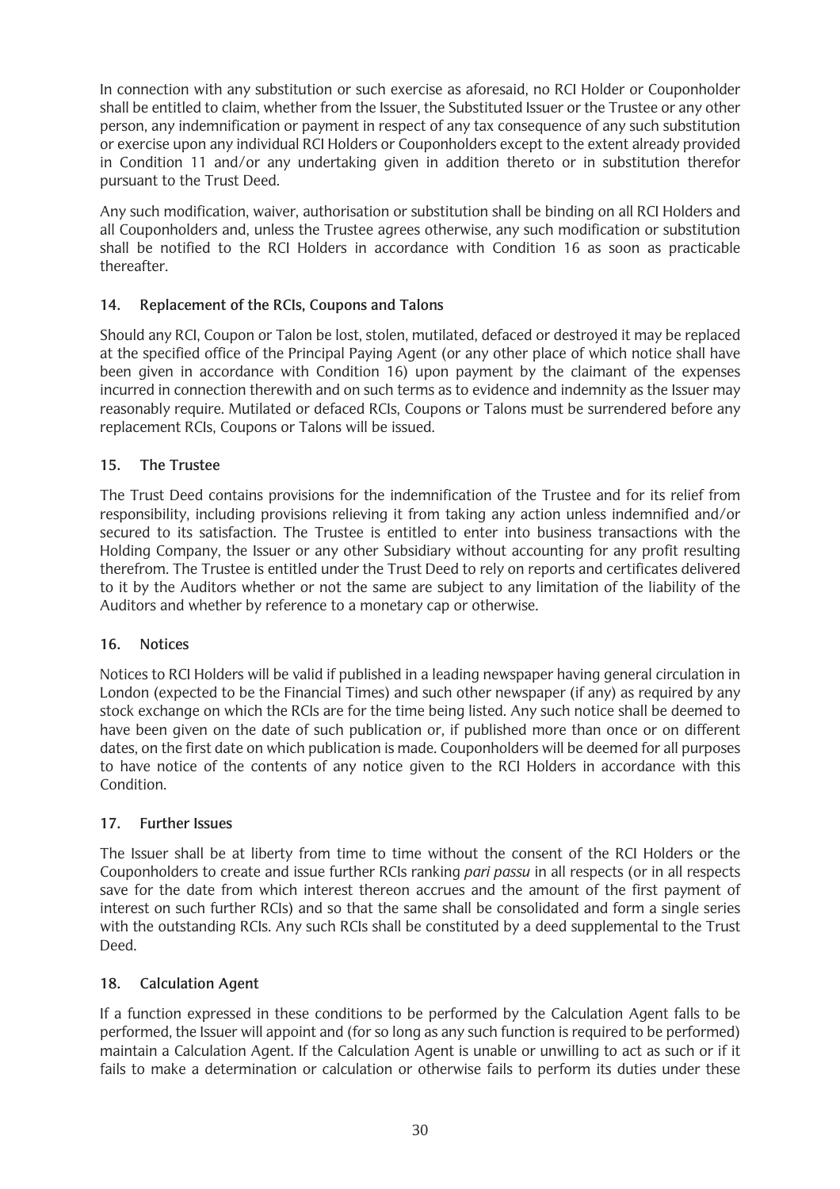In connection with any substitution or such exercise as aforesaid, no RCI Holder or Couponholder shall be entitled to claim, whether from the Issuer, the Substituted Issuer or the Trustee or any other person, any indemnification or payment in respect of any tax consequence of any such substitution or exercise upon any individual RCI Holders or Couponholders except to the extent already provided in Condition 11 and/or any undertaking given in addition thereto or in substitution therefor pursuant to the Trust Deed.

Any such modification, waiver, authorisation or substitution shall be binding on all RCI Holders and all Couponholders and, unless the Trustee agrees otherwise, any such modification or substitution shall be notified to the RCI Holders in accordance with Condition 16 as soon as practicable thereafter.

## 14. Replacement of the RCIs, Coupons and Talons

Should any RCI, Coupon or Talon be lost, stolen, mutilated, defaced or destroyed it may be replaced at the specified office of the Principal Paying Agent (or any other place of which notice shall have been given in accordance with Condition 16) upon payment by the claimant of the expenses incurred in connection therewith and on such terms as to evidence and indemnity as the Issuer may reasonably require. Mutilated or defaced RCIs, Coupons or Talons must be surrendered before any replacement RCIs, Coupons or Talons will be issued.

## 15. The Trustee

The Trust Deed contains provisions for the indemnification of the Trustee and for its relief from responsibility, including provisions relieving it from taking any action unless indemnified and/or secured to its satisfaction. The Trustee is entitled to enter into business transactions with the Holding Company, the Issuer or any other Subsidiary without accounting for any profit resulting therefrom. The Trustee is entitled under the Trust Deed to rely on reports and certificates delivered to it by the Auditors whether or not the same are subject to any limitation of the liability of the Auditors and whether by reference to a monetary cap or otherwise.

## 16. Notices

Notices to RCI Holders will be valid if published in a leading newspaper having general circulation in London (expected to be the Financial Times) and such other newspaper (if any) as required by any stock exchange on which the RCIs are for the time being listed. Any such notice shall be deemed to have been given on the date of such publication or, if published more than once or on different dates, on the first date on which publication is made. Couponholders will be deemed for all purposes to have notice of the contents of any notice given to the RCI Holders in accordance with this Condition.

## 17. Further Issues

The Issuer shall be at liberty from time to time without the consent of the RCI Holders or the Couponholders to create and issue further RCIs ranking *pari passu* in all respects (or in all respects save for the date from which interest thereon accrues and the amount of the first payment of interest on such further RCIs) and so that the same shall be consolidated and form a single series with the outstanding RCIs. Any such RCIs shall be constituted by a deed supplemental to the Trust Deed.

## 18. Calculation Agent

If a function expressed in these conditions to be performed by the Calculation Agent falls to be performed, the Issuer will appoint and (for so long as any such function is required to be performed) maintain a Calculation Agent. If the Calculation Agent is unable or unwilling to act as such or if it fails to make a determination or calculation or otherwise fails to perform its duties under these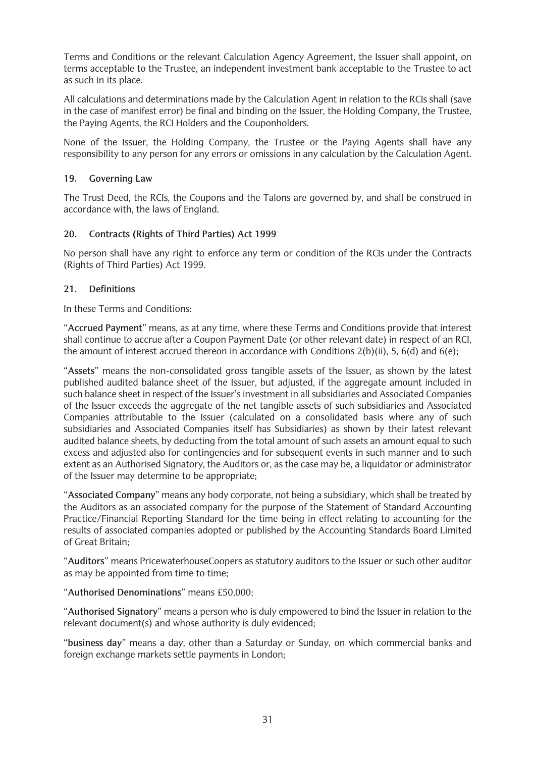Terms and Conditions or the relevant Calculation Agency Agreement, the Issuer shall appoint, on terms acceptable to the Trustee, an independent investment bank acceptable to the Trustee to act as such in its place.

All calculations and determinations made by the Calculation Agent in relation to the RCIs shall (save in the case of manifest error) be final and binding on the Issuer, the Holding Company, the Trustee, the Paying Agents, the RCI Holders and the Couponholders.

None of the Issuer, the Holding Company, the Trustee or the Paying Agents shall have any responsibility to any person for any errors or omissions in any calculation by the Calculation Agent.

## 19. Governing Law

The Trust Deed, the RCIs, the Coupons and the Talons are governed by, and shall be construed in accordance with, the laws of England.

## 20. Contracts (Rights of Third Parties) Act 1999

No person shall have any right to enforce any term or condition of the RCIs under the Contracts (Rights of Third Parties) Act 1999.

## 21. Definitions

In these Terms and Conditions:

"**Accrued Payment**" means, as at any time, where these Terms and Conditions provide that interest shall continue to accrue after a Coupon Payment Date (or other relevant date) in respect of an RCI, the amount of interest accrued thereon in accordance with Conditions 2(b)(ii), 5, 6(d) and 6(e);

"**Assets**" means the non-consolidated gross tangible assets of the Issuer, as shown by the latest published audited balance sheet of the Issuer, but adjusted, if the aggregate amount included in such balance sheet in respect of the Issuer's investment in all subsidiaries and Associated Companies of the Issuer exceeds the aggregate of the net tangible assets of such subsidiaries and Associated Companies attributable to the Issuer (calculated on a consolidated basis where any of such subsidiaries and Associated Companies itself has Subsidiaries) as shown by their latest relevant audited balance sheets, by deducting from the total amount of such assets an amount equal to such excess and adjusted also for contingencies and for subsequent events in such manner and to such extent as an Authorised Signatory, the Auditors or, as the case may be, a liquidator or administrator of the Issuer may determine to be appropriate;

"**Associated Company**" means any body corporate, not being a subsidiary, which shall be treated by the Auditors as an associated company for the purpose of the Statement of Standard Accounting Practice/Financial Reporting Standard for the time being in effect relating to accounting for the results of associated companies adopted or published by the Accounting Standards Board Limited of Great Britain;

"**Auditors**" means PricewaterhouseCoopers as statutory auditors to the Issuer or such other auditor as may be appointed from time to time;

"**Authorised Denominations**" means £50,000;

"**Authorised Signatory**" means a person who is duly empowered to bind the Issuer in relation to the relevant document(s) and whose authority is duly evidenced;

"**business day**" means a day, other than a Saturday or Sunday, on which commercial banks and foreign exchange markets settle payments in London;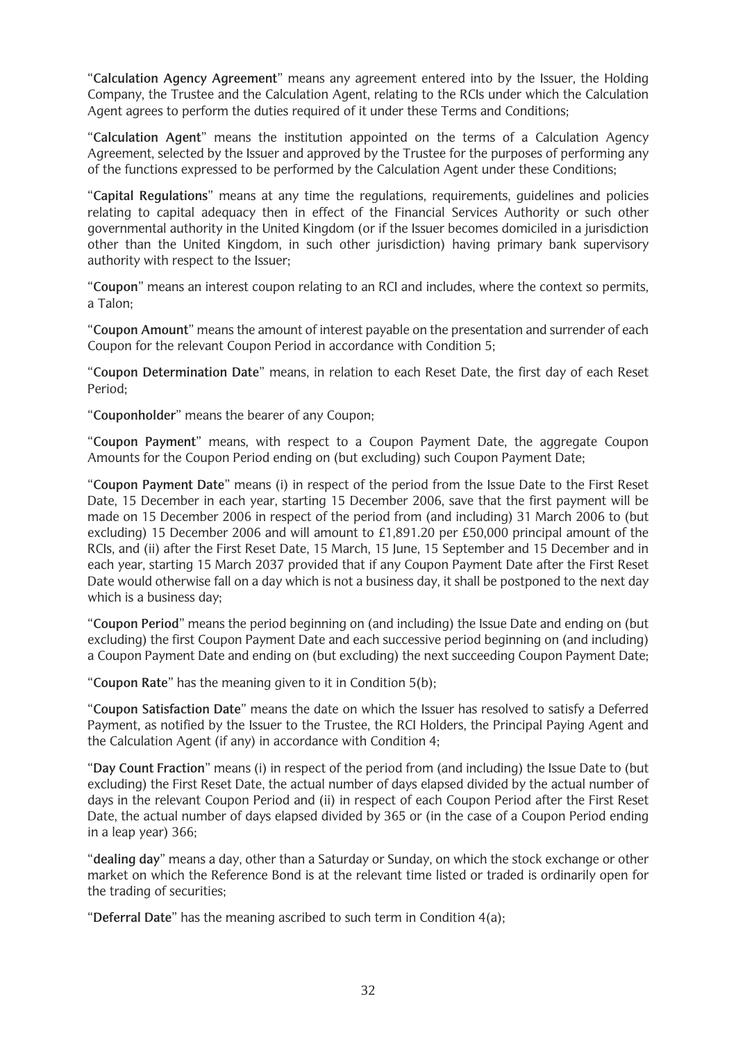"**Calculation Agency Agreement**" means any agreement entered into by the Issuer, the Holding Company, the Trustee and the Calculation Agent, relating to the RCIs under which the Calculation Agent agrees to perform the duties required of it under these Terms and Conditions;

"**Calculation Agent**" means the institution appointed on the terms of a Calculation Agency Agreement, selected by the Issuer and approved by the Trustee for the purposes of performing any of the functions expressed to be performed by the Calculation Agent under these Conditions;

"**Capital Regulations**" means at any time the regulations, requirements, guidelines and policies relating to capital adequacy then in effect of the Financial Services Authority or such other governmental authority in the United Kingdom (or if the Issuer becomes domiciled in a jurisdiction other than the United Kingdom, in such other jurisdiction) having primary bank supervisory authority with respect to the Issuer;

"**Coupon**" means an interest coupon relating to an RCI and includes, where the context so permits, a Talon;

"**Coupon Amount**" means the amount of interest payable on the presentation and surrender of each Coupon for the relevant Coupon Period in accordance with Condition 5;

"**Coupon Determination Date**" means, in relation to each Reset Date, the first day of each Reset Period;

"**Couponholder**" means the bearer of any Coupon;

"**Coupon Payment**" means, with respect to a Coupon Payment Date, the aggregate Coupon Amounts for the Coupon Period ending on (but excluding) such Coupon Payment Date;

"**Coupon Payment Date**" means (i) in respect of the period from the Issue Date to the First Reset Date, 15 December in each year, starting 15 December 2006, save that the first payment will be made on 15 December 2006 in respect of the period from (and including) 31 March 2006 to (but excluding) 15 December 2006 and will amount to £1,891.20 per £50,000 principal amount of the RCIs, and (ii) after the First Reset Date, 15 March, 15 June, 15 September and 15 December and in each year, starting 15 March 2037 provided that if any Coupon Payment Date after the First Reset Date would otherwise fall on a day which is not a business day, it shall be postponed to the next day which is a business day;

"**Coupon Period**" means the period beginning on (and including) the Issue Date and ending on (but excluding) the first Coupon Payment Date and each successive period beginning on (and including) a Coupon Payment Date and ending on (but excluding) the next succeeding Coupon Payment Date;

"**Coupon Rate**" has the meaning given to it in Condition 5(b);

"**Coupon Satisfaction Date**" means the date on which the Issuer has resolved to satisfy a Deferred Payment, as notified by the Issuer to the Trustee, the RCI Holders, the Principal Paying Agent and the Calculation Agent (if any) in accordance with Condition 4;

"**Day Count Fraction**" means (i) in respect of the period from (and including) the Issue Date to (but excluding) the First Reset Date, the actual number of days elapsed divided by the actual number of days in the relevant Coupon Period and (ii) in respect of each Coupon Period after the First Reset Date, the actual number of days elapsed divided by 365 or (in the case of a Coupon Period ending in a leap year) 366;

"**dealing day**" means a day, other than a Saturday or Sunday, on which the stock exchange or other market on which the Reference Bond is at the relevant time listed or traded is ordinarily open for the trading of securities;

"**Deferral Date**" has the meaning ascribed to such term in Condition 4(a);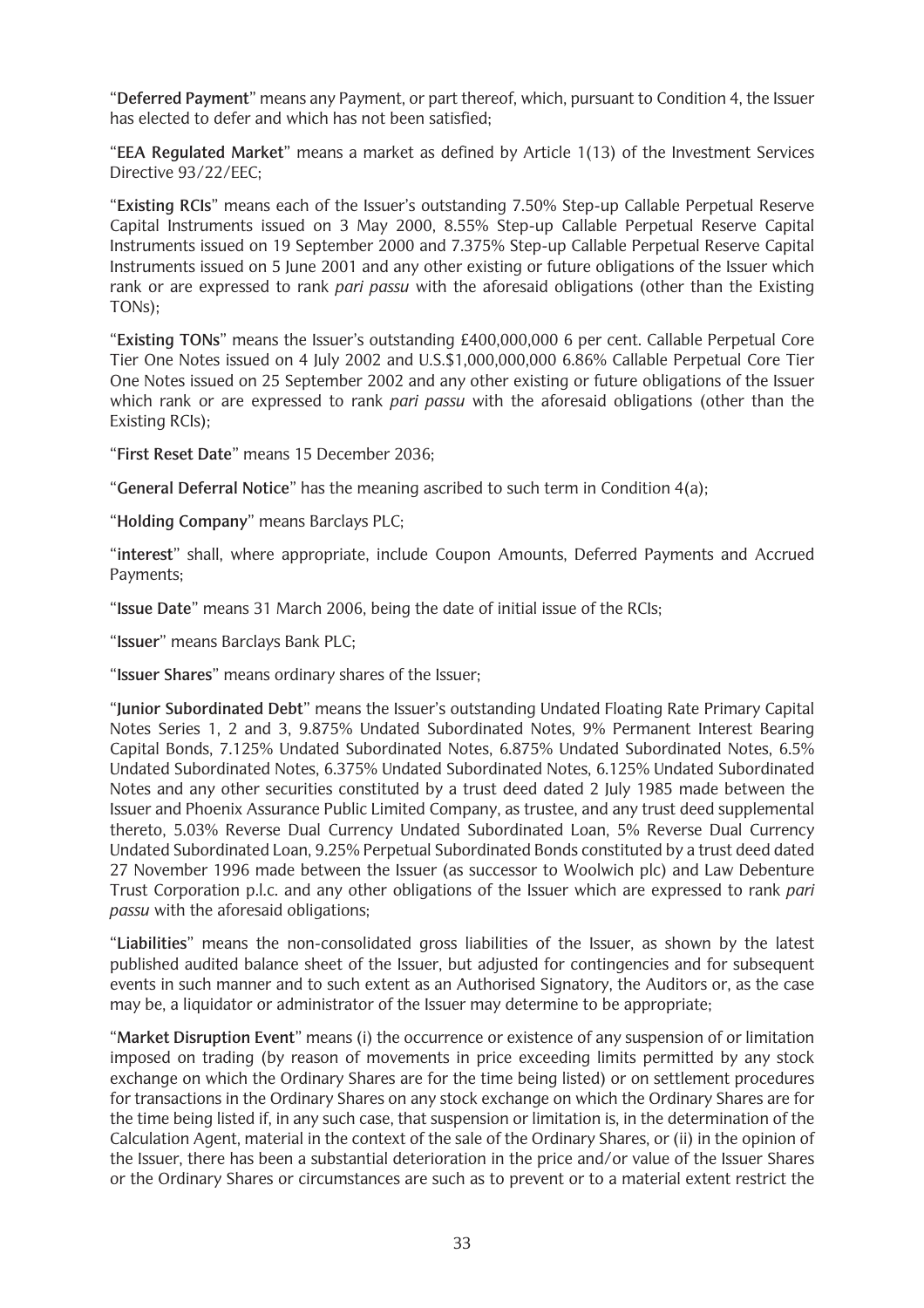"**Deferred Payment**" means any Payment, or part thereof, which, pursuant to Condition 4, the Issuer has elected to defer and which has not been satisfied;

"**EEA Regulated Market**" means a market as defined by Article 1(13) of the Investment Services Directive 93/22/EEC;

"**Existing RCIs**" means each of the Issuer's outstanding 7.50% Step-up Callable Perpetual Reserve Capital Instruments issued on 3 May 2000, 8.55% Step-up Callable Perpetual Reserve Capital Instruments issued on 19 September 2000 and 7.375% Step-up Callable Perpetual Reserve Capital Instruments issued on 5 June 2001 and any other existing or future obligations of the Issuer which rank or are expressed to rank *pari passu* with the aforesaid obligations (other than the Existing TONs);

"**Existing TONs**" means the Issuer's outstanding £400,000,000 6 per cent. Callable Perpetual Core Tier One Notes issued on 4 July 2002 and U.S.$1,000,000,000 6.86% Callable Perpetual Core Tier One Notes issued on 25 September 2002 and any other existing or future obligations of the Issuer which rank or are expressed to rank *pari passu* with the aforesaid obligations (other than the Existing RCIs);

"**First Reset Date**" means 15 December 2036;

"**General Deferral Notice**" has the meaning ascribed to such term in Condition 4(a);

"**Holding Company**" means Barclays PLC;

"**interest**" shall, where appropriate, include Coupon Amounts, Deferred Payments and Accrued Payments;

"**Issue Date**" means 31 March 2006, being the date of initial issue of the RCIs;

"**Issuer**" means Barclays Bank PLC;

"**Issuer Shares**" means ordinary shares of the Issuer;

"**Junior Subordinated Debt**" means the Issuer's outstanding Undated Floating Rate Primary Capital Notes Series 1, 2 and 3, 9.875% Undated Subordinated Notes, 9% Permanent Interest Bearing Capital Bonds, 7.125% Undated Subordinated Notes, 6.875% Undated Subordinated Notes, 6.5% Undated Subordinated Notes, 6.375% Undated Subordinated Notes, 6.125% Undated Subordinated Notes and any other securities constituted by a trust deed dated 2 July 1985 made between the Issuer and Phoenix Assurance Public Limited Company, as trustee, and any trust deed supplemental thereto, 5.03% Reverse Dual Currency Undated Subordinated Loan, 5% Reverse Dual Currency Undated Subordinated Loan, 9.25% Perpetual Subordinated Bonds constituted by a trust deed dated 27 November 1996 made between the Issuer (as successor to Woolwich plc) and Law Debenture Trust Corporation p.l.c. and any other obligations of the Issuer which are expressed to rank *pari passu* with the aforesaid obligations;

"**Liabilities**" means the non-consolidated gross liabilities of the Issuer, as shown by the latest published audited balance sheet of the Issuer, but adjusted for contingencies and for subsequent events in such manner and to such extent as an Authorised Signatory, the Auditors or, as the case may be, a liquidator or administrator of the Issuer may determine to be appropriate;

"**Market Disruption Event**" means (i) the occurrence or existence of any suspension of or limitation imposed on trading (by reason of movements in price exceeding limits permitted by any stock exchange on which the Ordinary Shares are for the time being listed) or on settlement procedures for transactions in the Ordinary Shares on any stock exchange on which the Ordinary Shares are for the time being listed if, in any such case, that suspension or limitation is, in the determination of the Calculation Agent, material in the context of the sale of the Ordinary Shares, or (ii) in the opinion of the Issuer, there has been a substantial deterioration in the price and/or value of the Issuer Shares or the Ordinary Shares or circumstances are such as to prevent or to a material extent restrict the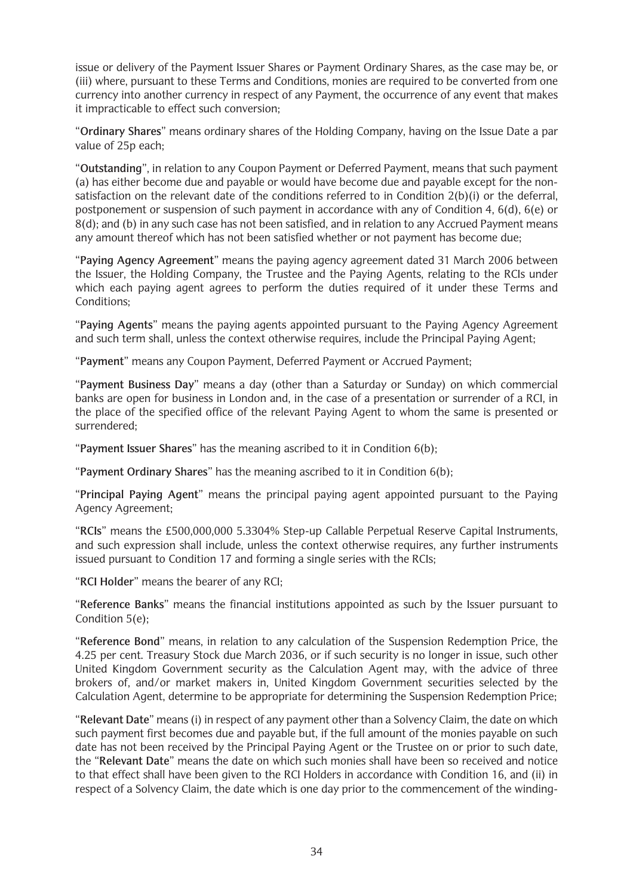issue or delivery of the Payment Issuer Shares or Payment Ordinary Shares, as the case may be, or (iii) where, pursuant to these Terms and Conditions, monies are required to be converted from one currency into another currency in respect of any Payment, the occurrence of any event that makes it impracticable to effect such conversion;

"**Ordinary Shares**" means ordinary shares of the Holding Company, having on the Issue Date a par value of 25p each;

"**Outstanding**", in relation to any Coupon Payment or Deferred Payment, means that such payment (a) has either become due and payable or would have become due and payable except for the non-satisfaction on the relevant date of the conditions referred to in Condition 2(b)(i) or the deferral, postponement or suspension of such payment in accordance with any of Condition 4, 6(d), 6(e) or 8(d); and (b) in any such case has not been satisfied, and in relation to any Accrued Payment means any amount thereof which has not been satisfied whether or not payment has become due;

"**Paying Agency Agreement**" means the paying agency agreement dated 31 March 2006 between the Issuer, the Holding Company, the Trustee and the Paying Agents, relating to the RCIs under which each paying agent agrees to perform the duties required of it under these Terms and Conditions;

"**Paying Agents**" means the paying agents appointed pursuant to the Paying Agency Agreement and such term shall, unless the context otherwise requires, include the Principal Paying Agent;

"**Payment**" means any Coupon Payment, Deferred Payment or Accrued Payment;

"**Payment Business Day**" means a day (other than a Saturday or Sunday) on which commercial banks are open for business in London and, in the case of a presentation or surrender of a RCI, in the place of the specified office of the relevant Paying Agent to whom the same is presented or surrendered;

"**Payment Issuer Shares**" has the meaning ascribed to it in Condition 6(b);

"**Payment Ordinary Shares**" has the meaning ascribed to it in Condition 6(b);

"**Principal Paying Agent**" means the principal paying agent appointed pursuant to the Paying Agency Agreement;

"**RCIs**" means the £500,000,000 5.3304% Step-up Callable Perpetual Reserve Capital Instruments, and such expression shall include, unless the context otherwise requires, any further instruments issued pursuant to Condition 17 and forming a single series with the RCIs;

"**RCI Holder**" means the bearer of any RCI;

"**Reference Banks**" means the financial institutions appointed as such by the Issuer pursuant to Condition 5(e);

"**Reference Bond**" means, in relation to any calculation of the Suspension Redemption Price, the 4.25 per cent. Treasury Stock due March 2036, or if such security is no longer in issue, such other United Kingdom Government security as the Calculation Agent may, with the advice of three brokers of, and/or market makers in, United Kingdom Government securities selected by the Calculation Agent, determine to be appropriate for determining the Suspension Redemption Price;

"**Relevant Date**" means (i) in respect of any payment other than a Solvency Claim, the date on which such payment first becomes due and payable but, if the full amount of the monies payable on such date has not been received by the Principal Paying Agent or the Trustee on or prior to such date, the "**Relevant Date**" means the date on which such monies shall have been so received and notice to that effect shall have been given to the RCI Holders in accordance with Condition 16, and (ii) in respect of a Solvency Claim, the date which is one day prior to the commencement of the winding-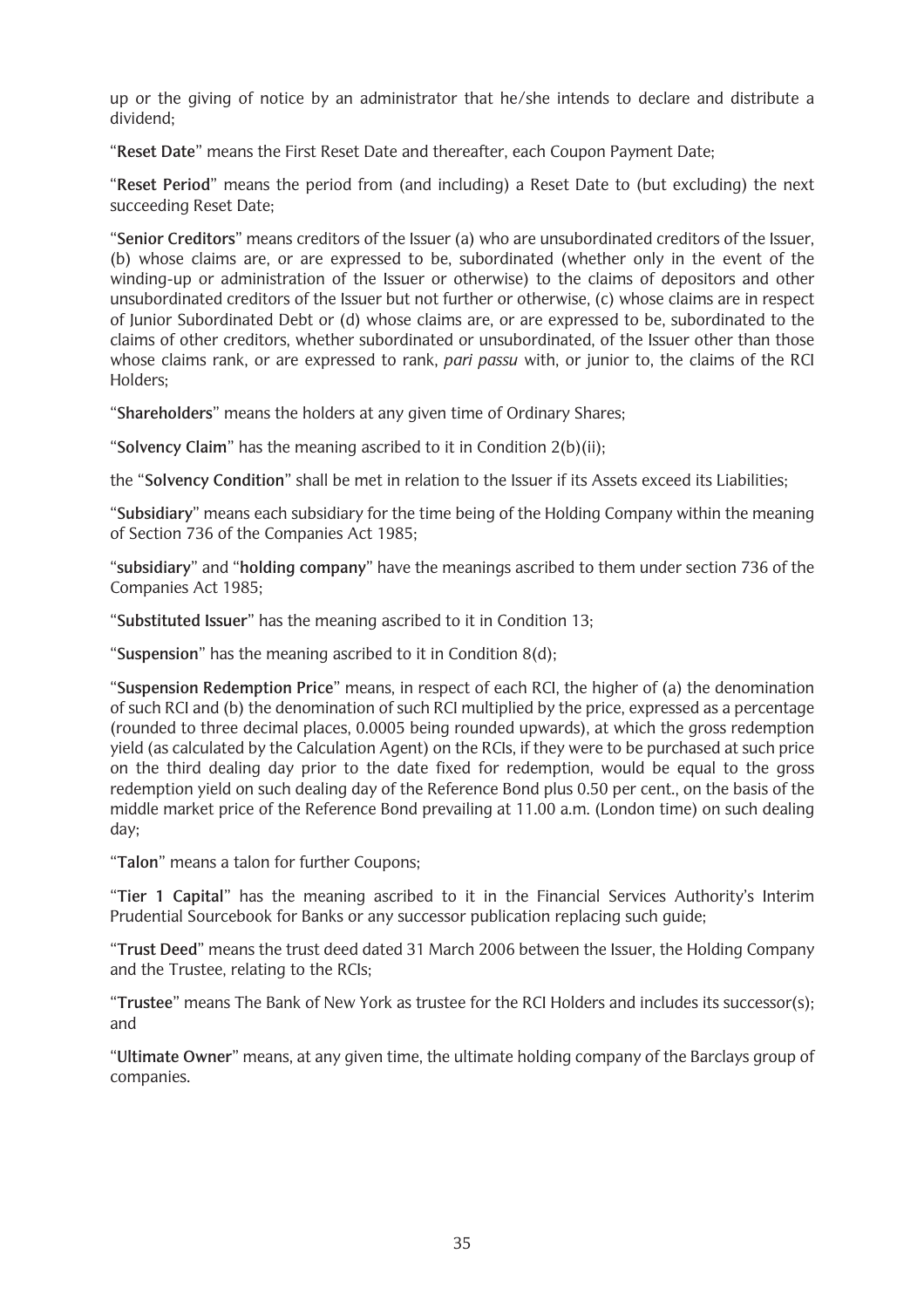up or the giving of notice by an administrator that he/she intends to declare and distribute a dividend;

"**Reset Date**" means the First Reset Date and thereafter, each Coupon Payment Date;

"**Reset Period**" means the period from (and including) a Reset Date to (but excluding) the next succeeding Reset Date;

"**Senior Creditors**" means creditors of the Issuer (a) who are unsubordinated creditors of the Issuer, (b) whose claims are, or are expressed to be, subordinated (whether only in the event of the winding-up or administration of the Issuer or otherwise) to the claims of depositors and other unsubordinated creditors of the Issuer but not further or otherwise, (c) whose claims are in respect of Junior Subordinated Debt or (d) whose claims are, or are expressed to be, subordinated to the claims of other creditors, whether subordinated or unsubordinated, of the Issuer other than those whose claims rank, or are expressed to rank, *pari passu* with, or junior to, the claims of the RCI Holders;

"**Shareholders**" means the holders at any given time of Ordinary Shares;

"**Solvency Claim**" has the meaning ascribed to it in Condition 2(b)(ii);

the "**Solvency Condition**" shall be met in relation to the Issuer if its Assets exceed its Liabilities;

"**Subsidiary**" means each subsidiary for the time being of the Holding Company within the meaning of Section 736 of the Companies Act 1985;

"**subsidiary**" and "**holding company**" have the meanings ascribed to them under section 736 of the Companies Act 1985;

"**Substituted Issuer**" has the meaning ascribed to it in Condition 13;

"**Suspension**" has the meaning ascribed to it in Condition 8(d);

"**Suspension Redemption Price**" means, in respect of each RCI, the higher of (a) the denomination of such RCI and (b) the denomination of such RCI multiplied by the price, expressed as a percentage (rounded to three decimal places, 0.0005 being rounded upwards), at which the gross redemption yield (as calculated by the Calculation Agent) on the RCIs, if they were to be purchased at such price on the third dealing day prior to the date fixed for redemption, would be equal to the gross redemption yield on such dealing day of the Reference Bond plus 0.50 per cent., on the basis of the middle market price of the Reference Bond prevailing at 11.00 a.m. (London time) on such dealing day;

"**Talon**" means a talon for further Coupons;

"**Tier 1 Capital**" has the meaning ascribed to it in the Financial Services Authority's Interim Prudential Sourcebook for Banks or any successor publication replacing such guide;

"**Trust Deed**" means the trust deed dated 31 March 2006 between the Issuer, the Holding Company and the Trustee, relating to the RCIs;

"**Trustee**" means The Bank of New York as trustee for the RCI Holders and includes its successor(s); and

"**Ultimate Owner**" means, at any given time, the ultimate holding company of the Barclays group of companies.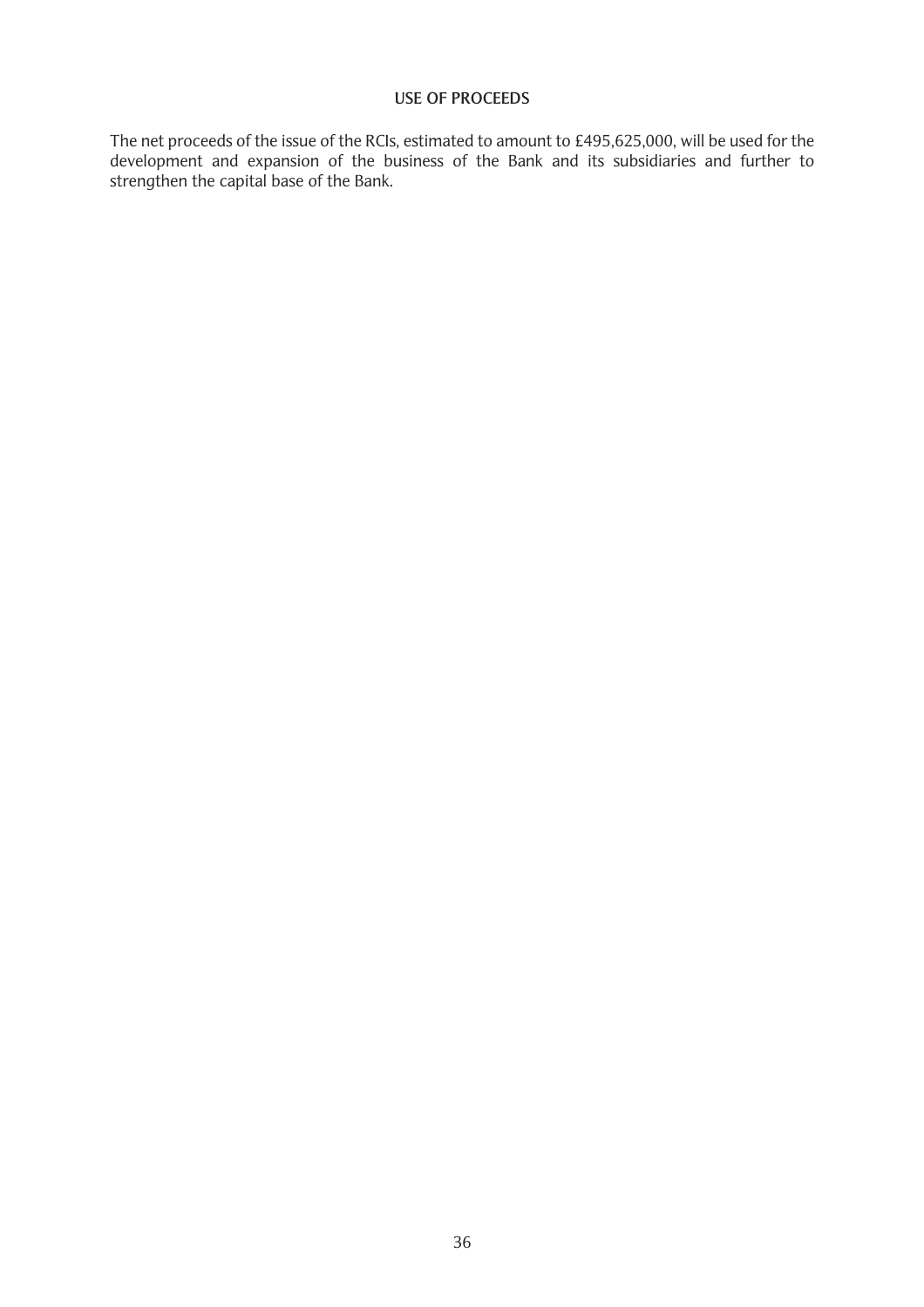## USE OF PROCEEDS

The net proceeds of the issue of the RCIs, estimated to amount to £495,625,000, will be used for the development and expansion of the business of the Bank and its subsidiaries and further to strengthen the capital base of the Bank.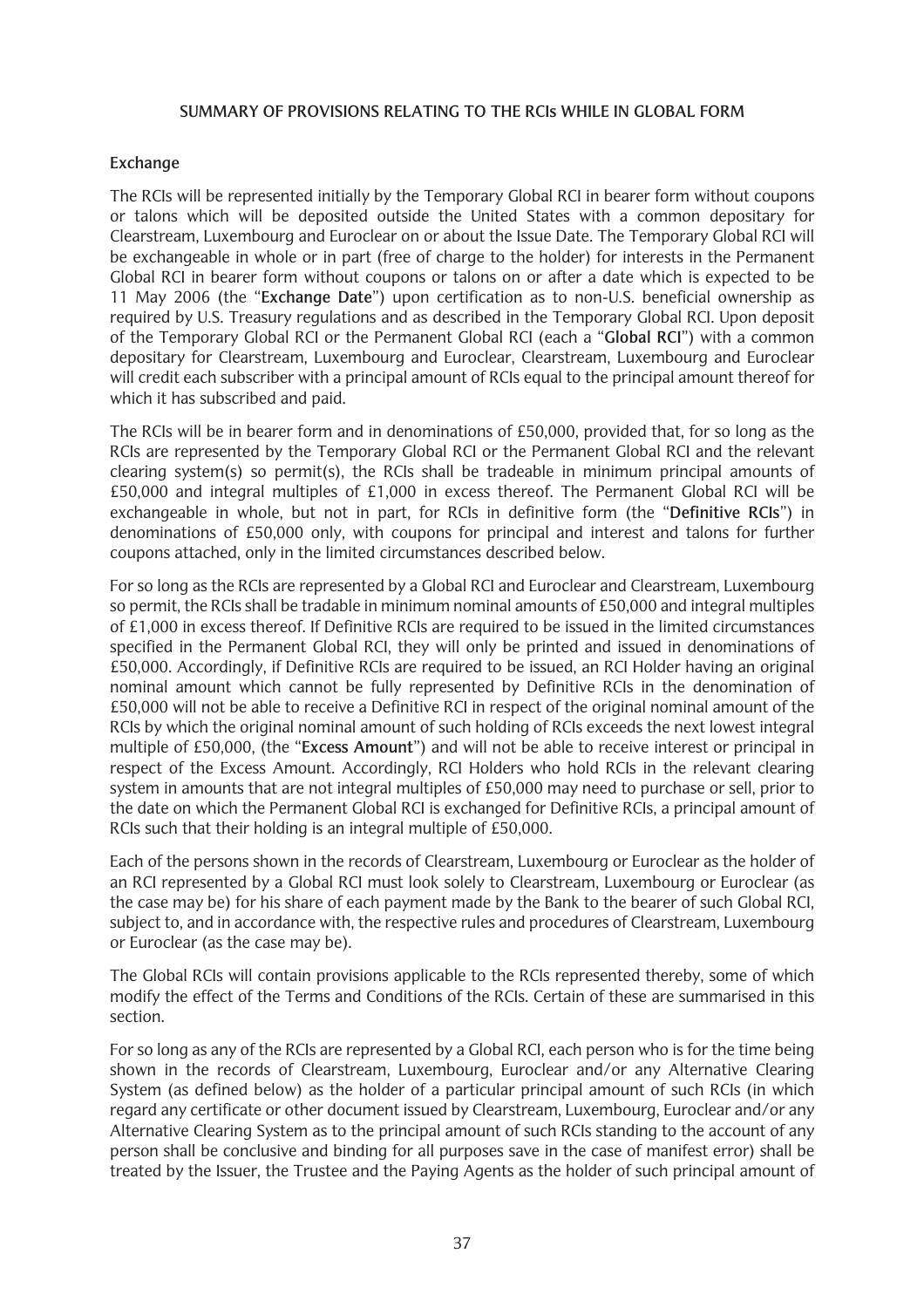## SUMMARY OF PROVISIONS RELATING TO THE RCIs WHILE IN GLOBAL FORM

### Exchange

The RCIs will be represented initially by the Temporary Global RCI in bearer form without coupons or talons which will be deposited outside the United States with a common depositary for Clearstream, Luxembourg and Euroclear on or about the Issue Date. The Temporary Global RCI will be exchangeable in whole or in part (free of charge to the holder) for interests in the Permanent Global RCI in bearer form without coupons or talons on or after a date which is expected to be 11 May 2006 (the "**Exchange Date**") upon certification as to non-U.S. beneficial ownership as required by U.S. Treasury regulations and as described in the Temporary Global RCI. Upon deposit of the Temporary Global RCI or the Permanent Global RCI (each a "**Global RCI**") with a common depositary for Clearstream, Luxembourg and Euroclear, Clearstream, Luxembourg and Euroclear will credit each subscriber with a principal amount of RCIs equal to the principal amount thereof for which it has subscribed and paid.

The RCIs will be in bearer form and in denominations of £50,000, provided that, for so long as the RCIs are represented by the Temporary Global RCI or the Permanent Global RCI and the relevant clearing system(s) so permit(s), the RCIs shall be tradeable in minimum principal amounts of £50,000 and integral multiples of £1,000 in excess thereof. The Permanent Global RCI will be exchangeable in whole, but not in part, for RCIs in definitive form (the "**Definitive RCIs**") in denominations of £50,000 only, with coupons for principal and interest and talons for further coupons attached, only in the limited circumstances described below.

For so long as the RCIs are represented by a Global RCI and Euroclear and Clearstream, Luxembourg so permit, the RCIs shall be tradable in minimum nominal amounts of £50,000 and integral multiples of £1,000 in excess thereof. If Definitive RCIs are required to be issued in the limited circumstances specified in the Permanent Global RCI, they will only be printed and issued in denominations of £50,000. Accordingly, if Definitive RCIs are required to be issued, an RCI Holder having an original nominal amount which cannot be fully represented by Definitive RCIs in the denomination of £50,000 will not be able to receive a Definitive RCI in respect of the original nominal amount of the RCIs by which the original nominal amount of such holding of RCIs exceeds the next lowest integral multiple of £50,000, (the "**Excess Amount**") and will not be able to receive interest or principal in respect of the Excess Amount. Accordingly, RCI Holders who hold RCIs in the relevant clearing system in amounts that are not integral multiples of £50,000 may need to purchase or sell, prior to the date on which the Permanent Global RCI is exchanged for Definitive RCIs, a principal amount of RCIs such that their holding is an integral multiple of £50,000.

Each of the persons shown in the records of Clearstream, Luxembourg or Euroclear as the holder of an RCI represented by a Global RCI must look solely to Clearstream, Luxembourg or Euroclear (as the case may be) for his share of each payment made by the Bank to the bearer of such Global RCI, subject to, and in accordance with, the respective rules and procedures of Clearstream, Luxembourg or Euroclear (as the case may be).

The Global RCIs will contain provisions applicable to the RCIs represented thereby, some of which modify the effect of the Terms and Conditions of the RCIs. Certain of these are summarised in this section.

For so long as any of the RCIs are represented by a Global RCI, each person who is for the time being shown in the records of Clearstream, Luxembourg, Euroclear and/or any Alternative Clearing System (as defined below) as the holder of a particular principal amount of such RCIs (in which regard any certificate or other document issued by Clearstream, Luxembourg, Euroclear and/or any Alternative Clearing System as to the principal amount of such RCIs standing to the account of any person shall be conclusive and binding for all purposes save in the case of manifest error) shall be treated by the Issuer, the Trustee and the Paying Agents as the holder of such principal amount of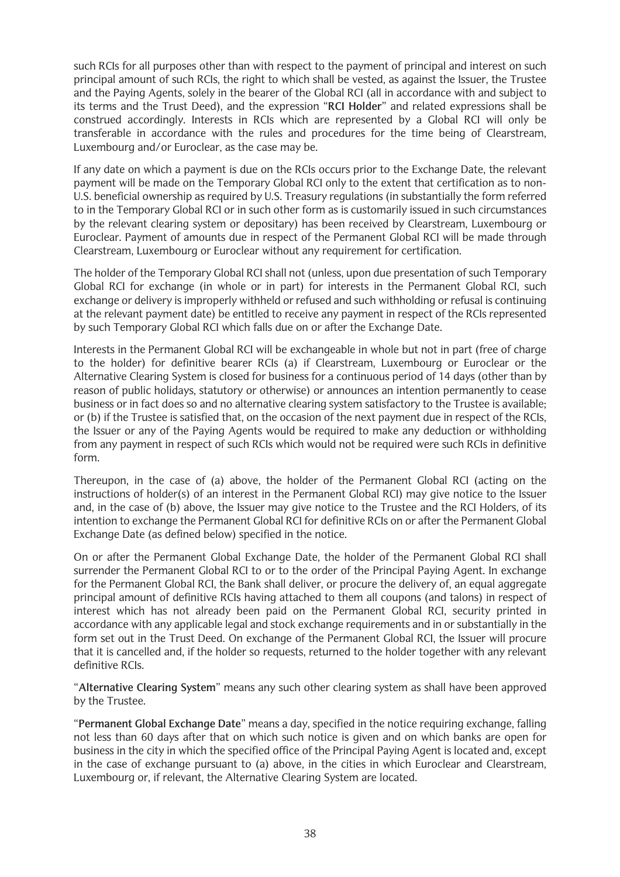such RCIs for all purposes other than with respect to the payment of principal and interest on such principal amount of such RCIs, the right to which shall be vested, as against the Issuer, the Trustee and the Paying Agents, solely in the bearer of the Global RCI (all in accordance with and subject to its terms and the Trust Deed), and the expression "**RCI Holder**" and related expressions shall be construed accordingly. Interests in RCIs which are represented by a Global RCI will only be transferable in accordance with the rules and procedures for the time being of Clearstream, Luxembourg and/or Euroclear, as the case may be.

If any date on which a payment is due on the RCIs occurs prior to the Exchange Date, the relevant payment will be made on the Temporary Global RCI only to the extent that certification as to non-U.S. beneficial ownership as required by U.S. Treasury regulations (in substantially the form referred to in the Temporary Global RCI or in such other form as is customarily issued in such circumstances by the relevant clearing system or depositary) has been received by Clearstream, Luxembourg or Euroclear. Payment of amounts due in respect of the Permanent Global RCI will be made through Clearstream, Luxembourg or Euroclear without any requirement for certification.

The holder of the Temporary Global RCI shall not (unless, upon due presentation of such Temporary Global RCI for exchange (in whole or in part) for interests in the Permanent Global RCI, such exchange or delivery is improperly withheld or refused and such withholding or refusal is continuing at the relevant payment date) be entitled to receive any payment in respect of the RCIs represented by such Temporary Global RCI which falls due on or after the Exchange Date.

Interests in the Permanent Global RCI will be exchangeable in whole but not in part (free of charge to the holder) for definitive bearer RCIs (a) if Clearstream, Luxembourg or Euroclear or the Alternative Clearing System is closed for business for a continuous period of 14 days (other than by reason of public holidays, statutory or otherwise) or announces an intention permanently to cease business or in fact does so and no alternative clearing system satisfactory to the Trustee is available; or (b) if the Trustee is satisfied that, on the occasion of the next payment due in respect of the RCIs, the Issuer or any of the Paying Agents would be required to make any deduction or withholding from any payment in respect of such RCIs which would not be required were such RCIs in definitive form.

Thereupon, in the case of (a) above, the holder of the Permanent Global RCI (acting on the instructions of holder(s) of an interest in the Permanent Global RCI) may give notice to the Issuer and, in the case of (b) above, the Issuer may give notice to the Trustee and the RCI Holders, of its intention to exchange the Permanent Global RCI for definitive RCIs on or after the Permanent Global Exchange Date (as defined below) specified in the notice.

On or after the Permanent Global Exchange Date, the holder of the Permanent Global RCI shall surrender the Permanent Global RCI to or to the order of the Principal Paying Agent. In exchange for the Permanent Global RCI, the Bank shall deliver, or procure the delivery of, an equal aggregate principal amount of definitive RCIs having attached to them all coupons (and talons) in respect of interest which has not already been paid on the Permanent Global RCI, security printed in accordance with any applicable legal and stock exchange requirements and in or substantially in the form set out in the Trust Deed. On exchange of the Permanent Global RCI, the Issuer will procure that it is cancelled and, if the holder so requests, returned to the holder together with any relevant definitive RCIs.

"**Alternative Clearing System**" means any such other clearing system as shall have been approved by the Trustee.

"**Permanent Global Exchange Date**" means a day, specified in the notice requiring exchange, falling not less than 60 days after that on which such notice is given and on which banks are open for business in the city in which the specified office of the Principal Paying Agent is located and, except in the case of exchange pursuant to (a) above, in the cities in which Euroclear and Clearstream, Luxembourg or, if relevant, the Alternative Clearing System are located.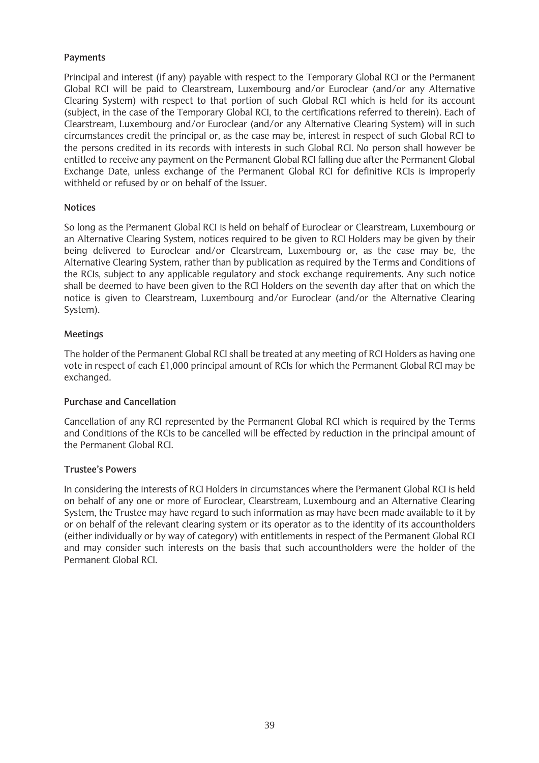### Payments

Principal and interest (if any) payable with respect to the Temporary Global RCI or the Permanent Global RCI will be paid to Clearstream, Luxembourg and/or Euroclear (and/or any Alternative Clearing System) with respect to that portion of such Global RCI which is held for its account (subject, in the case of the Temporary Global RCI, to the certifications referred to therein). Each of Clearstream, Luxembourg and/or Euroclear (and/or any Alternative Clearing System) will in such circumstances credit the principal or, as the case may be, interest in respect of such Global RCI to the persons credited in its records with interests in such Global RCI. No person shall however be entitled to receive any payment on the Permanent Global RCI falling due after the Permanent Global Exchange Date, unless exchange of the Permanent Global RCI for definitive RCIs is improperly withheld or refused by or on behalf of the Issuer.

### Notices

So long as the Permanent Global RCI is held on behalf of Euroclear or Clearstream, Luxembourg or an Alternative Clearing System, notices required to be given to RCI Holders may be given by their being delivered to Euroclear and/or Clearstream, Luxembourg or, as the case may be, the Alternative Clearing System, rather than by publication as required by the Terms and Conditions of the RCIs, subject to any applicable regulatory and stock exchange requirements. Any such notice shall be deemed to have been given to the RCI Holders on the seventh day after that on which the notice is given to Clearstream, Luxembourg and/or Euroclear (and/or the Alternative Clearing System).

### Meetings

The holder of the Permanent Global RCI shall be treated at any meeting of RCI Holders as having one vote in respect of each £1,000 principal amount of RCIs for which the Permanent Global RCI may be exchanged.

### Purchase and Cancellation

Cancellation of any RCI represented by the Permanent Global RCI which is required by the Terms and Conditions of the RCIs to be cancelled will be effected by reduction in the principal amount of the Permanent Global RCI.

### Trustee's Powers

In considering the interests of RCI Holders in circumstances where the Permanent Global RCI is held on behalf of any one or more of Euroclear, Clearstream, Luxembourg and an Alternative Clearing System, the Trustee may have regard to such information as may have been made available to it by or on behalf of the relevant clearing system or its operator as to the identity of its accountholders (either individually or by way of category) with entitlements in respect of the Permanent Global RCI and may consider such interests on the basis that such accountholders were the holder of the Permanent Global RCI.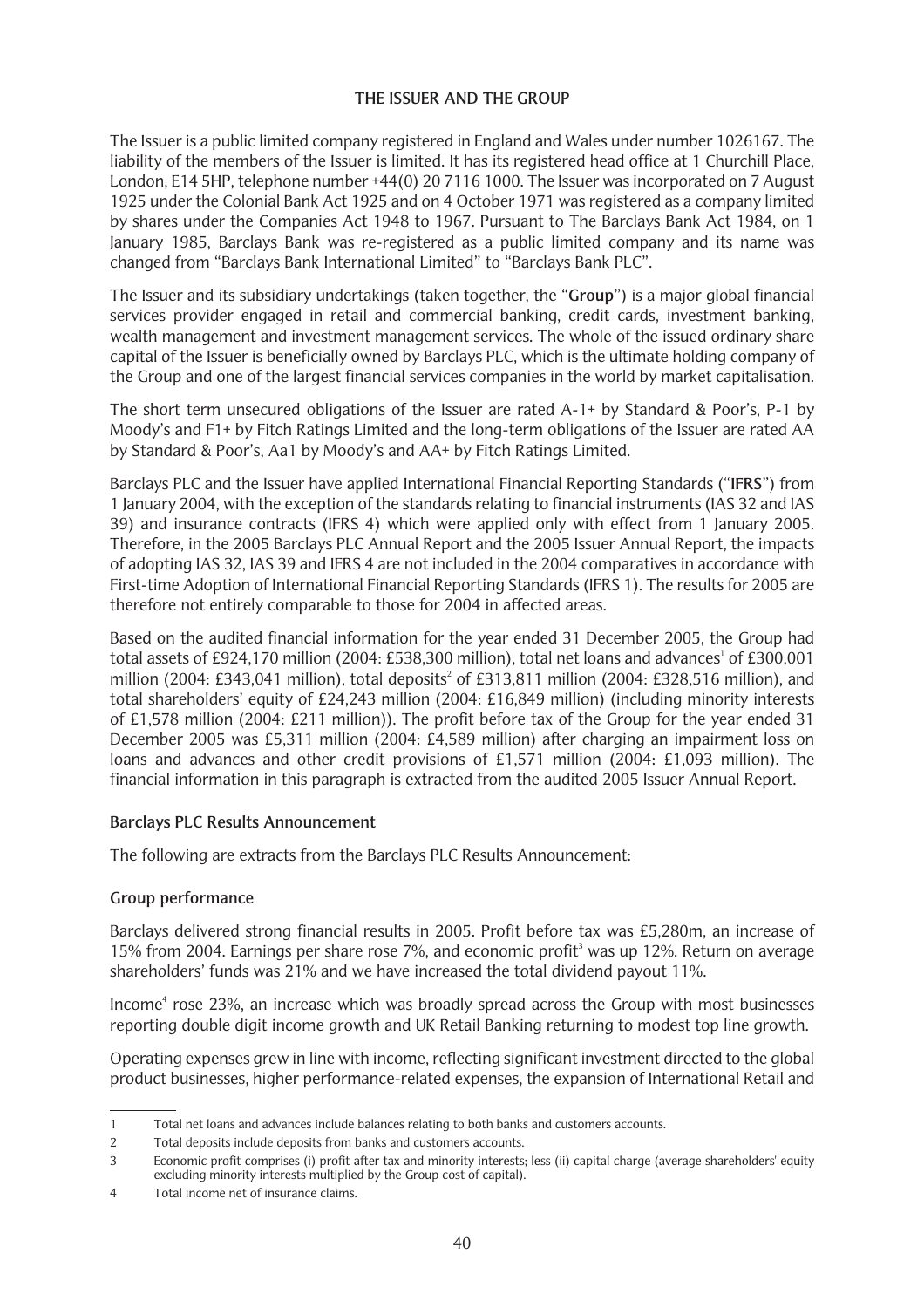## THE ISSUER AND THE GROUP

The Issuer is a public limited company registered in England and Wales under number 1026167. The liability of the members of the Issuer is limited. It has its registered head office at 1 Churchill Place, London, E14 5HP, telephone number +44(0) 20 7116 1000. The Issuer was incorporated on 7 August 1925 under the Colonial Bank Act 1925 and on 4 October 1971 was registered as a company limited by shares under the Companies Act 1948 to 1967. Pursuant to The Barclays Bank Act 1984, on 1 January 1985, Barclays Bank was re-registered as a public limited company and its name was changed from "Barclays Bank International Limited" to "Barclays Bank PLC".

The Issuer and its subsidiary undertakings (taken together, the "**Group**") is a major global financial services provider engaged in retail and commercial banking, credit cards, investment banking, wealth management and investment management services. The whole of the issued ordinary share capital of the Issuer is beneficially owned by Barclays PLC, which is the ultimate holding company of the Group and one of the largest financial services companies in the world by market capitalisation.

The short term unsecured obligations of the Issuer are rated A-1+ by Standard & Poor's, P-1 by Moody's and F1+ by Fitch Ratings Limited and the long-term obligations of the Issuer are rated AA by Standard & Poor's, Aa1 by Moody's and AA+ by Fitch Ratings Limited.

Barclays PLC and the Issuer have applied International Financial Reporting Standards ("**IFRS**") from 1 January 2004, with the exception of the standards relating to financial instruments (IAS 32 and IAS 39) and insurance contracts (IFRS 4) which were applied only with effect from 1 January 2005. Therefore, in the 2005 Barclays PLC Annual Report and the 2005 Issuer Annual Report, the impacts of adopting IAS 32, IAS 39 and IFRS 4 are not included in the 2004 comparatives in accordance with First-time Adoption of International Financial Reporting Standards (IFRS 1). The results for 2005 are therefore not entirely comparable to those for 2004 in affected areas.

Based on the audited financial information for the year ended 31 December 2005, the Group had total assets of £924,170 million (2004: £538,300 million), total net loans and advances[1] of £300,001 million (2004: £343,041 million), total deposits[2] of £313,811 million (2004: £328,516 million), and total shareholders' equity of £24,243 million (2004: £16,849 million) (including minority interests of £1,578 million (2004: £211 million)). The profit before tax of the Group for the year ended 31 December 2005 was £5,311 million (2004: £4,589 million) after charging an impairment loss on loans and advances and other credit provisions of £1,571 million (2004: £1,093 million). The financial information in this paragraph is extracted from the audited 2005 Issuer Annual Report.

### Barclays PLC Results Announcement

The following are extracts from the Barclays PLC Results Announcement:

### Group performance

Barclays delivered strong financial results in 2005. Profit before tax was £5,280m, an increase of 15% from 2004. Earnings per share rose 7%, and economic profit[3] was up 12%. Return on average shareholders' funds was 21% and we have increased the total dividend payout 11%.

Income[4] rose 23%, an increase which was broadly spread across the Group with most businesses reporting double digit income growth and UK Retail Banking returning to modest top line growth.

Operating expenses grew in line with income, reflecting significant investment directed to the global product businesses, higher performance-related expenses, the expansion of International Retail and

---

1 Total net loans and advances include balances relating to both banks and customers accounts.

2 Total deposits include deposits from banks and customers accounts.

3 Economic profit comprises (i) profit after tax and minority interests; less (ii) capital charge (average shareholders' equity excluding minority interests multiplied by the Group cost of capital).

4 Total income net of insurance claims.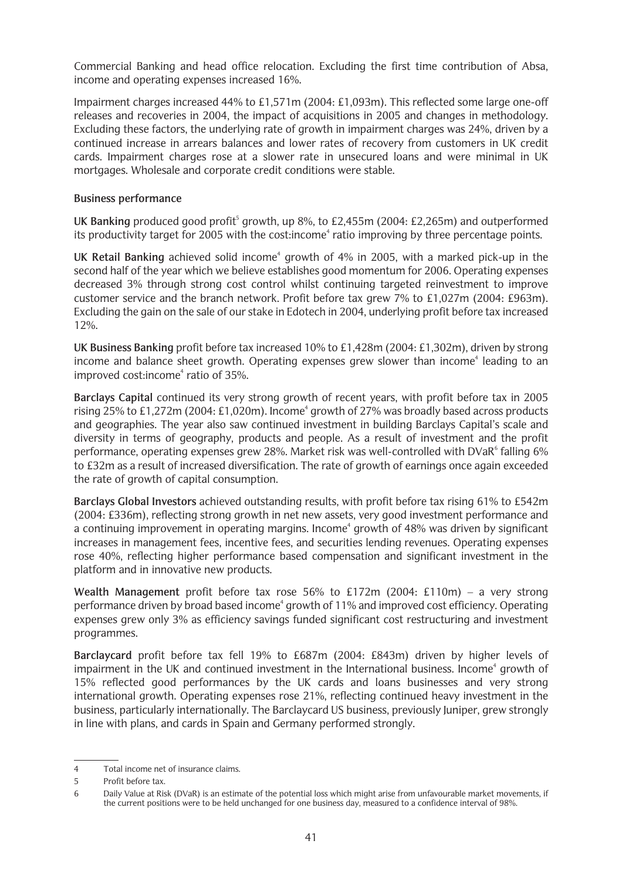Commercial Banking and head office relocation. Excluding the first time contribution of Absa, income and operating expenses increased 16%.

Impairment charges increased 44% to £1,571m (2004: £1,093m). This reflected some large one-off releases and recoveries in 2004, the impact of acquisitions in 2005 and changes in methodology. Excluding these factors, the underlying rate of growth in impairment charges was 24%, driven by a continued increase in arrears balances and lower rates of recovery from customers in UK credit cards. Impairment charges rose at a slower rate in unsecured loans and were minimal in UK mortgages. Wholesale and corporate credit conditions were stable.

**Business performance**

**UK Banking** produced good profit[5] growth, up 8%, to £2,455m (2004: £2,265m) and outperformed its productivity target for 2005 with the cost:income[4] ratio improving by three percentage points.

**UK Retail Banking** achieved solid income[4] growth of 4% in 2005, with a marked pick-up in the second half of the year which we believe establishes good momentum for 2006. Operating expenses decreased 3% through strong cost control whilst continuing targeted reinvestment to improve customer service and the branch network. Profit before tax grew 7% to £1,027m (2004: £963m). Excluding the gain on the sale of our stake in Edotech in 2004, underlying profit before tax increased 12%.

**UK Business Banking** profit before tax increased 10% to £1,428m (2004: £1,302m), driven by strong income and balance sheet growth. Operating expenses grew slower than income[4] leading to an improved cost:income[4] ratio of 35%.

**Barclays Capital** continued its very strong growth of recent years, with profit before tax in 2005 rising 25% to £1,272m (2004: £1,020m). Income[4] growth of 27% was broadly based across products and geographies. The year also saw continued investment in building Barclays Capital's scale and diversity in terms of geography, products and people. As a result of investment and the profit performance, operating expenses grew 28%. Market risk was well-controlled with DVaR[6] falling 6% to £32m as a result of increased diversification. The rate of growth of earnings once again exceeded the rate of growth of capital consumption.

**Barclays Global Investors** achieved outstanding results, with profit before tax rising 61% to £542m (2004: £336m), reflecting strong growth in net new assets, very good investment performance and a continuing improvement in operating margins. Income[4] growth of 48% was driven by significant increases in management fees, incentive fees, and securities lending revenues. Operating expenses rose 40%, reflecting higher performance based compensation and significant investment in the platform and in innovative new products.

**Wealth Management** profit before tax rose 56% to £172m (2004: £110m) – a very strong performance driven by broad based income[4] growth of 11% and improved cost efficiency. Operating expenses grew only 3% as efficiency savings funded significant cost restructuring and investment programmes.

**Barclaycard** profit before tax fell 19% to £687m (2004: £843m) driven by higher levels of impairment in the UK and continued investment in the International business. Income[4] growth of 15% reflected good performances by the UK cards and loans businesses and very strong international growth. Operating expenses rose 21%, reflecting continued heavy investment in the business, particularly internationally. The Barclaycard US business, previously Juniper, grew strongly in line with plans, and cards in Spain and Germany performed strongly.

---

4 Total income net of insurance claims.

5 Profit before tax.

6 Daily Value at Risk (DVaR) is an estimate of the potential loss which might arise from unfavourable market movements, if the current positions were to be held unchanged for one business day, measured to a confidence interval of 98%.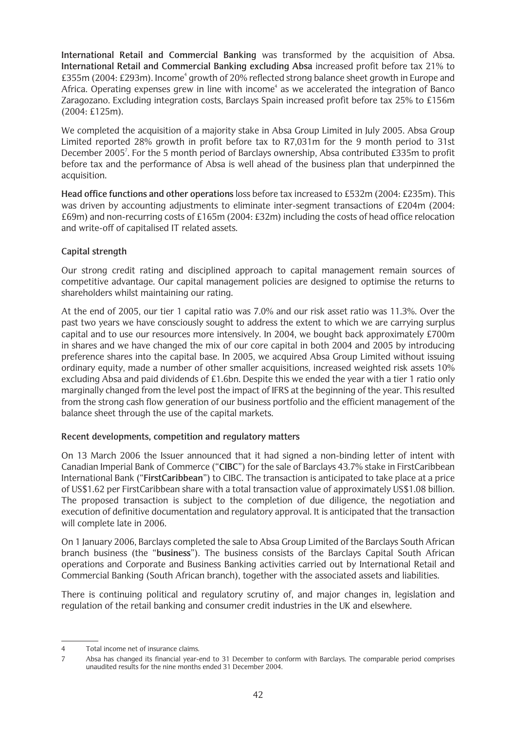**International Retail and Commercial Banking** was transformed by the acquisition of Absa. **International Retail and Commercial Banking excluding Absa** increased profit before tax 21% to £355m (2004: £293m). Income[4] growth of 20% reflected strong balance sheet growth in Europe and Africa. Operating expenses grew in line with income[4] as we accelerated the integration of Banco Zaragozano. Excluding integration costs, Barclays Spain increased profit before tax 25% to £156m (2004: £125m).

We completed the acquisition of a majority stake in Absa Group Limited in July 2005. Absa Group Limited reported 28% growth in profit before tax to R7,031m for the 9 month period to 31st December 2005[7]. For the 5 month period of Barclays ownership, Absa contributed £335m to profit before tax and the performance of Absa is well ahead of the business plan that underpinned the acquisition.

**Head office functions and other operations** loss before tax increased to £532m (2004: £235m). This was driven by accounting adjustments to eliminate inter-segment transactions of £204m (2004: £69m) and non-recurring costs of £165m (2004: £32m) including the costs of head office relocation and write-off of capitalised IT related assets.

**Capital strength**

Our strong credit rating and disciplined approach to capital management remain sources of competitive advantage. Our capital management policies are designed to optimise the returns to shareholders whilst maintaining our rating.

At the end of 2005, our tier 1 capital ratio was 7.0% and our risk asset ratio was 11.3%. Over the past two years we have consciously sought to address the extent to which we are carrying surplus capital and to use our resources more intensively. In 2004, we bought back approximately £700m in shares and we have changed the mix of our core capital in both 2004 and 2005 by introducing preference shares into the capital base. In 2005, we acquired Absa Group Limited without issuing ordinary equity, made a number of other smaller acquisitions, increased weighted risk assets 10% excluding Absa and paid dividends of £1.6bn. Despite this we ended the year with a tier 1 ratio only marginally changed from the level post the impact of IFRS at the beginning of the year. This resulted from the strong cash flow generation of our business portfolio and the efficient management of the balance sheet through the use of the capital markets.

**Recent developments, competition and regulatory matters**

On 13 March 2006 the Issuer announced that it had signed a non-binding letter of intent with Canadian Imperial Bank of Commerce ("**CIBC**") for the sale of Barclays 43.7% stake in FirstCaribbean International Bank ("**FirstCaribbean**") to CIBC. The transaction is anticipated to take place at a price of US$1.62 per FirstCaribbean share with a total transaction value of approximately US$1.08 billion. The proposed transaction is subject to the completion of due diligence, the negotiation and execution of definitive documentation and regulatory approval. It is anticipated that the transaction will complete late in 2006.

On 1 January 2006, Barclays completed the sale to Absa Group Limited of the Barclays South African branch business (the "**business**"). The business consists of the Barclays Capital South African operations and Corporate and Business Banking activities carried out by International Retail and Commercial Banking (South African branch), together with the associated assets and liabilities.

There is continuing political and regulatory scrutiny of, and major changes in, legislation and regulation of the retail banking and consumer credit industries in the UK and elsewhere.

---

4 Total income net of insurance claims.

7 Absa has changed its financial year-end to 31 December to conform with Barclays. The comparable period comprises unaudited results for the nine months ended 31 December 2004.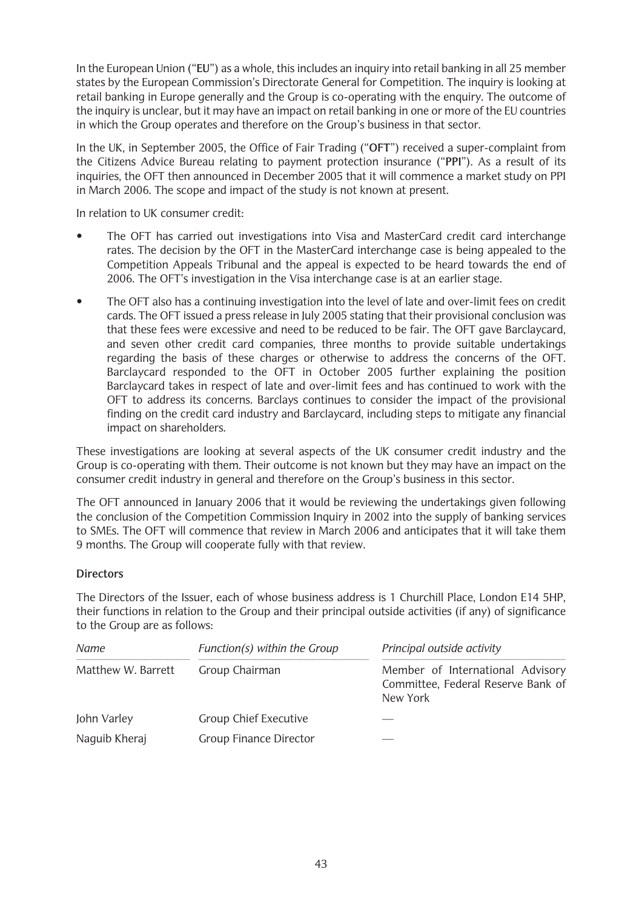In the European Union ("**EU**") as a whole, this includes an inquiry into retail banking in all 25 member states by the European Commission's Directorate General for Competition. The inquiry is looking at retail banking in Europe generally and the Group is co-operating with the enquiry. The outcome of the inquiry is unclear, but it may have an impact on retail banking in one or more of the EU countries in which the Group operates and therefore on the Group's business in that sector.

In the UK, in September 2005, the Office of Fair Trading ("**OFT**") received a super-complaint from the Citizens Advice Bureau relating to payment protection insurance ("**PPI**"). As a result of its inquiries, the OFT then announced in December 2005 that it will commence a market study on PPI in March 2006. The scope and impact of the study is not known at present.

In relation to UK consumer credit:

- The OFT has carried out investigations into Visa and MasterCard credit card interchange rates. The decision by the OFT in the MasterCard interchange case is being appealed to the Competition Appeals Tribunal and the appeal is expected to be heard towards the end of 2006. The OFT's investigation in the Visa interchange case is at an earlier stage.
- The OFT also has a continuing investigation into the level of late and over-limit fees on credit cards. The OFT issued a press release in July 2005 stating that their provisional conclusion was that these fees were excessive and need to be reduced to be fair. The OFT gave Barclaycard, and seven other credit card companies, three months to provide suitable undertakings regarding the basis of these charges or otherwise to address the concerns of the OFT. Barclaycard responded to the OFT in October 2005 further explaining the position Barclaycard takes in respect of late and over-limit fees and has continued to work with the OFT to address its concerns. Barclays continues to consider the impact of the provisional finding on the credit card industry and Barclaycard, including steps to mitigate any financial impact on shareholders.

These investigations are looking at several aspects of the UK consumer credit industry and the Group is co-operating with them. Their outcome is not known but they may have an impact on the consumer credit industry in general and therefore on the Group's business in this sector.

The OFT announced in January 2006 that it would be reviewing the undertakings given following the conclusion of the Competition Commission Inquiry in 2002 into the supply of banking services to SMEs. The OFT will commence that review in March 2006 and anticipates that it will take them 9 months. The Group will cooperate fully with that review.

**Directors**

The Directors of the Issuer, each of whose business address is 1 Churchill Place, London E14 5HP, their functions in relation to the Group and their principal outside activities (if any) of significance to the Group are as follows:

| *Name* | *Function(s) within the Group* | *Principal outside activity* |
|---|---|---|
| Matthew W. Barrett | Group Chairman | Member of International Advisory Committee, Federal Reserve Bank of New York |
| John Varley | Group Chief Executive | — |
| Naguib Kheraj | Group Finance Director | — |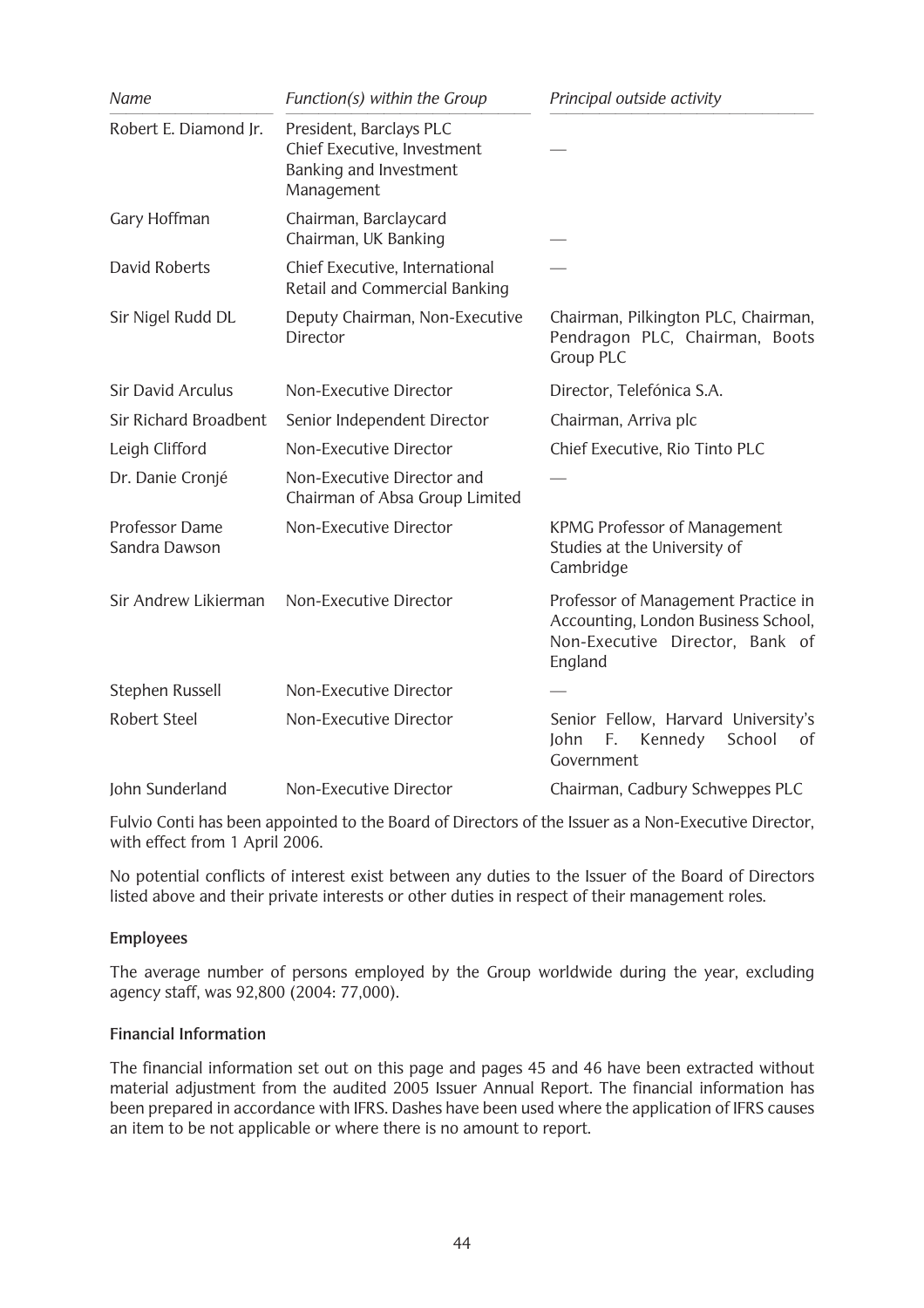| *Name* | *Function(s) within the Group* | *Principal outside activity* |
|---|---|---|
| Robert E. Diamond Jr. | President, Barclays PLC<br>Chief Executive, Investment Banking and Investment Management | — |
| Gary Hoffman | Chairman, Barclaycard<br>Chairman, UK Banking | — |
| David Roberts | Chief Executive, International Retail and Commercial Banking | — |
| Sir Nigel Rudd DL | Deputy Chairman, Non-Executive Director | Chairman, Pilkington PLC, Chairman, Pendragon PLC, Chairman, Boots Group PLC |
| Sir David Arculus | Non-Executive Director | Director, Telefónica S.A. |
| Sir Richard Broadbent | Senior Independent Director | Chairman, Arriva plc |
| Leigh Clifford | Non-Executive Director | Chief Executive, Rio Tinto PLC |
| Dr. Danie Cronjé | Non-Executive Director and Chairman of Absa Group Limited | — |
| Professor Dame Sandra Dawson | Non-Executive Director | KPMG Professor of Management Studies at the University of Cambridge |
| Sir Andrew Likierman | Non-Executive Director | Professor of Management Practice in Accounting, London Business School, Non-Executive Director, Bank of England |
| Stephen Russell | Non-Executive Director | — |
| Robert Steel | Non-Executive Director | Senior Fellow, Harvard University's John F. Kennedy School of Government |
| John Sunderland | Non-Executive Director | Chairman, Cadbury Schweppes PLC |

Fulvio Conti has been appointed to the Board of Directors of the Issuer as a Non-Executive Director, with effect from 1 April 2006.

No potential conflicts of interest exist between any duties to the Issuer of the Board of Directors listed above and their private interests or other duties in respect of their management roles.

**Employees**

The average number of persons employed by the Group worldwide during the year, excluding agency staff, was 92,800 (2004: 77,000).

**Financial Information**

The financial information set out on this page and pages 45 and 46 have been extracted without material adjustment from the audited 2005 Issuer Annual Report. The financial information has been prepared in accordance with IFRS. Dashes have been used where the application of IFRS causes an item to be not applicable or where there is no amount to report.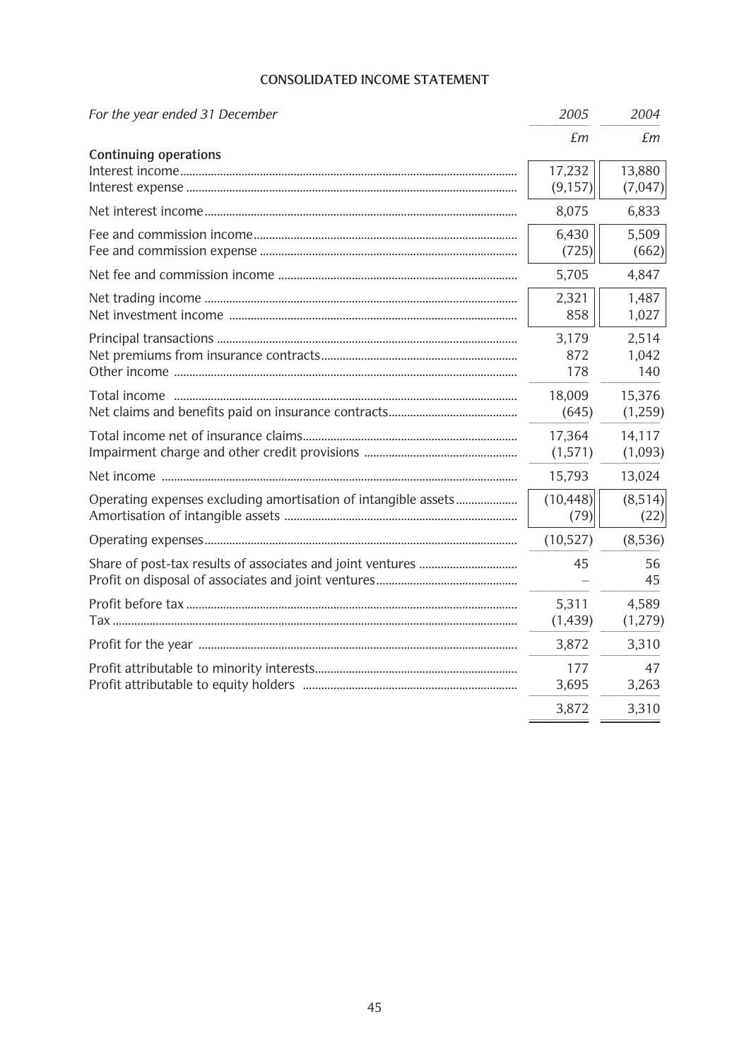# CONSOLIDATED INCOME STATEMENT

| *For the year ended 31 December* | *2005* | *2004* |
|---|---|---|
| | *£m* | *£m* |
| **Continuing operations** | | |
| Interest income | 17,232 | 13,880 |
| Interest expense | (9,157) | (7,047) |
| Net interest income | 8,075 | 6,833 |
| Fee and commission income | 6,430 | 5,509 |
| Fee and commission expense | (725) | (662) |
| Net fee and commission income | 5,705 | 4,847 |
| Net trading income | 2,321 | 1,487 |
| Net investment income | 858 | 1,027 |
| Principal transactions | 3,179 | 2,514 |
| Net premiums from insurance contracts | 872 | 1,042 |
| Other income | 178 | 140 |
| Total income | 18,009 | 15,376 |
| Net claims and benefits paid on insurance contracts | (645) | (1,259) |
| Total income net of insurance claims | 17,364 | 14,117 |
| Impairment charge and other credit provisions | (1,571) | (1,093) |
| Net income | 15,793 | 13,024 |
| Operating expenses excluding amortisation of intangible assets | (10,448) | (8,514) |
| Amortisation of intangible assets | (79) | (22) |
| Operating expenses | (10,527) | (8,536) |
| Share of post-tax results of associates and joint ventures | 45 | 56 |
| Profit on disposal of associates and joint ventures | – | 45 |
| Profit before tax | 5,311 | 4,589 |
| Tax | (1,439) | (1,279) |
| Profit for the year | 3,872 | 3,310 |
| Profit attributable to minority interests | 177 | 47 |
| Profit attributable to equity holders | 3,695 | 3,263 |
| | 3,872 | 3,310 |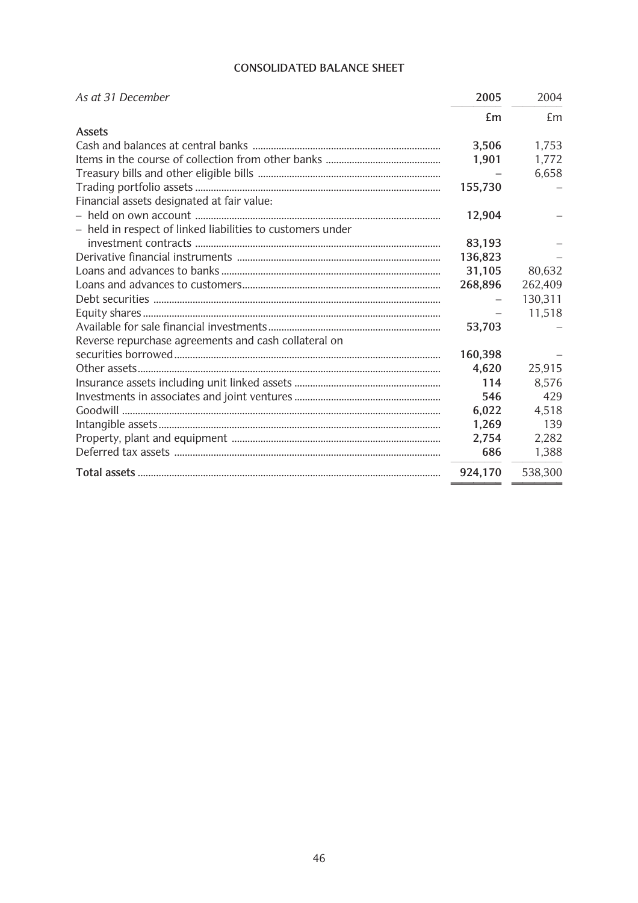# CONSOLIDATED BALANCE SHEET

| *As at 31 December* | **2005** | 2004 |
|---|---|---|
| | **£m** | £m |
| **Assets** | | |
| Cash and balances at central banks | **3,506** | 1,753 |
| Items in the course of collection from other banks | **1,901** | 1,772 |
| Treasury bills and other eligible bills | **–** | 6,658 |
| Trading portfolio assets | **155,730** | – |
| Financial assets designated at fair value: | | |
| – held on own account | **12,904** | – |
| – held in respect of linked liabilities to customers under investment contracts | **83,193** | – |
| Derivative financial instruments | **136,823** | – |
| Loans and advances to banks | **31,105** | 80,632 |
| Loans and advances to customers | **268,896** | 262,409 |
| Debt securities | **–** | 130,311 |
| Equity shares | **–** | 11,518 |
| Available for sale financial investments | **53,703** | – |
| Reverse repurchase agreements and cash collateral on securities borrowed | **160,398** | – |
| Other assets | **4,620** | 25,915 |
| Insurance assets including unit linked assets | **114** | 8,576 |
| Investments in associates and joint ventures | **546** | 429 |
| Goodwill | **6,022** | 4,518 |
| Intangible assets | **1,269** | 139 |
| Property, plant and equipment | **2,754** | 2,282 |
| Deferred tax assets | **686** | 1,388 |
| **Total assets** | **924,170** | 538,300 |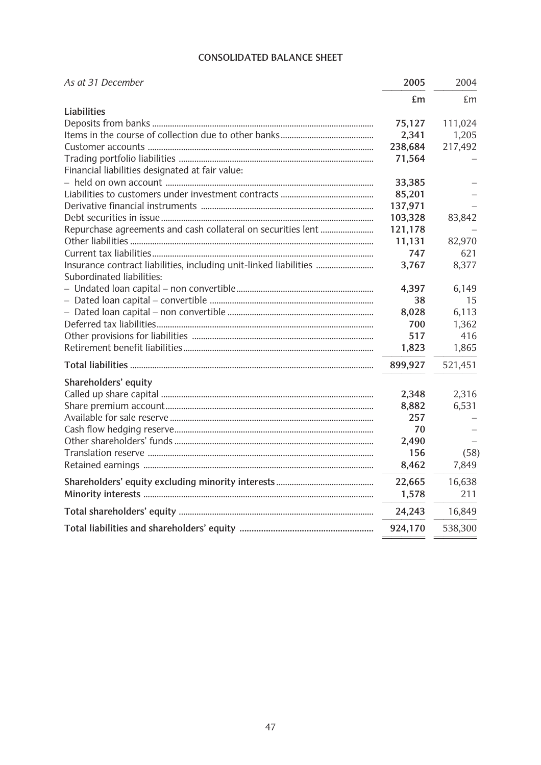## CONSOLIDATED BALANCE SHEET

| *As at 31 December* | **2005** | 2004 |
|---|---|---|
| | **£m** | £m |
| **Liabilities** | | |
| Deposits from banks | **75,127** | 111,024 |
| Items in the course of collection due to other banks | **2,341** | 1,205 |
| Customer accounts | **238,684** | 217,492 |
| Trading portfolio liabilities | **71,564** | – |
| Financial liabilities designated at fair value: | | |
| – held on own account | **33,385** | – |
| Liabilities to customers under investment contracts | **85,201** | – |
| Derivative financial instruments | **137,971** | – |
| Debt securities in issue | **103,328** | 83,842 |
| Repurchase agreements and cash collateral on securities lent | **121,178** | – |
| Other liabilities | **11,131** | 82,970 |
| Current tax liabilities | **747** | 621 |
| Insurance contract liabilities, including unit-linked liabilities | **3,767** | 8,377 |
| Subordinated liabilities: | | |
| – Undated loan capital – non convertible | **4,397** | 6,149 |
| – Dated loan capital – convertible | **38** | 15 |
| – Dated loan capital – non convertible | **8,028** | 6,113 |
| Deferred tax liabilities | **700** | 1,362 |
| Other provisions for liabilities | **517** | 416 |
| Retirement benefit liabilities | **1,823** | 1,865 |
| **Total liabilities** | **899,927** | 521,451 |
| **Shareholders' equity** | | |
| Called up share capital | **2,348** | 2,316 |
| Share premium account | **8,882** | 6,531 |
| Available for sale reserve | **257** | – |
| Cash flow hedging reserve | **70** | – |
| Other shareholders' funds | **2,490** | – |
| Translation reserve | **156** | (58) |
| Retained earnings | **8,462** | 7,849 |
| **Shareholders' equity excluding minority interests** | **22,665** | 16,638 |
| **Minority interests** | **1,578** | 211 |
| **Total shareholders' equity** | **24,243** | 16,849 |
| **Total liabilities and shareholders' equity** | **924,170** | 538,300 |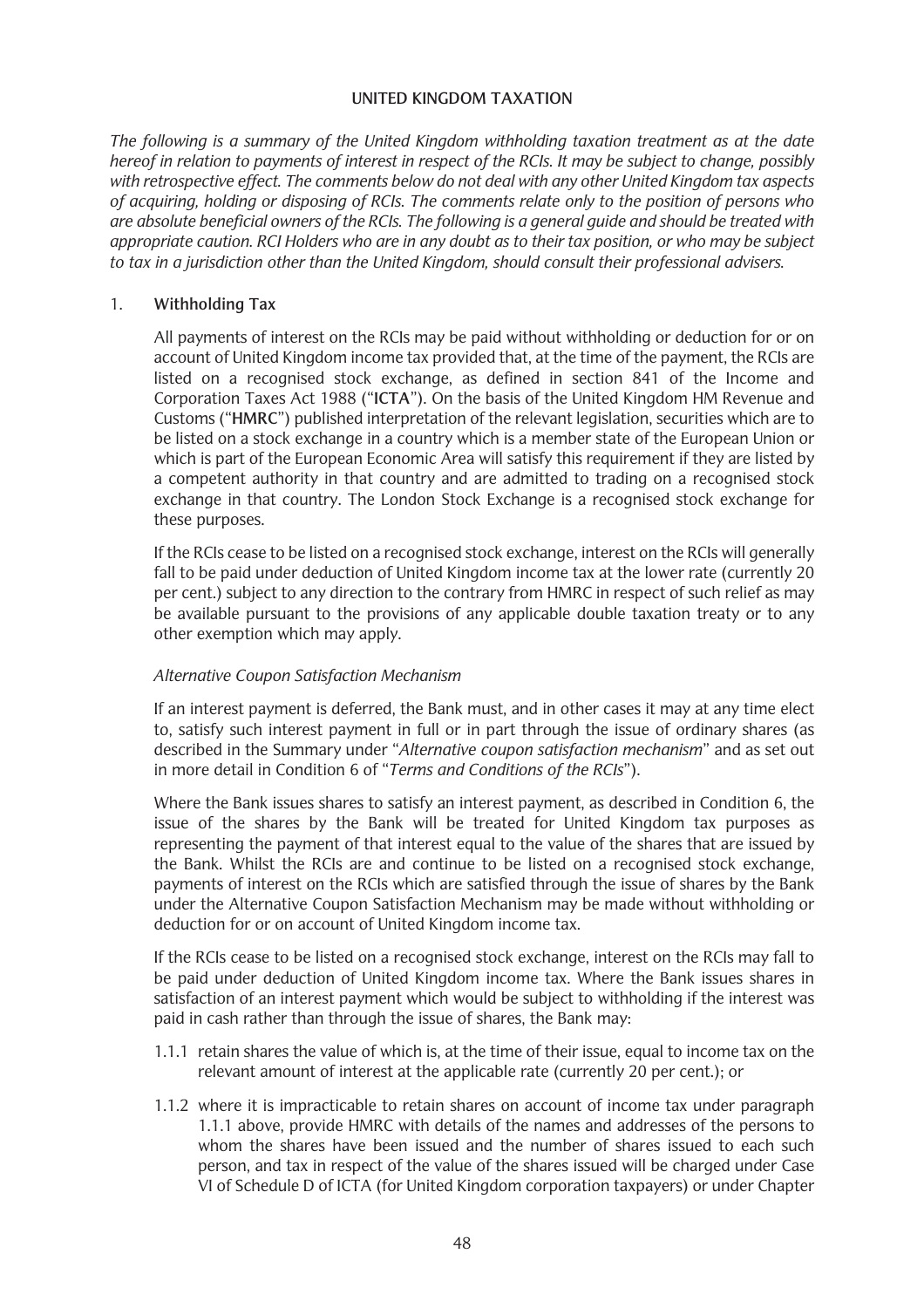## UNITED KINGDOM TAXATION

*The following is a summary of the United Kingdom withholding taxation treatment as at the date hereof in relation to payments of interest in respect of the RCIs. It may be subject to change, possibly with retrospective effect. The comments below do not deal with any other United Kingdom tax aspects of acquiring, holding or disposing of RCIs. The comments relate only to the position of persons who are absolute beneficial owners of the RCIs. The following is a general guide and should be treated with appropriate caution. RCI Holders who are in any doubt as to their tax position, or who may be subject to tax in a jurisdiction other than the United Kingdom, should consult their professional advisers.*

### 1. Withholding Tax

All payments of interest on the RCIs may be paid without withholding or deduction for or on account of United Kingdom income tax provided that, at the time of the payment, the RCIs are listed on a recognised stock exchange, as defined in section 841 of the Income and Corporation Taxes Act 1988 ("**ICTA**"). On the basis of the United Kingdom HM Revenue and Customs ("**HMRC**") published interpretation of the relevant legislation, securities which are to be listed on a stock exchange in a country which is a member state of the European Union or which is part of the European Economic Area will satisfy this requirement if they are listed by a competent authority in that country and are admitted to trading on a recognised stock exchange in that country. The London Stock Exchange is a recognised stock exchange for these purposes.

If the RCIs cease to be listed on a recognised stock exchange, interest on the RCIs will generally fall to be paid under deduction of United Kingdom income tax at the lower rate (currently 20 per cent.) subject to any direction to the contrary from HMRC in respect of such relief as may be available pursuant to the provisions of any applicable double taxation treaty or to any other exemption which may apply.

*Alternative Coupon Satisfaction Mechanism*

If an interest payment is deferred, the Bank must, and in other cases it may at any time elect to, satisfy such interest payment in full or in part through the issue of ordinary shares (as described in the Summary under "*Alternative coupon satisfaction mechanism*" and as set out in more detail in Condition 6 of "*Terms and Conditions of the RCIs*").

Where the Bank issues shares to satisfy an interest payment, as described in Condition 6, the issue of the shares by the Bank will be treated for United Kingdom tax purposes as representing the payment of that interest equal to the value of the shares that are issued by the Bank. Whilst the RCIs are and continue to be listed on a recognised stock exchange, payments of interest on the RCIs which are satisfied through the issue of shares by the Bank under the Alternative Coupon Satisfaction Mechanism may be made without withholding or deduction for or on account of United Kingdom income tax.

If the RCIs cease to be listed on a recognised stock exchange, interest on the RCIs may fall to be paid under deduction of United Kingdom income tax. Where the Bank issues shares in satisfaction of an interest payment which would be subject to withholding if the interest was paid in cash rather than through the issue of shares, the Bank may:

1.1.1 retain shares the value of which is, at the time of their issue, equal to income tax on the relevant amount of interest at the applicable rate (currently 20 per cent.); or

1.1.2 where it is impracticable to retain shares on account of income tax under paragraph 1.1.1 above, provide HMRC with details of the names and addresses of the persons to whom the shares have been issued and the number of shares issued to each such person, and tax in respect of the value of the shares issued will be charged under Case VI of Schedule D of ICTA (for United Kingdom corporation taxpayers) or under Chapter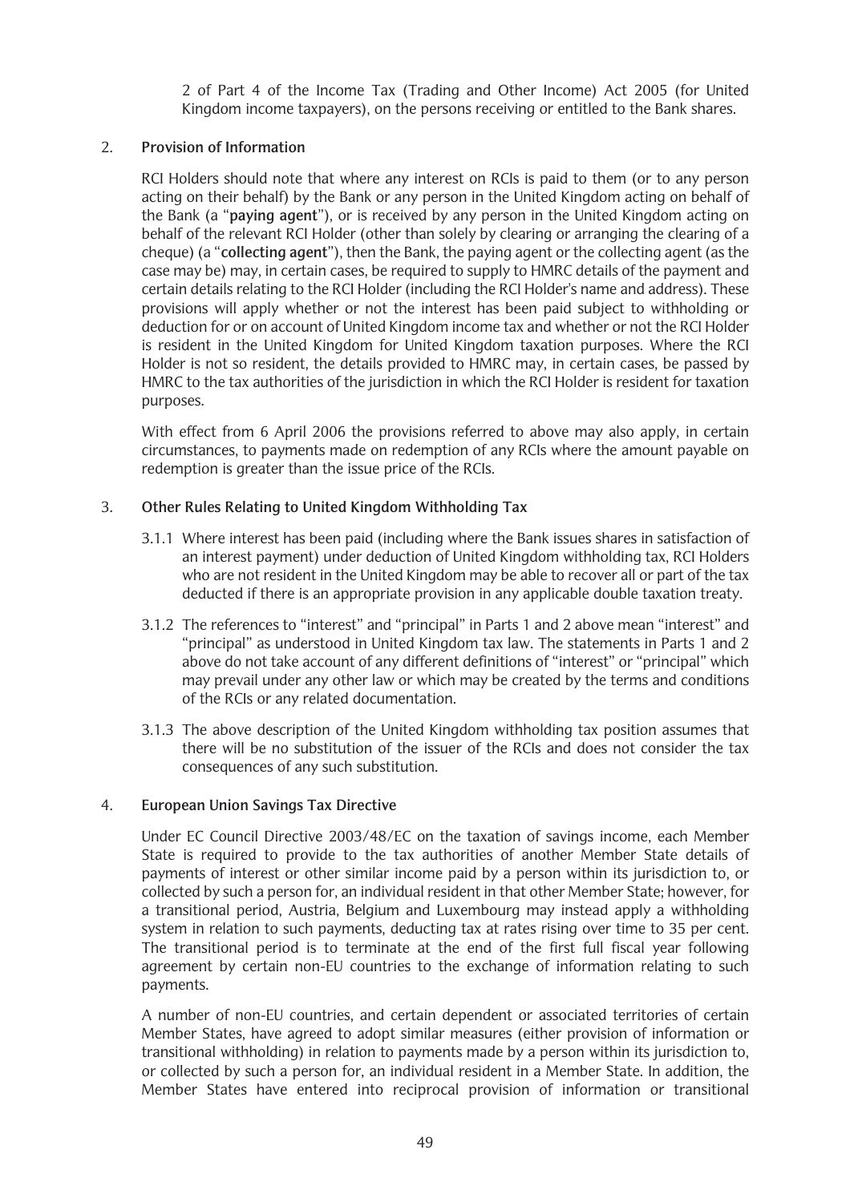2 of Part 4 of the Income Tax (Trading and Other Income) Act 2005 (for United Kingdom income taxpayers), on the persons receiving or entitled to the Bank shares.

## 2. Provision of Information

RCI Holders should note that where any interest on RCIs is paid to them (or to any person acting on their behalf) by the Bank or any person in the United Kingdom acting on behalf of the Bank (a "**paying agent**"), or is received by any person in the United Kingdom acting on behalf of the relevant RCI Holder (other than solely by clearing or arranging the clearing of a cheque) (a "**collecting agent**"), then the Bank, the paying agent or the collecting agent (as the case may be) may, in certain cases, be required to supply to HMRC details of the payment and certain details relating to the RCI Holder (including the RCI Holder's name and address). These provisions will apply whether or not the interest has been paid subject to withholding or deduction for or on account of United Kingdom income tax and whether or not the RCI Holder is resident in the United Kingdom for United Kingdom taxation purposes. Where the RCI Holder is not so resident, the details provided to HMRC may, in certain cases, be passed by HMRC to the tax authorities of the jurisdiction in which the RCI Holder is resident for taxation purposes.

With effect from 6 April 2006 the provisions referred to above may also apply, in certain circumstances, to payments made on redemption of any RCIs where the amount payable on redemption is greater than the issue price of the RCIs.

## 3. Other Rules Relating to United Kingdom Withholding Tax

3.1.1 Where interest has been paid (including where the Bank issues shares in satisfaction of an interest payment) under deduction of United Kingdom withholding tax, RCI Holders who are not resident in the United Kingdom may be able to recover all or part of the tax deducted if there is an appropriate provision in any applicable double taxation treaty.

3.1.2 The references to "interest" and "principal" in Parts 1 and 2 above mean "interest" and "principal" as understood in United Kingdom tax law. The statements in Parts 1 and 2 above do not take account of any different definitions of "interest" or "principal" which may prevail under any other law or which may be created by the terms and conditions of the RCIs or any related documentation.

3.1.3 The above description of the United Kingdom withholding tax position assumes that there will be no substitution of the issuer of the RCIs and does not consider the tax consequences of any such substitution.

## 4. European Union Savings Tax Directive

Under EC Council Directive 2003/48/EC on the taxation of savings income, each Member State is required to provide to the tax authorities of another Member State details of payments of interest or other similar income paid by a person within its jurisdiction to, or collected by such a person for, an individual resident in that other Member State; however, for a transitional period, Austria, Belgium and Luxembourg may instead apply a withholding system in relation to such payments, deducting tax at rates rising over time to 35 per cent. The transitional period is to terminate at the end of the first full fiscal year following agreement by certain non-EU countries to the exchange of information relating to such payments.

A number of non-EU countries, and certain dependent or associated territories of certain Member States, have agreed to adopt similar measures (either provision of information or transitional withholding) in relation to payments made by a person within its jurisdiction to, or collected by such a person for, an individual resident in a Member State. In addition, the Member States have entered into reciprocal provision of information or transitional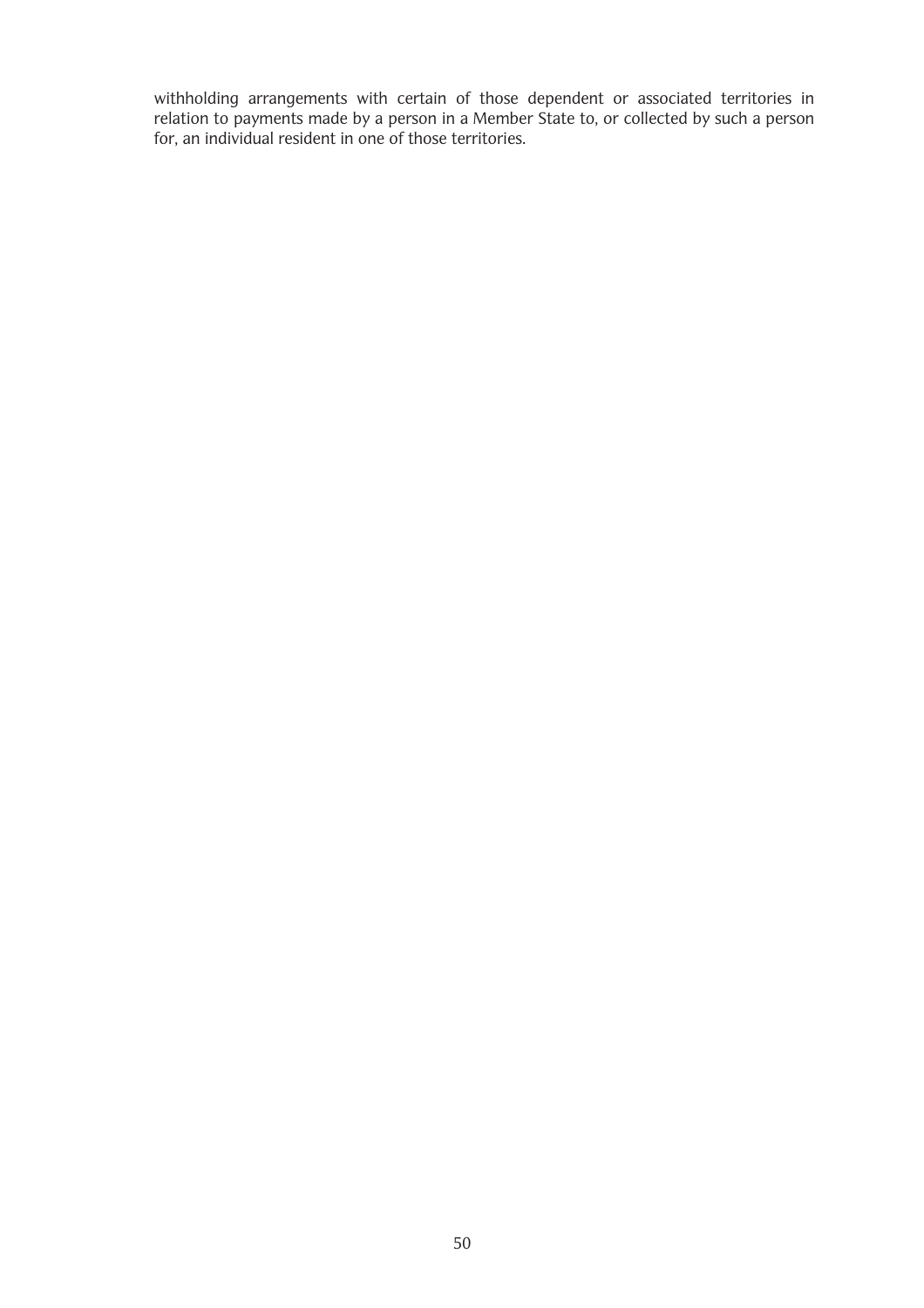withholding arrangements with certain of those dependent or associated territories in relation to payments made by a person in a Member State to, or collected by such a person for, an individual resident in one of those territories.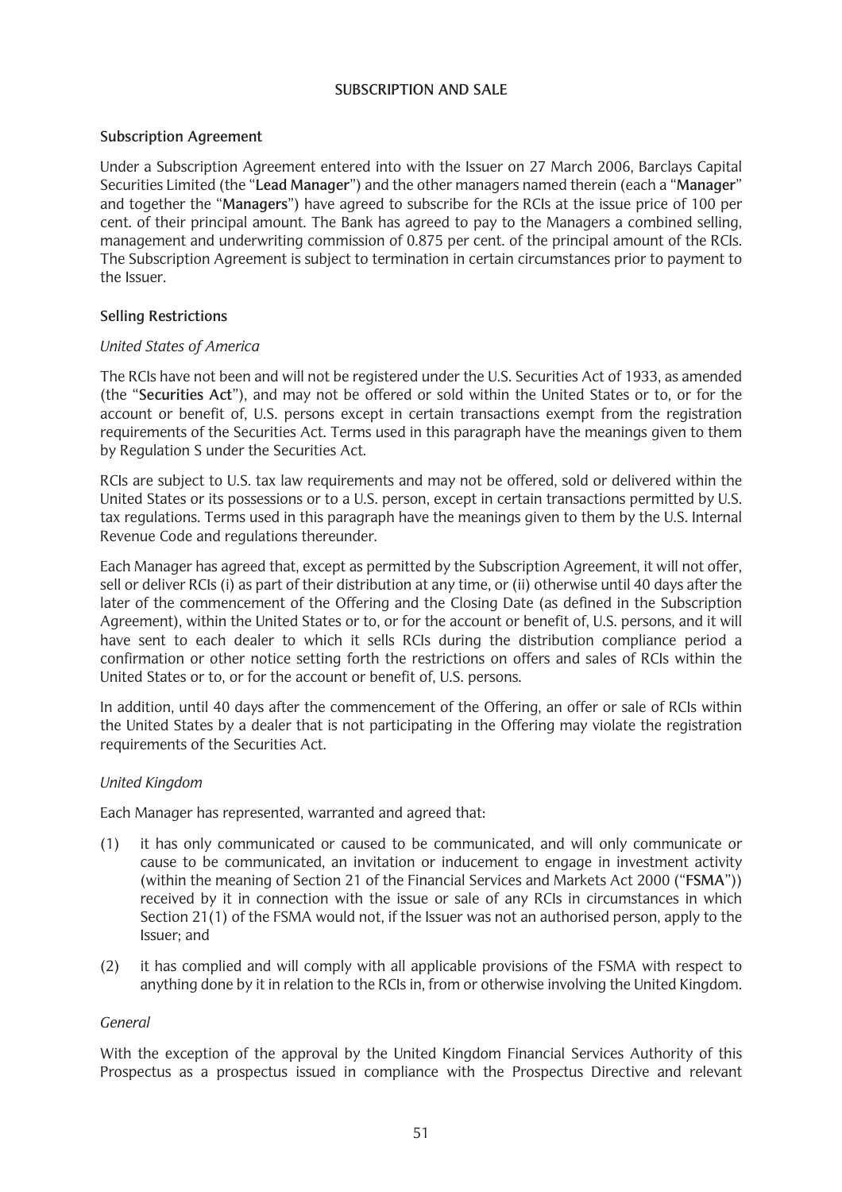## SUBSCRIPTION AND SALE

### Subscription Agreement

Under a Subscription Agreement entered into with the Issuer on 27 March 2006, Barclays Capital Securities Limited (the "**Lead Manager**") and the other managers named therein (each a "**Manager**" and together the "**Managers**") have agreed to subscribe for the RCIs at the issue price of 100 per cent. of their principal amount. The Bank has agreed to pay to the Managers a combined selling, management and underwriting commission of 0.875 per cent. of the principal amount of the RCIs. The Subscription Agreement is subject to termination in certain circumstances prior to payment to the Issuer.

### Selling Restrictions

*United States of America*

The RCIs have not been and will not be registered under the U.S. Securities Act of 1933, as amended (the "**Securities Act**"), and may not be offered or sold within the United States or to, or for the account or benefit of, U.S. persons except in certain transactions exempt from the registration requirements of the Securities Act. Terms used in this paragraph have the meanings given to them by Regulation S under the Securities Act.

RCIs are subject to U.S. tax law requirements and may not be offered, sold or delivered within the United States or its possessions or to a U.S. person, except in certain transactions permitted by U.S. tax regulations. Terms used in this paragraph have the meanings given to them by the U.S. Internal Revenue Code and regulations thereunder.

Each Manager has agreed that, except as permitted by the Subscription Agreement, it will not offer, sell or deliver RCIs (i) as part of their distribution at any time, or (ii) otherwise until 40 days after the later of the commencement of the Offering and the Closing Date (as defined in the Subscription Agreement), within the United States or to, or for the account or benefit of, U.S. persons, and it will have sent to each dealer to which it sells RCIs during the distribution compliance period a confirmation or other notice setting forth the restrictions on offers and sales of RCIs within the United States or to, or for the account or benefit of, U.S. persons.

In addition, until 40 days after the commencement of the Offering, an offer or sale of RCIs within the United States by a dealer that is not participating in the Offering may violate the registration requirements of the Securities Act.

*United Kingdom*

Each Manager has represented, warranted and agreed that:

(1) it has only communicated or caused to be communicated, and will only communicate or cause to be communicated, an invitation or inducement to engage in investment activity (within the meaning of Section 21 of the Financial Services and Markets Act 2000 ("**FSMA**")) received by it in connection with the issue or sale of any RCIs in circumstances in which Section 21(1) of the FSMA would not, if the Issuer was not an authorised person, apply to the Issuer; and

(2) it has complied and will comply with all applicable provisions of the FSMA with respect to anything done by it in relation to the RCIs in, from or otherwise involving the United Kingdom.

*General*

With the exception of the approval by the United Kingdom Financial Services Authority of this Prospectus as a prospectus issued in compliance with the Prospectus Directive and relevant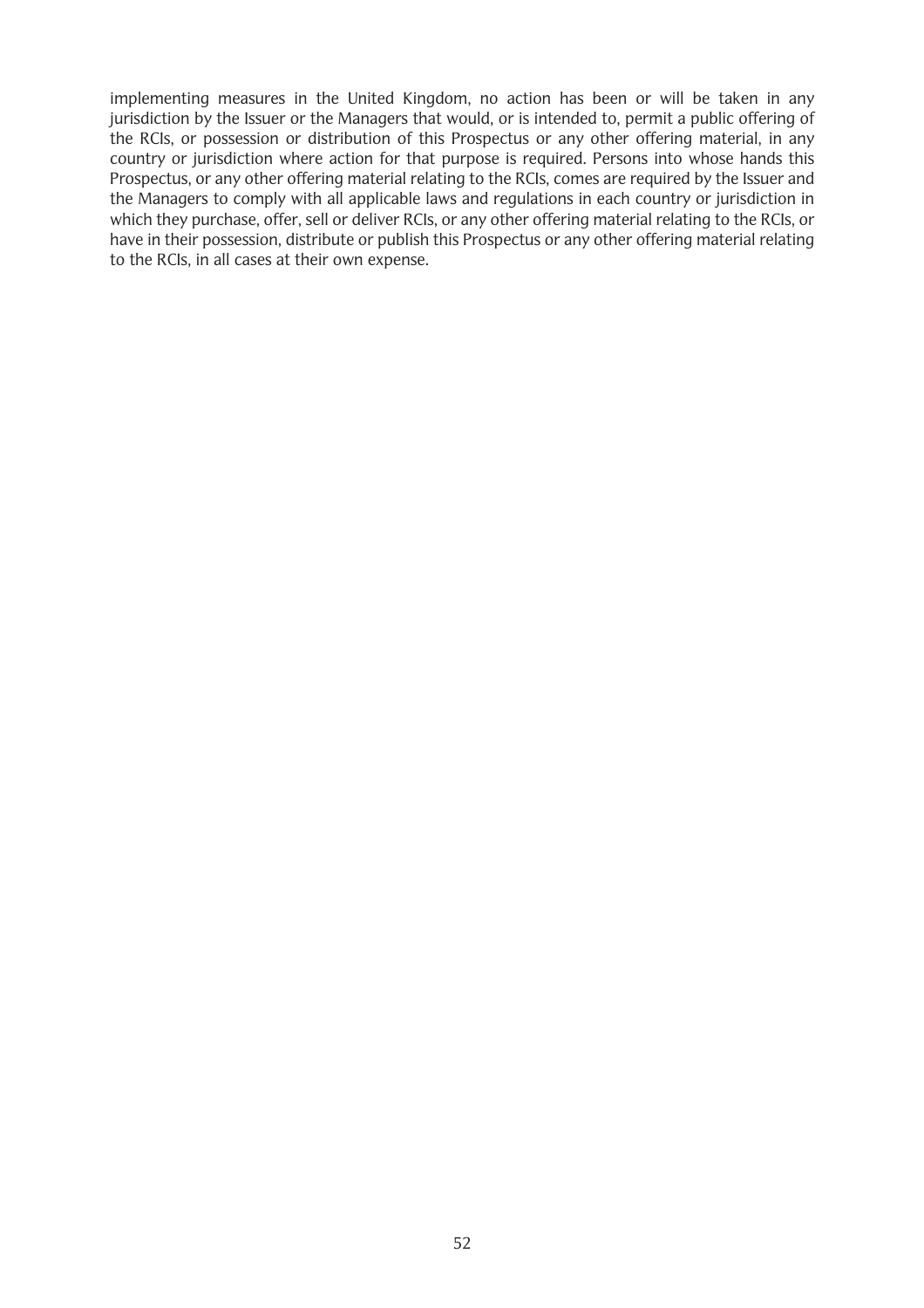implementing measures in the United Kingdom, no action has been or will be taken in any jurisdiction by the Issuer or the Managers that would, or is intended to, permit a public offering of the RCIs, or possession or distribution of this Prospectus or any other offering material, in any country or jurisdiction where action for that purpose is required. Persons into whose hands this Prospectus, or any other offering material relating to the RCIs, comes are required by the Issuer and the Managers to comply with all applicable laws and regulations in each country or jurisdiction in which they purchase, offer, sell or deliver RCIs, or any other offering material relating to the RCIs, or have in their possession, distribute or publish this Prospectus or any other offering material relating to the RCIs, in all cases at their own expense.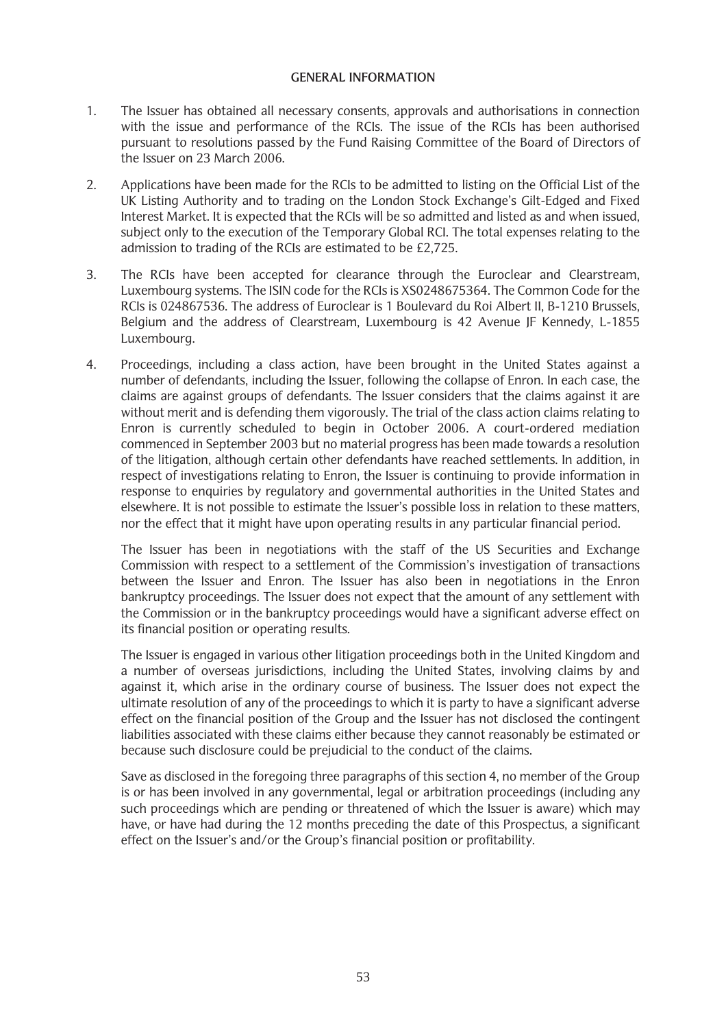## GENERAL INFORMATION

1. The Issuer has obtained all necessary consents, approvals and authorisations in connection with the issue and performance of the RCIs. The issue of the RCIs has been authorised pursuant to resolutions passed by the Fund Raising Committee of the Board of Directors of the Issuer on 23 March 2006.

2. Applications have been made for the RCIs to be admitted to listing on the Official List of the UK Listing Authority and to trading on the London Stock Exchange's Gilt-Edged and Fixed Interest Market. It is expected that the RCIs will be so admitted and listed as and when issued, subject only to the execution of the Temporary Global RCI. The total expenses relating to the admission to trading of the RCIs are estimated to be £2,725.

3. The RCIs have been accepted for clearance through the Euroclear and Clearstream, Luxembourg systems. The ISIN code for the RCIs is XS0248675364. The Common Code for the RCIs is 024867536. The address of Euroclear is 1 Boulevard du Roi Albert II, B-1210 Brussels, Belgium and the address of Clearstream, Luxembourg is 42 Avenue JF Kennedy, L-1855 Luxembourg.

4. Proceedings, including a class action, have been brought in the United States against a number of defendants, including the Issuer, following the collapse of Enron. In each case, the claims are against groups of defendants. The Issuer considers that the claims against it are without merit and is defending them vigorously. The trial of the class action claims relating to Enron is currently scheduled to begin in October 2006. A court-ordered mediation commenced in September 2003 but no material progress has been made towards a resolution of the litigation, although certain other defendants have reached settlements. In addition, in respect of investigations relating to Enron, the Issuer is continuing to provide information in response to enquiries by regulatory and governmental authorities in the United States and elsewhere. It is not possible to estimate the Issuer's possible loss in relation to these matters, nor the effect that it might have upon operating results in any particular financial period.

   The Issuer has been in negotiations with the staff of the US Securities and Exchange Commission with respect to a settlement of the Commission's investigation of transactions between the Issuer and Enron. The Issuer has also been in negotiations in the Enron bankruptcy proceedings. The Issuer does not expect that the amount of any settlement with the Commission or in the bankruptcy proceedings would have a significant adverse effect on its financial position or operating results.

   The Issuer is engaged in various other litigation proceedings both in the United Kingdom and a number of overseas jurisdictions, including the United States, involving claims by and against it, which arise in the ordinary course of business. The Issuer does not expect the ultimate resolution of any of the proceedings to which it is party to have a significant adverse effect on the financial position of the Group and the Issuer has not disclosed the contingent liabilities associated with these claims either because they cannot reasonably be estimated or because such disclosure could be prejudicial to the conduct of the claims.

   Save as disclosed in the foregoing three paragraphs of this section 4, no member of the Group is or has been involved in any governmental, legal or arbitration proceedings (including any such proceedings which are pending or threatened of which the Issuer is aware) which may have, or have had during the 12 months preceding the date of this Prospectus, a significant effect on the Issuer's and/or the Group's financial position or profitability.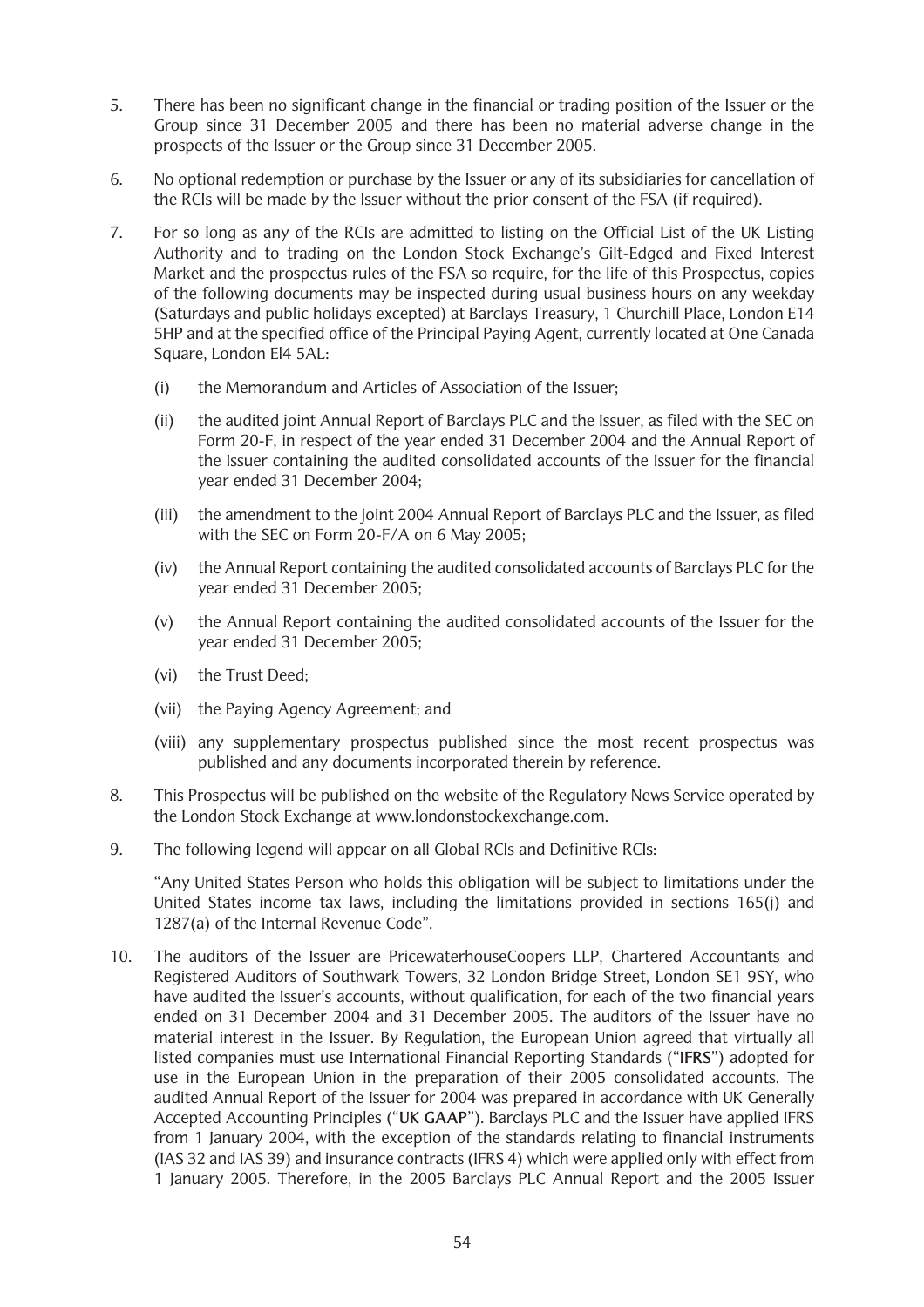5. There has been no significant change in the financial or trading position of the Issuer or the Group since 31 December 2005 and there has been no material adverse change in the prospects of the Issuer or the Group since 31 December 2005.

6. No optional redemption or purchase by the Issuer or any of its subsidiaries for cancellation of the RCIs will be made by the Issuer without the prior consent of the FSA (if required).

7. For so long as any of the RCIs are admitted to listing on the Official List of the UK Listing Authority and to trading on the London Stock Exchange's Gilt-Edged and Fixed Interest Market and the prospectus rules of the FSA so require, for the life of this Prospectus, copies of the following documents may be inspected during usual business hours on any weekday (Saturdays and public holidays excepted) at Barclays Treasury, 1 Churchill Place, London E14 5HP and at the specified office of the Principal Paying Agent, currently located at One Canada Square, London El4 5AL:

   (i) the Memorandum and Articles of Association of the Issuer;

   (ii) the audited joint Annual Report of Barclays PLC and the Issuer, as filed with the SEC on Form 20-F, in respect of the year ended 31 December 2004 and the Annual Report of the Issuer containing the audited consolidated accounts of the Issuer for the financial year ended 31 December 2004;

   (iii) the amendment to the joint 2004 Annual Report of Barclays PLC and the Issuer, as filed with the SEC on Form 20-F/A on 6 May 2005;

   (iv) the Annual Report containing the audited consolidated accounts of Barclays PLC for the year ended 31 December 2005;

   (v) the Annual Report containing the audited consolidated accounts of the Issuer for the year ended 31 December 2005;

   (vi) the Trust Deed;

   (vii) the Paying Agency Agreement; and

   (viii) any supplementary prospectus published since the most recent prospectus was published and any documents incorporated therein by reference.

8. This Prospectus will be published on the website of the Regulatory News Service operated by the London Stock Exchange at www.londonstockexchange.com.

9. The following legend will appear on all Global RCIs and Definitive RCIs:

   "Any United States Person who holds this obligation will be subject to limitations under the United States income tax laws, including the limitations provided in sections 165(j) and 1287(a) of the Internal Revenue Code".

10. The auditors of the Issuer are PricewaterhouseCoopers LLP, Chartered Accountants and Registered Auditors of Southwark Towers, 32 London Bridge Street, London SE1 9SY, who have audited the Issuer's accounts, without qualification, for each of the two financial years ended on 31 December 2004 and 31 December 2005. The auditors of the Issuer have no material interest in the Issuer. By Regulation, the European Union agreed that virtually all listed companies must use International Financial Reporting Standards ("**IFRS**") adopted for use in the European Union in the preparation of their 2005 consolidated accounts. The audited Annual Report of the Issuer for 2004 was prepared in accordance with UK Generally Accepted Accounting Principles ("**UK GAAP**"). Barclays PLC and the Issuer have applied IFRS from 1 January 2004, with the exception of the standards relating to financial instruments (IAS 32 and IAS 39) and insurance contracts (IFRS 4) which were applied only with effect from 1 January 2005. Therefore, in the 2005 Barclays PLC Annual Report and the 2005 Issuer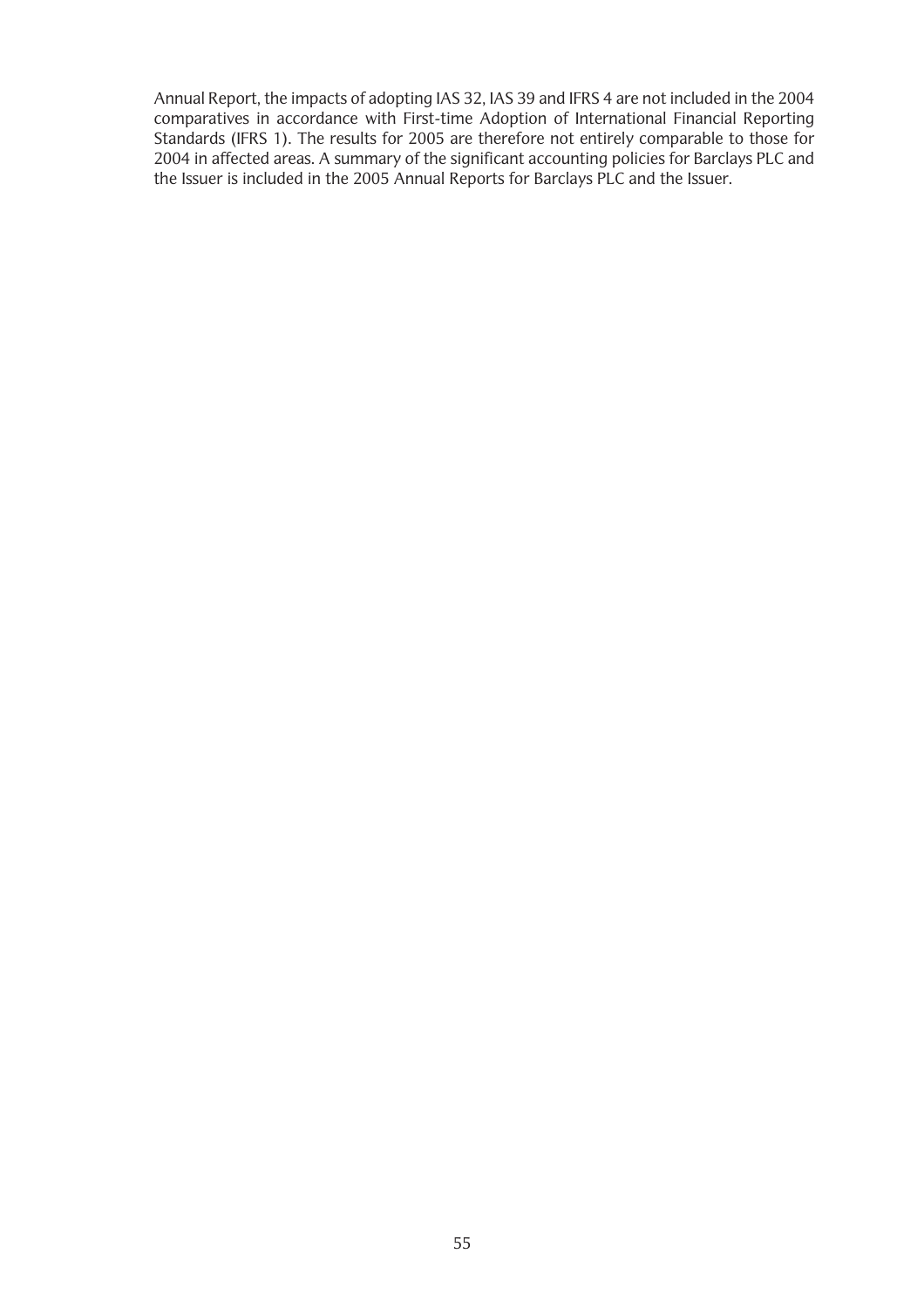Annual Report, the impacts of adopting IAS 32, IAS 39 and IFRS 4 are not included in the 2004 comparatives in accordance with First-time Adoption of International Financial Reporting Standards (IFRS 1). The results for 2005 are therefore not entirely comparable to those for 2004 in affected areas. A summary of the significant accounting policies for Barclays PLC and the Issuer is included in the 2005 Annual Reports for Barclays PLC and the Issuer.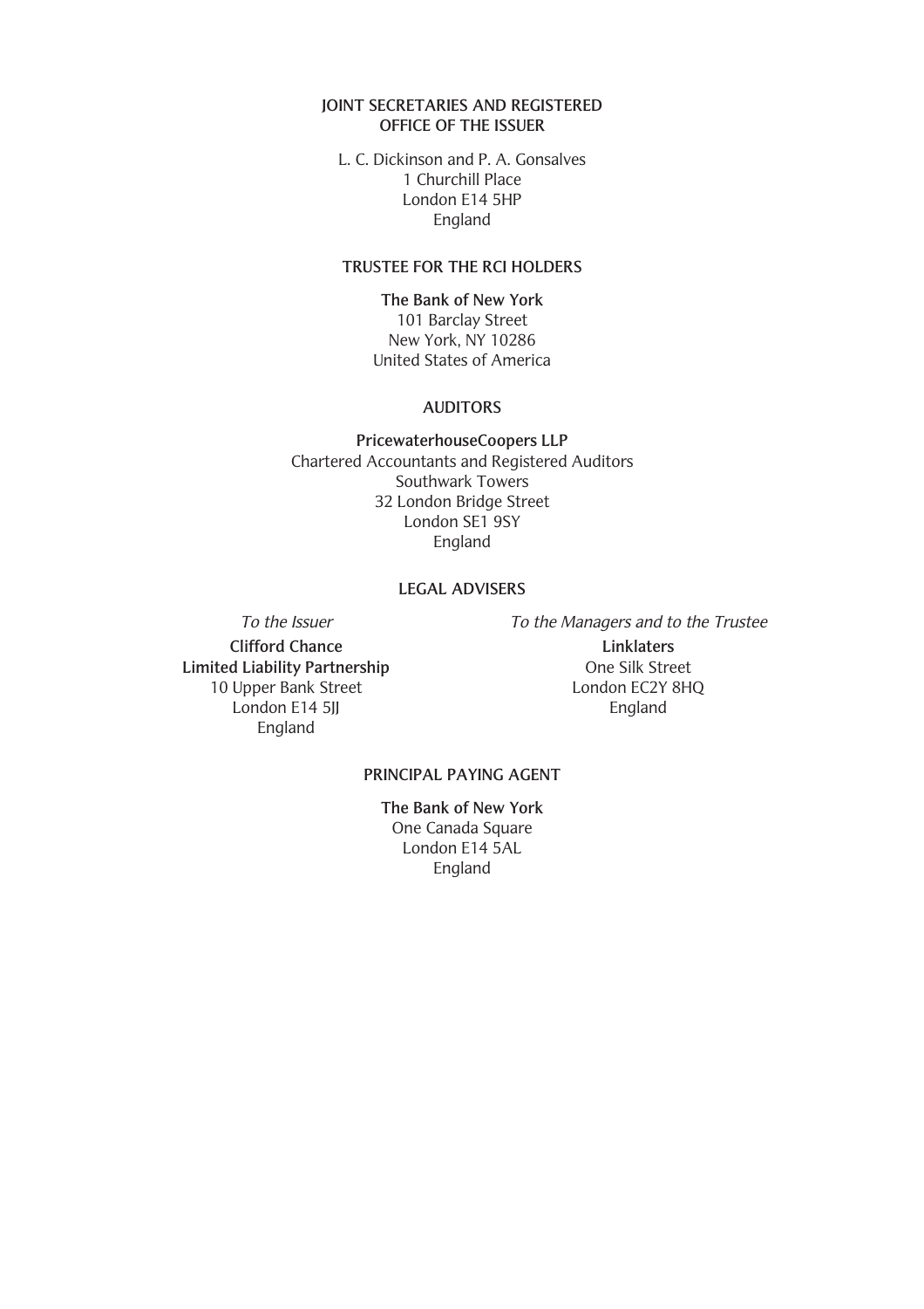## JOINT SECRETARIES AND REGISTERED OFFICE OF THE ISSUER

L. C. Dickinson and P. A. Gonsalves
1 Churchill Place
London E14 5HP
England

## TRUSTEE FOR THE RCI HOLDERS

**The Bank of New York**
101 Barclay Street
New York, NY 10286
United States of America

## AUDITORS

**PricewaterhouseCoopers LLP**
Chartered Accountants and Registered Auditors
Southwark Towers
32 London Bridge Street
London SE1 9SY
England

## LEGAL ADVISERS

*To the Issuer*

**Clifford Chance Limited Liability Partnership**
10 Upper Bank Street
London E14 5JJ
England

*To the Managers and to the Trustee*

**Linklaters**
One Silk Street
London EC2Y 8HQ
England

## PRINCIPAL PAYING AGENT

**The Bank of New York**
One Canada Square
London E14 5AL
England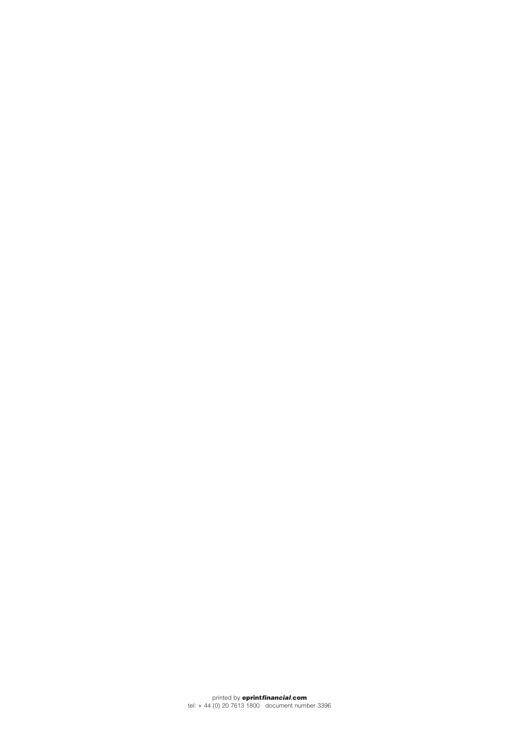printed by **eprint*financial*.com**
tel: + 44 (0) 20 7613 1800 document number 3396